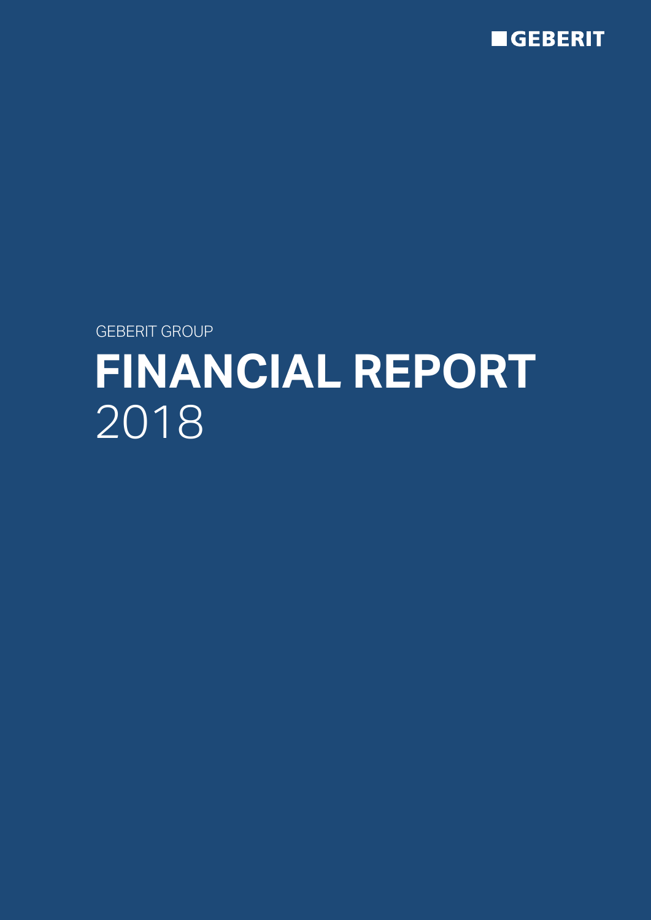GEBERIT

GEBERIT GROUP

# FINANCIAL REPORT 2018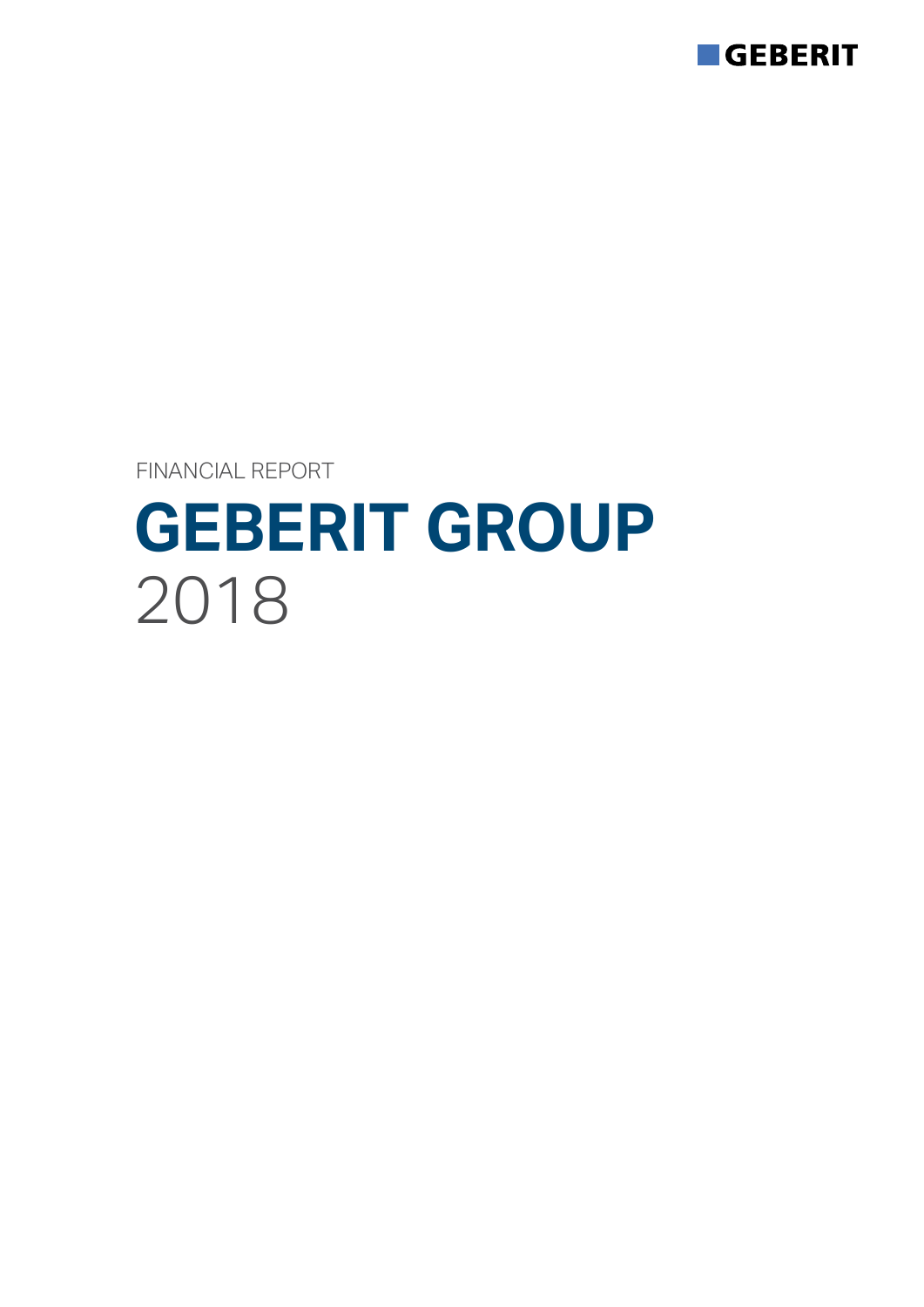GEBERIT

FINANCIAL REPORT

# GEBERIT GROUP

2018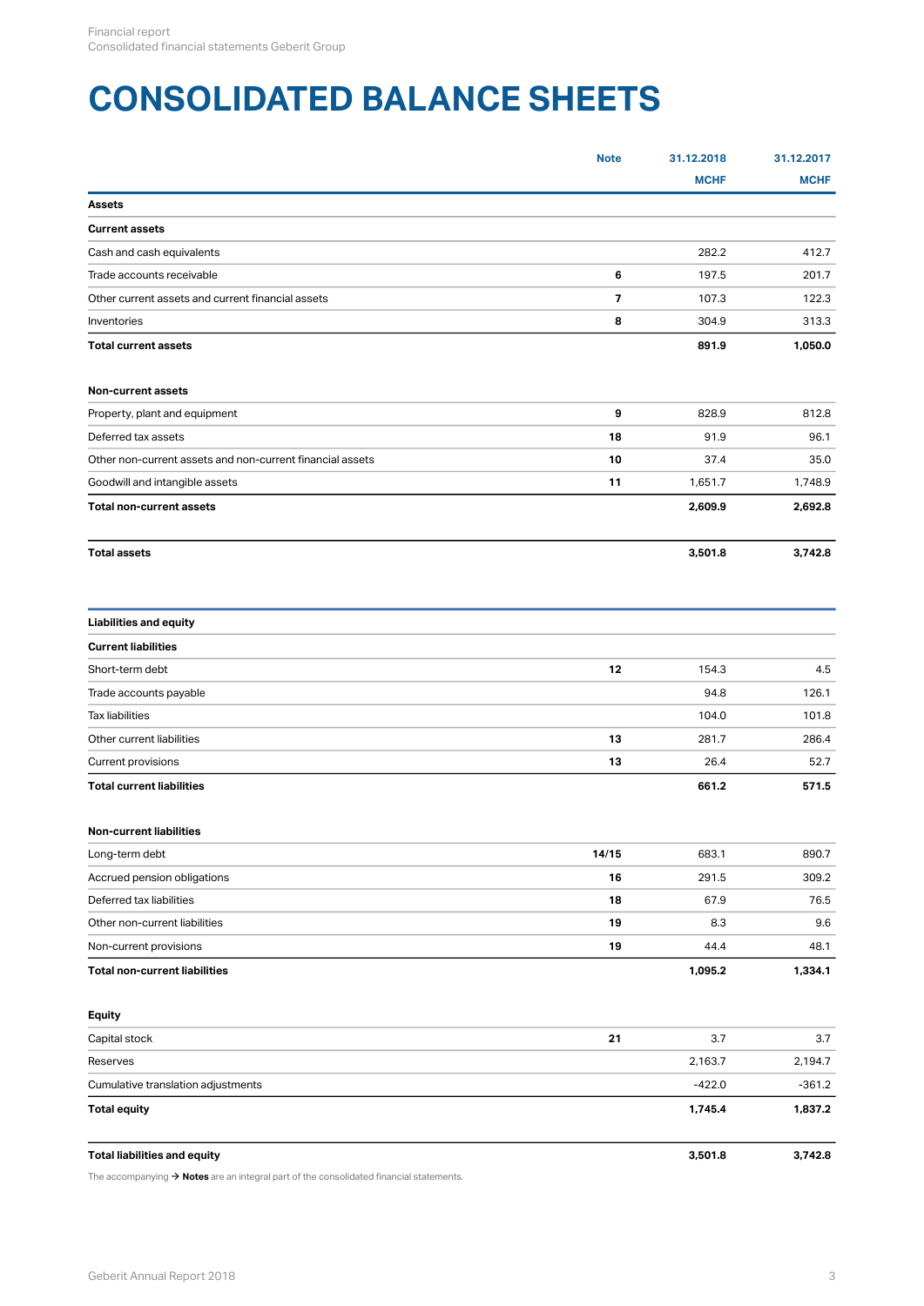# CONSOLIDATED BALANCE SHEETS

| | Note | 31.12.2018 | 31.12.2017 |
|---|---|---|---|
| | | MCHF | MCHF |
| **Assets** | | | |
| **Current assets** | | | |
| Cash and cash equivalents | | 282.2 | 412.7 |
| Trade accounts receivable | 6 | 197.5 | 201.7 |
| Other current assets and current financial assets | 7 | 107.3 | 122.3 |
| Inventories | 8 | 304.9 | 313.3 |
| **Total current assets** | | **891.9** | **1,050.0** |
| | | | |
| **Non-current assets** | | | |
| Property, plant and equipment | 9 | 828.9 | 812.8 |
| Deferred tax assets | 18 | 91.9 | 96.1 |
| Other non-current assets and non-current financial assets | 10 | 37.4 | 35.0 |
| Goodwill and intangible assets | 11 | 1,651.7 | 1,748.9 |
| **Total non-current assets** | | **2,609.9** | **2,692.8** |
| | | | |
| **Total assets** | | **3,501.8** | **3,742.8** |

| | Note | 31.12.2018 | 31.12.2017 |
|---|---|---|---|
| **Liabilities and equity** | | | |
| **Current liabilities** | | | |
| Short-term debt | 12 | 154.3 | 4.5 |
| Trade accounts payable | | 94.8 | 126.1 |
| Tax liabilities | | 104.0 | 101.8 |
| Other current liabilities | 13 | 281.7 | 286.4 |
| Current provisions | 13 | 26.4 | 52.7 |
| **Total current liabilities** | | **661.2** | **571.5** |
| | | | |
| **Non-current liabilities** | | | |
| Long-term debt | 14/15 | 683.1 | 890.7 |
| Accrued pension obligations | 16 | 291.5 | 309.2 |
| Deferred tax liabilities | 18 | 67.9 | 76.5 |
| Other non-current liabilities | 19 | 8.3 | 9.6 |
| Non-current provisions | 19 | 44.4 | 48.1 |
| **Total non-current liabilities** | | **1,095.2** | **1,334.1** |
| | | | |
| **Equity** | | | |
| Capital stock | 21 | 3.7 | 3.7 |
| Reserves | | 2,163.7 | 2,194.7 |
| Cumulative translation adjustments | | -422.0 | -361.2 |
| **Total equity** | | **1,745.4** | **1,837.2** |
| | | | |
| **Total liabilities and equity** | | **3,501.8** | **3,742.8** |

The accompanying → **Notes** are an integral part of the consolidated financial statements.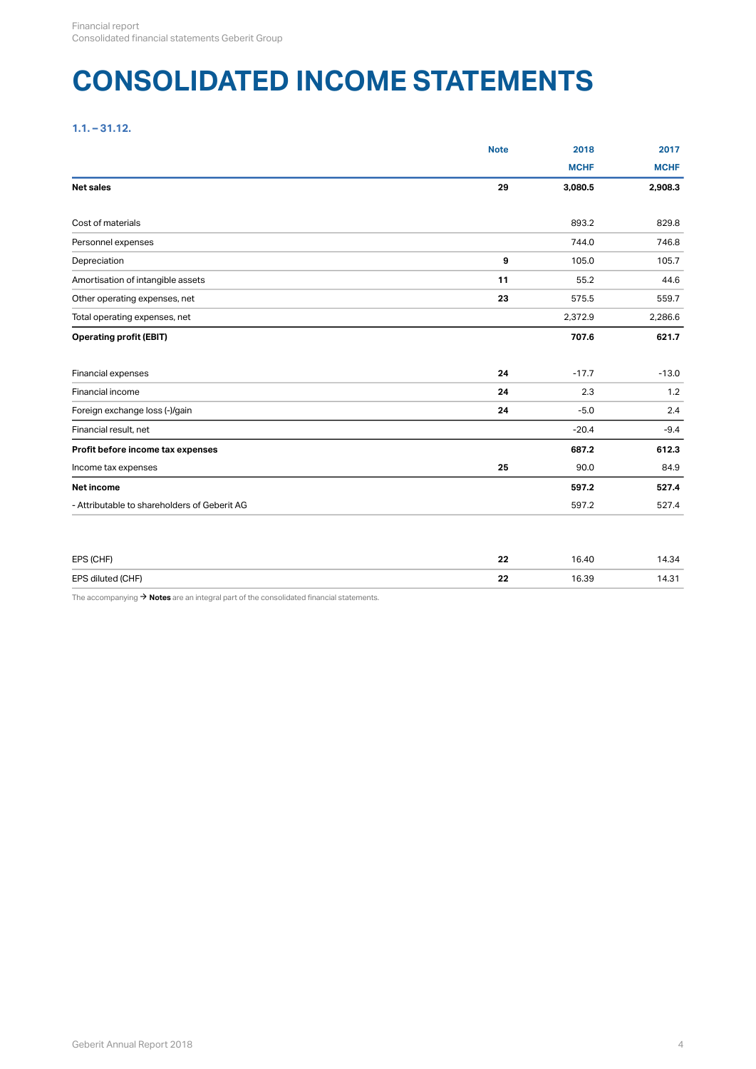# CONSOLIDATED INCOME STATEMENTS

**1.1. – 31.12.**

| | Note | 2018<br>MCHF | 2017<br>MCHF |
|---|---|---|---|
| **Net sales** | **29** | **3,080.5** | **2,908.3** |
| | | | |
| Cost of materials | | 893.2 | 829.8 |
| Personnel expenses | | 744.0 | 746.8 |
| Depreciation | **9** | 105.0 | 105.7 |
| Amortisation of intangible assets | **11** | 55.2 | 44.6 |
| Other operating expenses, net | **23** | 575.5 | 559.7 |
| Total operating expenses, net | | 2,372.9 | 2,286.6 |
| **Operating profit (EBIT)** | | **707.6** | **621.7** |
| | | | |
| Financial expenses | **24** | -17.7 | -13.0 |
| Financial income | **24** | 2.3 | 1.2 |
| Foreign exchange loss (-)/gain | **24** | -5.0 | 2.4 |
| Financial result, net | | -20.4 | -9.4 |
| **Profit before income tax expenses** | | **687.2** | **612.3** |
| Income tax expenses | **25** | 90.0 | 84.9 |
| **Net income** | | **597.2** | **527.4** |
| - Attributable to shareholders of Geberit AG | | 597.2 | 527.4 |
| | | | |
| EPS (CHF) | **22** | 16.40 | 14.34 |
| EPS diluted (CHF) | **22** | 16.39 | 14.31 |

The accompanying → **Notes** are an integral part of the consolidated financial statements.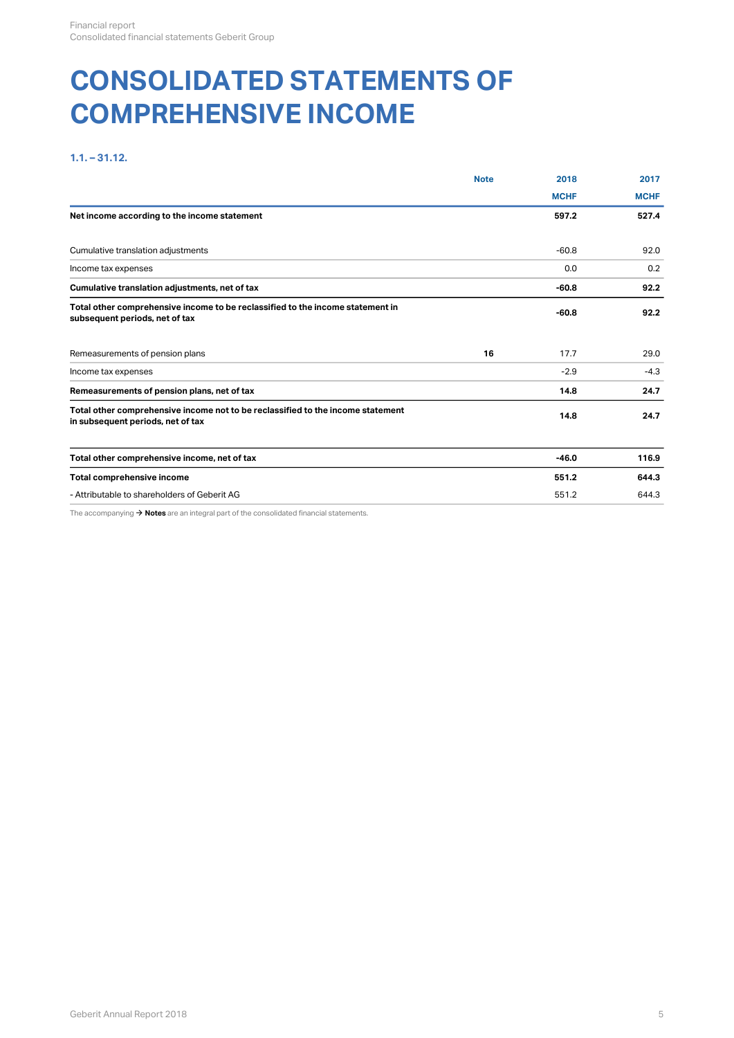# CONSOLIDATED STATEMENTS OF COMPREHENSIVE INCOME

### 1.1. – 31.12.

| | Note | 2018 | 2017 |
|---|---|---|---|
| | | MCHF | MCHF |
| **Net income according to the income statement** | | **597.2** | **527.4** |
| | | | |
| Cumulative translation adjustments | | -60.8 | 92.0 |
| Income tax expenses | | 0.0 | 0.2 |
| **Cumulative translation adjustments, net of tax** | | **-60.8** | **92.2** |
| **Total other comprehensive income to be reclassified to the income statement in subsequent periods, net of tax** | | **-60.8** | **92.2** |
| | | | |
| Remeasurements of pension plans | **16** | 17.7 | 29.0 |
| Income tax expenses | | -2.9 | -4.3 |
| **Remeasurements of pension plans, net of tax** | | **14.8** | **24.7** |
| **Total other comprehensive income not to be reclassified to the income statement in subsequent periods, net of tax** | | **14.8** | **24.7** |
| | | | |
| **Total other comprehensive income, net of tax** | | **-46.0** | **116.9** |
| **Total comprehensive income** | | **551.2** | **644.3** |
| - Attributable to shareholders of Geberit AG | | 551.2 | 644.3 |

The accompanying → **Notes** are an integral part of the consolidated financial statements.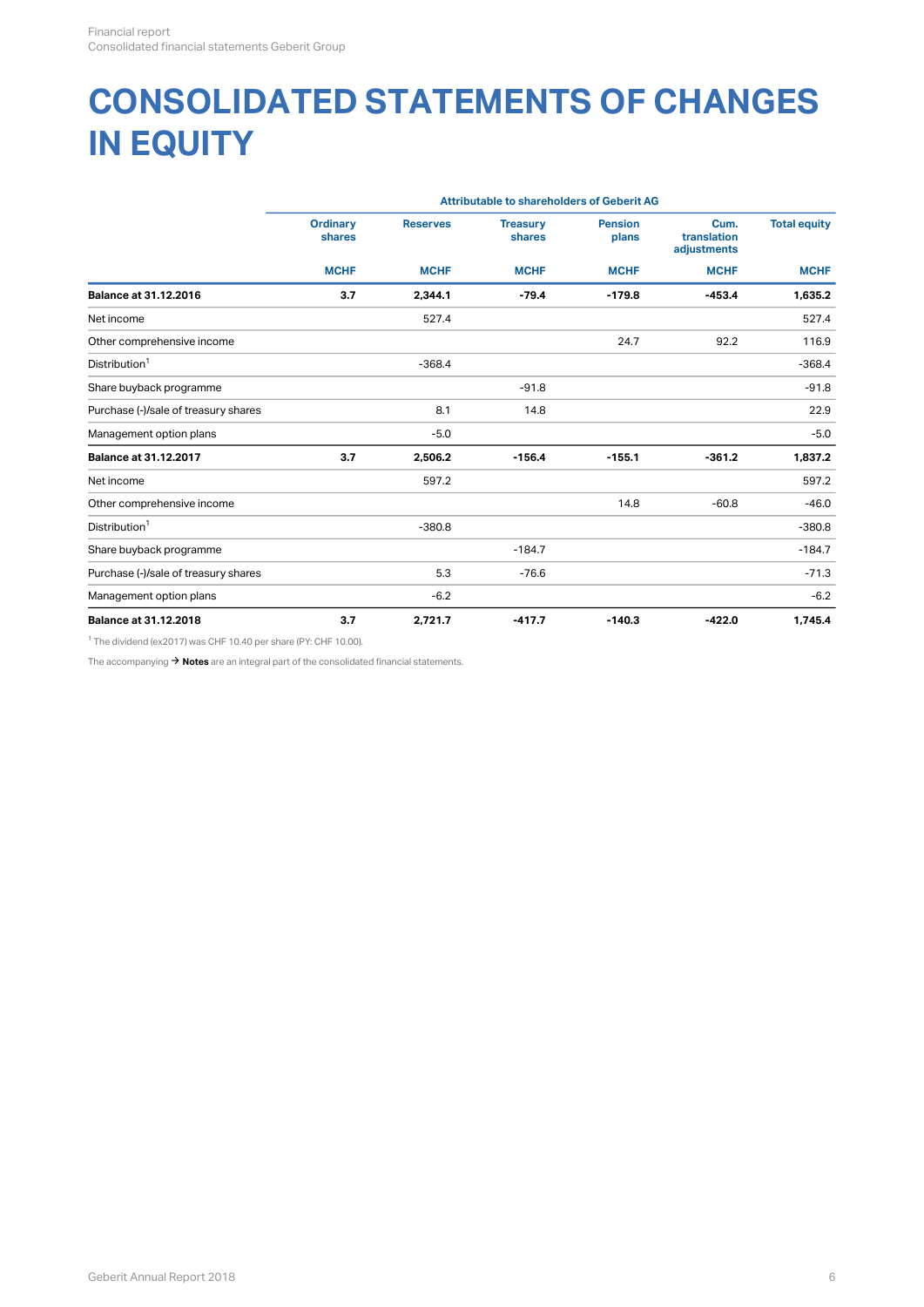# CONSOLIDATED STATEMENTS OF CHANGES IN EQUITY

| | Attributable to shareholders of Geberit AG | | | | | |
|---|---|---|---|---|---|---|
| | Ordinary shares | Reserves | Treasury shares | Pension plans | Cum. translation adjustments | Total equity |
| | MCHF | MCHF | MCHF | MCHF | MCHF | MCHF |
| **Balance at 31.12.2016** | **3.7** | **2,344.1** | **-79.4** | **-179.8** | **-453.4** | **1,635.2** |
| Net income | | 527.4 | | | | 527.4 |
| Other comprehensive income | | | | 24.7 | 92.2 | 116.9 |
| Distribution[1] | | -368.4 | | | | -368.4 |
| Share buyback programme | | | -91.8 | | | -91.8 |
| Purchase (-)/sale of treasury shares | | 8.1 | 14.8 | | | 22.9 |
| Management option plans | | -5.0 | | | | -5.0 |
| **Balance at 31.12.2017** | **3.7** | **2,506.2** | **-156.4** | **-155.1** | **-361.2** | **1,837.2** |
| Net income | | 597.2 | | | | 597.2 |
| Other comprehensive income | | | | 14.8 | -60.8 | -46.0 |
| Distribution[1] | | -380.8 | | | | -380.8 |
| Share buyback programme | | | -184.7 | | | -184.7 |
| Purchase (-)/sale of treasury shares | | 5.3 | -76.6 | | | -71.3 |
| Management option plans | | -6.2 | | | | -6.2 |
| **Balance at 31.12.2018** | **3.7** | **2,721.7** | **-417.7** | **-140.3** | **-422.0** | **1,745.4** |

[1] The dividend (ex2017) was CHF 10.40 per share (PY: CHF 10.00).

The accompanying → **Notes** are an integral part of the consolidated financial statements.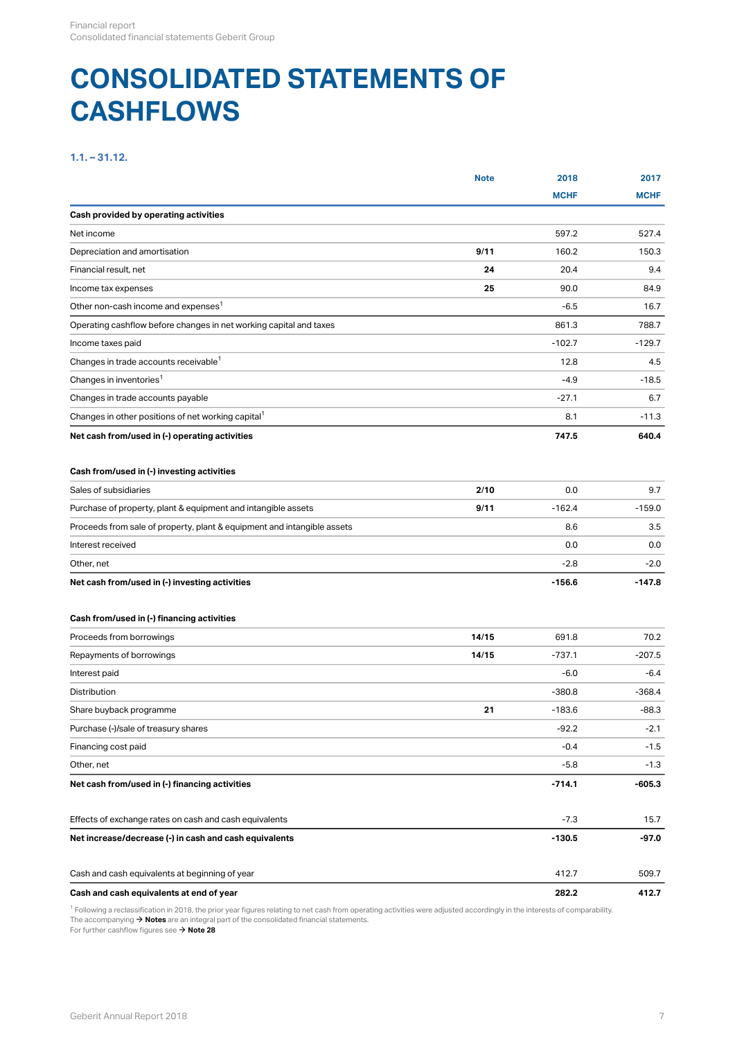# CONSOLIDATED STATEMENTS OF CASHFLOWS

**1.1. – 31.12.**

| | Note | 2018 | 2017 |
|---|---|---|---|
| | | MCHF | MCHF |
| **Cash provided by operating activities** | | | |
| Net income | | 597.2 | 527.4 |
| Depreciation and amortisation | 9/11 | 160.2 | 150.3 |
| Financial result, net | 24 | 20.4 | 9.4 |
| Income tax expenses | 25 | 90.0 | 84.9 |
| Other non-cash income and expenses[1] | | -6.5 | 16.7 |
| Operating cashflow before changes in net working capital and taxes | | 861.3 | 788.7 |
| Income taxes paid | | -102.7 | -129.7 |
| Changes in trade accounts receivable[1] | | 12.8 | 4.5 |
| Changes in inventories[1] | | -4.9 | -18.5 |
| Changes in trade accounts payable | | -27.1 | 6.7 |
| Changes in other positions of net working capital[1] | | 8.1 | -11.3 |
| **Net cash from/used in (-) operating activities** | | **747.5** | **640.4** |
| | | | |
| **Cash from/used in (-) investing activities** | | | |
| Sales of subsidiaries | 2/10 | 0.0 | 9.7 |
| Purchase of property, plant & equipment and intangible assets | 9/11 | -162.4 | -159.0 |
| Proceeds from sale of property, plant & equipment and intangible assets | | 8.6 | 3.5 |
| Interest received | | 0.0 | 0.0 |
| Other, net | | -2.8 | -2.0 |
| **Net cash from/used in (-) investing activities** | | **-156.6** | **-147.8** |
| | | | |
| **Cash from/used in (-) financing activities** | | | |
| Proceeds from borrowings | 14/15 | 691.8 | 70.2 |
| Repayments of borrowings | 14/15 | -737.1 | -207.5 |
| Interest paid | | -6.0 | -6.4 |
| Distribution | | -380.8 | -368.4 |
| Share buyback programme | 21 | -183.6 | -88.3 |
| Purchase (-)/sale of treasury shares | | -92.2 | -2.1 |
| Financing cost paid | | -0.4 | -1.5 |
| Other, net | | -5.8 | -1.3 |
| **Net cash from/used in (-) financing activities** | | **-714.1** | **-605.3** |
| | | | |
| Effects of exchange rates on cash and cash equivalents | | -7.3 | 15.7 |
| **Net increase/decrease (-) in cash and cash equivalents** | | **-130.5** | **-97.0** |
| | | | |
| Cash and cash equivalents at beginning of year | | 412.7 | 509.7 |
| **Cash and cash equivalents at end of year** | | **282.2** | **412.7** |

[1] Following a reclassification in 2018, the prior year figures relating to net cash from operating activities were adjusted accordingly in the interests of comparability.
The accompanying → **Notes** are an integral part of the consolidated financial statements.
For further cashflow figures see → **Note 28**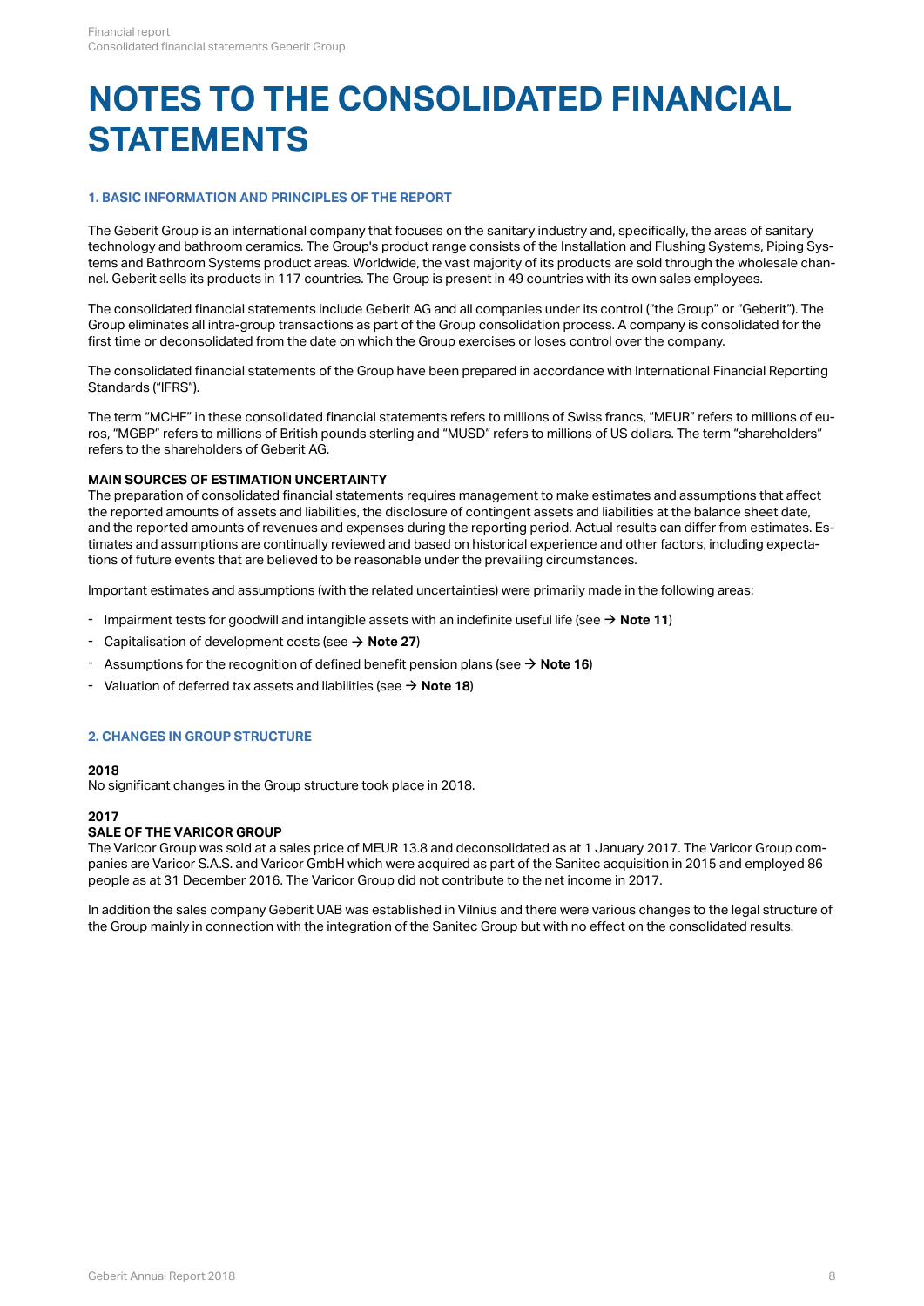# NOTES TO THE CONSOLIDATED FINANCIAL STATEMENTS

### 1. BASIC INFORMATION AND PRINCIPLES OF THE REPORT

The Geberit Group is an international company that focuses on the sanitary industry and, specifically, the areas of sanitary technology and bathroom ceramics. The Group's product range consists of the Installation and Flushing Systems, Piping Systems and Bathroom Systems product areas. Worldwide, the vast majority of its products are sold through the wholesale channel. Geberit sells its products in 117 countries. The Group is present in 49 countries with its own sales employees.

The consolidated financial statements include Geberit AG and all companies under its control ("the Group" or "Geberit"). The Group eliminates all intra-group transactions as part of the Group consolidation process. A company is consolidated for the first time or deconsolidated from the date on which the Group exercises or loses control over the company.

The consolidated financial statements of the Group have been prepared in accordance with International Financial Reporting Standards ("IFRS").

The term "MCHF" in these consolidated financial statements refers to millions of Swiss francs, "MEUR" refers to millions of euros, "MGBP" refers to millions of British pounds sterling and "MUSD" refers to millions of US dollars. The term "shareholders" refers to the shareholders of Geberit AG.

**MAIN SOURCES OF ESTIMATION UNCERTAINTY**

The preparation of consolidated financial statements requires management to make estimates and assumptions that affect the reported amounts of assets and liabilities, the disclosure of contingent assets and liabilities at the balance sheet date, and the reported amounts of revenues and expenses during the reporting period. Actual results can differ from estimates. Estimates and assumptions are continually reviewed and based on historical experience and other factors, including expectations of future events that are believed to be reasonable under the prevailing circumstances.

Important estimates and assumptions (with the related uncertainties) were primarily made in the following areas:

- Impairment tests for goodwill and intangible assets with an indefinite useful life (see → **Note 11**)
- Capitalisation of development costs (see → **Note 27**)
- Assumptions for the recognition of defined benefit pension plans (see → **Note 16**)
- Valuation of deferred tax assets and liabilities (see → **Note 18**)

### 2. CHANGES IN GROUP STRUCTURE

**2018**

No significant changes in the Group structure took place in 2018.

**2017**

**SALE OF THE VARICOR GROUP**

The Varicor Group was sold at a sales price of MEUR 13.8 and deconsolidated as at 1 January 2017. The Varicor Group companies are Varicor S.A.S. and Varicor GmbH which were acquired as part of the Sanitec acquisition in 2015 and employed 86 people as at 31 December 2016. The Varicor Group did not contribute to the net income in 2017.

In addition the sales company Geberit UAB was established in Vilnius and there were various changes to the legal structure of the Group mainly in connection with the integration of the Sanitec Group but with no effect on the consolidated results.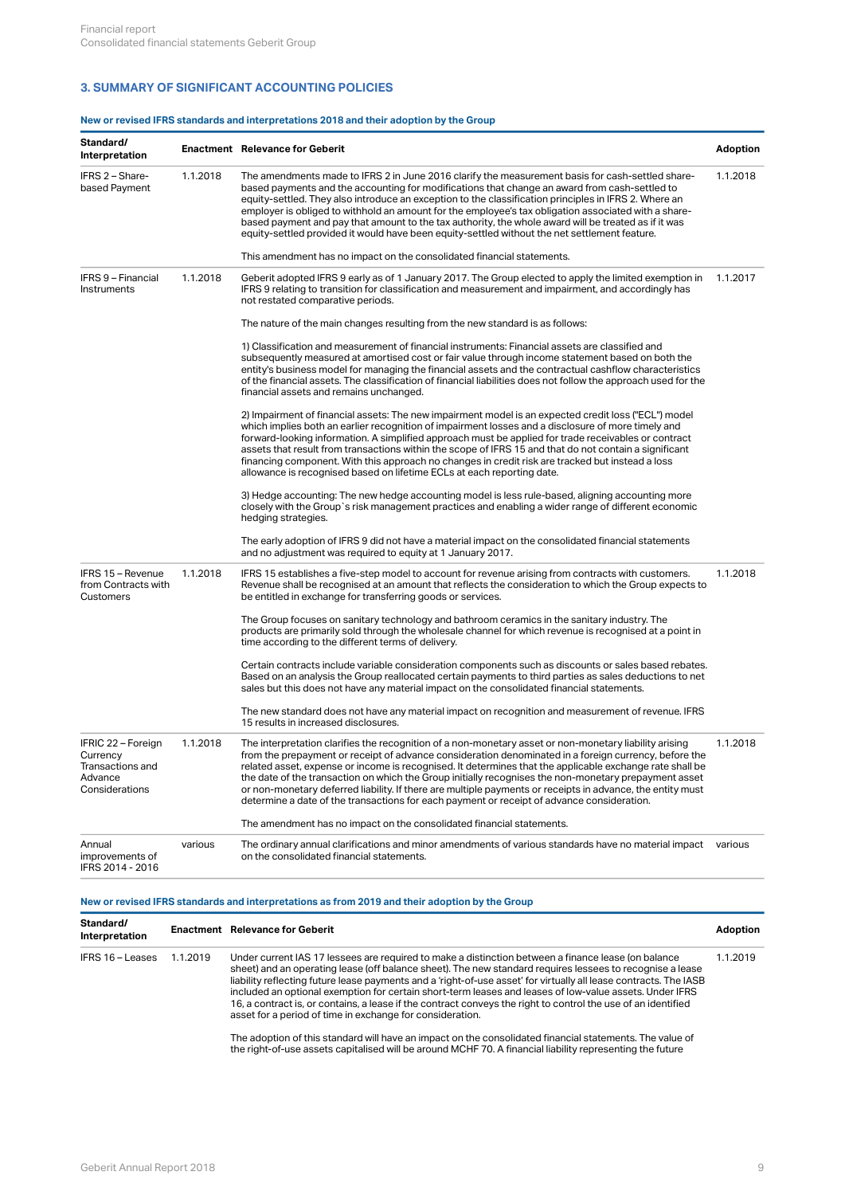## 3. SUMMARY OF SIGNIFICANT ACCOUNTING POLICIES

### New or revised IFRS standards and interpretations 2018 and their adoption by the Group

| Standard/ Interpretation | Enactment | Relevance for Geberit | Adoption |
|---|---|---|---|
| IFRS 2 – Share-based Payment | 1.1.2018 | The amendments made to IFRS 2 in June 2016 clarify the measurement basis for cash-settled share-based payments and the accounting for modifications that change an award from cash-settled to equity-settled. They also introduce an exception to the classification principles in IFRS 2. Where an employer is obliged to withhold an amount for the employee's tax obligation associated with a share-based payment and pay that amount to the tax authority, the whole award will be treated as if it was equity-settled provided it would have been equity-settled without the net settlement feature.<br><br>This amendment has no impact on the consolidated financial statements. | 1.1.2018 |
| IFRS 9 – Financial Instruments | 1.1.2018 | Geberit adopted IFRS 9 early as of 1 January 2017. The Group elected to apply the limited exemption in IFRS 9 relating to transition for classification and measurement and impairment, and accordingly has not restated comparative periods.<br><br>The nature of the main changes resulting from the new standard is as follows:<br><br>1) Classification and measurement of financial instruments: Financial assets are classified and subsequently measured at amortised cost or fair value through income statement based on both the entity's business model for managing the financial assets and the contractual cashflow characteristics of the financial assets. The classification of financial liabilities does not follow the approach used for the financial assets and remains unchanged.<br><br>2) Impairment of financial assets: The new impairment model is an expected credit loss ("ECL") model which implies both an earlier recognition of impairment losses and a disclosure of more timely and forward-looking information. A simplified approach must be applied for trade receivables or contract assets that result from transactions within the scope of IFRS 15 and that do not contain a significant financing component. With this approach no changes in credit risk are tracked but instead a loss allowance is recognised based on lifetime ECLs at each reporting date.<br><br>3) Hedge accounting: The new hedge accounting model is less rule-based, aligning accounting more closely with the Group`s risk management practices and enabling a wider range of different economic hedging strategies.<br><br>The early adoption of IFRS 9 did not have a material impact on the consolidated financial statements and no adjustment was required to equity at 1 January 2017. | 1.1.2017 |
| IFRS 15 – Revenue from Contracts with Customers | 1.1.2018 | IFRS 15 establishes a five-step model to account for revenue arising from contracts with customers. Revenue shall be recognised at an amount that reflects the consideration to which the Group expects to be entitled in exchange for transferring goods or services.<br><br>The Group focuses on sanitary technology and bathroom ceramics in the sanitary industry. The products are primarily sold through the wholesale channel for which revenue is recognised at a point in time according to the different terms of delivery.<br><br>Certain contracts include variable consideration components such as discounts or sales based rebates. Based on an analysis the Group reallocated certain payments to third parties as sales deductions to net sales but this does not have any material impact on the consolidated financial statements.<br><br>The new standard does not have any material impact on recognition and measurement of revenue. IFRS 15 results in increased disclosures. | 1.1.2018 |
| IFRIC 22 – Foreign Currency Transactions and Advance Considerations | 1.1.2018 | The interpretation clarifies the recognition of a non-monetary asset or non-monetary liability arising from the prepayment or receipt of advance consideration denominated in a foreign currency, before the related asset, expense or income is recognised. It determines that the applicable exchange rate shall be the date of the transaction on which the Group initially recognises the non-monetary prepayment asset or non-monetary deferred liability. If there are multiple payments or receipts in advance, the entity must determine a date of the transactions for each payment or receipt of advance consideration.<br><br>The amendment has no impact on the consolidated financial statements. | 1.1.2018 |
| Annual improvements of IFRS 2014 - 2016 | various | The ordinary annual clarifications and minor amendments of various standards have no material impact on the consolidated financial statements. | various |

### New or revised IFRS standards and interpretations as from 2019 and their adoption by the Group

| Standard/ Interpretation | Enactment | Relevance for Geberit | Adoption |
|---|---|---|---|
| IFRS 16 – Leases | 1.1.2019 | Under current IAS 17 lessees are required to make a distinction between a finance lease (on balance sheet) and an operating lease (off balance sheet). The new standard requires lessees to recognise a lease liability reflecting future lease payments and a 'right-of-use asset' for virtually all lease contracts. The IASB included an optional exemption for certain short-term leases and leases of low-value assets. Under IFRS 16, a contract is, or contains, a lease if the contract conveys the right to control the use of an identified asset for a period of time in exchange for consideration.<br><br>The adoption of this standard will have an impact on the consolidated financial statements. The value of the right-of-use assets capitalised will be around MCHF 70. A financial liability representing the future | 1.1.2019 |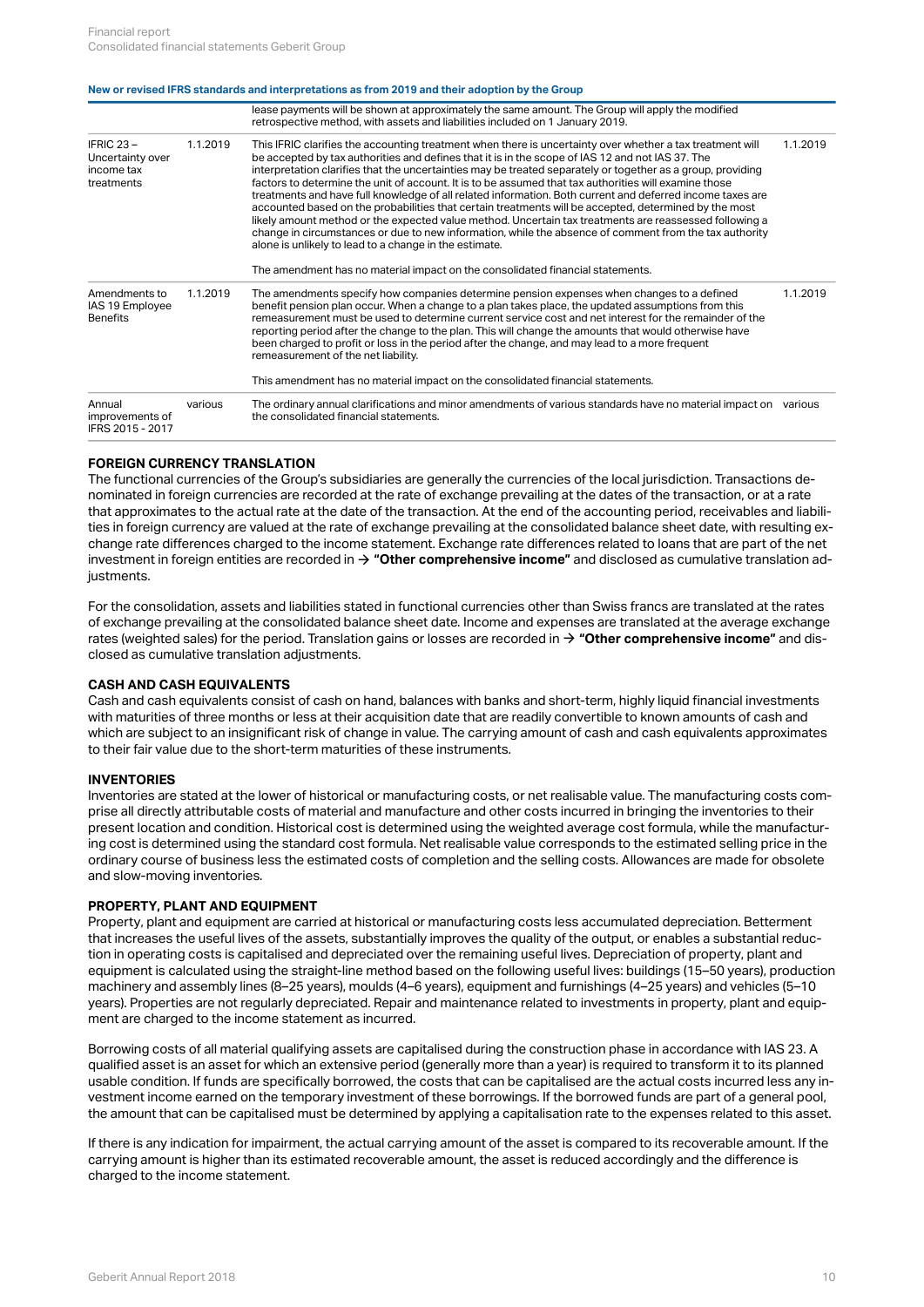**New or revised IFRS standards and interpretations as from 2019 and their adoption by the Group**

| | | | |
|---|---|---|---|
| | | lease payments will be shown at approximately the same amount. The Group will apply the modified retrospective method, with assets and liabilities included on 1 January 2019. | |
| IFRIC 23 – Uncertainty over income tax treatments | 1.1.2019 | This IFRIC clarifies the accounting treatment when there is uncertainty over whether a tax treatment will be accepted by tax authorities and defines that it is in the scope of IAS 12 and not IAS 37. The interpretation clarifies that the uncertainties may be treated separately or together as a group, providing factors to determine the unit of account. It is to be assumed that tax authorities will examine those treatments and have full knowledge of all related information. Both current and deferred income taxes are accounted based on the probabilities that certain treatments will be accepted, determined by the most likely amount method or the expected value method. Uncertain tax treatments are reassessed following a change in circumstances or due to new information, while the absence of comment from the tax authority alone is unlikely to lead to a change in the estimate.<br><br>The amendment has no material impact on the consolidated financial statements. | 1.1.2019 |
| Amendments to IAS 19 Employee Benefits | 1.1.2019 | The amendments specify how companies determine pension expenses when changes to a defined benefit pension plan occur. When a change to a plan takes place, the updated assumptions from this remeasurement must be used to determine current service cost and net interest for the remainder of the reporting period after the change to the plan. This will change the amounts that would otherwise have been charged to profit or loss in the period after the change, and may lead to a more frequent remeasurement of the net liability.<br><br>This amendment has no material impact on the consolidated financial statements. | 1.1.2019 |
| Annual improvements of IFRS 2015 - 2017 | various | The ordinary annual clarifications and minor amendments of various standards have no material impact on the consolidated financial statements. | various |

**FOREIGN CURRENCY TRANSLATION**

The functional currencies of the Group's subsidiaries are generally the currencies of the local jurisdiction. Transactions denominated in foreign currencies are recorded at the rate of exchange prevailing at the dates of the transaction, or at a rate that approximates to the actual rate at the date of the transaction. At the end of the accounting period, receivables and liabilities in foreign currency are valued at the rate of exchange prevailing at the consolidated balance sheet date, with resulting exchange rate differences charged to the income statement. Exchange rate differences related to loans that are part of the net investment in foreign entities are recorded in → **"Other comprehensive income"** and disclosed as cumulative translation adjustments.

For the consolidation, assets and liabilities stated in functional currencies other than Swiss francs are translated at the rates of exchange prevailing at the consolidated balance sheet date. Income and expenses are translated at the average exchange rates (weighted sales) for the period. Translation gains or losses are recorded in → **"Other comprehensive income"** and disclosed as cumulative translation adjustments.

**CASH AND CASH EQUIVALENTS**

Cash and cash equivalents consist of cash on hand, balances with banks and short-term, highly liquid financial investments with maturities of three months or less at their acquisition date that are readily convertible to known amounts of cash and which are subject to an insignificant risk of change in value. The carrying amount of cash and cash equivalents approximates to their fair value due to the short-term maturities of these instruments.

**INVENTORIES**

Inventories are stated at the lower of historical or manufacturing costs, or net realisable value. The manufacturing costs comprise all directly attributable costs of material and manufacture and other costs incurred in bringing the inventories to their present location and condition. Historical cost is determined using the weighted average cost formula, while the manufacturing cost is determined using the standard cost formula. Net realisable value corresponds to the estimated selling price in the ordinary course of business less the estimated costs of completion and the selling costs. Allowances are made for obsolete and slow-moving inventories.

**PROPERTY, PLANT AND EQUIPMENT**

Property, plant and equipment are carried at historical or manufacturing costs less accumulated depreciation. Betterment that increases the useful lives of the assets, substantially improves the quality of the output, or enables a substantial reduction in operating costs is capitalised and depreciated over the remaining useful lives. Depreciation of property, plant and equipment is calculated using the straight-line method based on the following useful lives: buildings (15–50 years), production machinery and assembly lines (8–25 years), moulds (4–6 years), equipment and furnishings (4–25 years) and vehicles (5–10 years). Properties are not regularly depreciated. Repair and maintenance related to investments in property, plant and equipment are charged to the income statement as incurred.

Borrowing costs of all material qualifying assets are capitalised during the construction phase in accordance with IAS 23. A qualified asset is an asset for which an extensive period (generally more than a year) is required to transform it to its planned usable condition. If funds are specifically borrowed, the costs that can be capitalised are the actual costs incurred less any investment income earned on the temporary investment of these borrowings. If the borrowed funds are part of a general pool, the amount that can be capitalised must be determined by applying a capitalisation rate to the expenses related to this asset.

If there is any indication for impairment, the actual carrying amount of the asset is compared to its recoverable amount. If the carrying amount is higher than its estimated recoverable amount, the asset is reduced accordingly and the difference is charged to the income statement.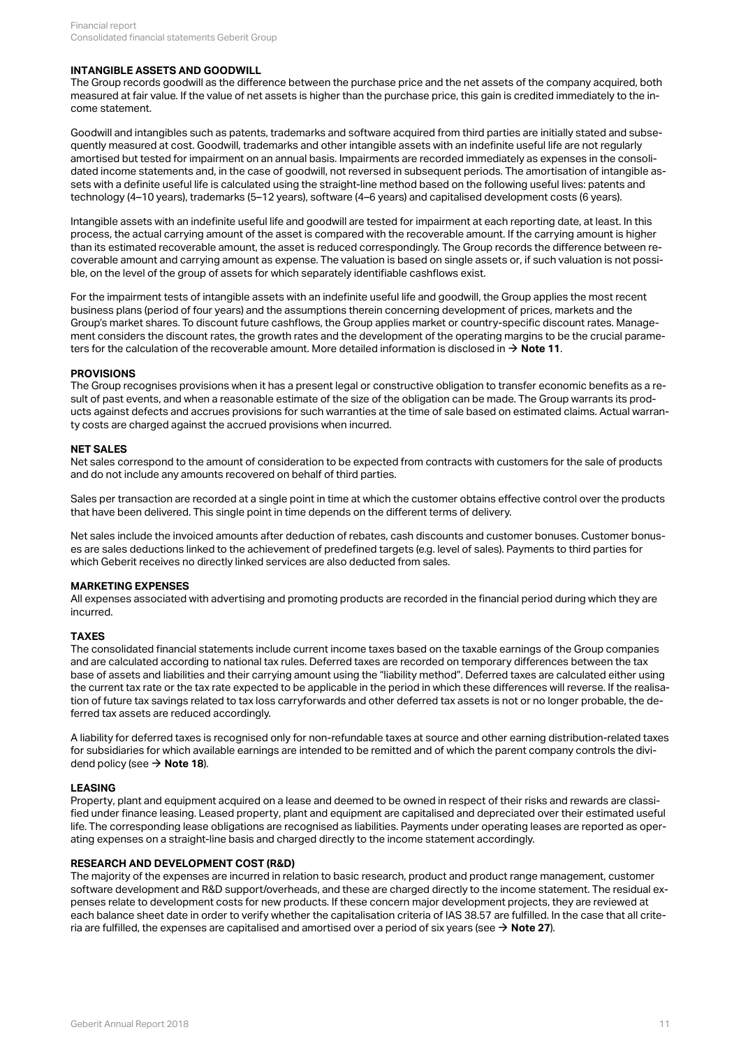### INTANGIBLE ASSETS AND GOODWILL

The Group records goodwill as the difference between the purchase price and the net assets of the company acquired, both measured at fair value. If the value of net assets is higher than the purchase price, this gain is credited immediately to the income statement.

Goodwill and intangibles such as patents, trademarks and software acquired from third parties are initially stated and subsequently measured at cost. Goodwill, trademarks and other intangible assets with an indefinite useful life are not regularly amortised but tested for impairment on an annual basis. Impairments are recorded immediately as expenses in the consolidated income statements and, in the case of goodwill, not reversed in subsequent periods. The amortisation of intangible assets with a definite useful life is calculated using the straight-line method based on the following useful lives: patents and technology (4–10 years), trademarks (5–12 years), software (4–6 years) and capitalised development costs (6 years).

Intangible assets with an indefinite useful life and goodwill are tested for impairment at each reporting date, at least. In this process, the actual carrying amount of the asset is compared with the recoverable amount. If the carrying amount is higher than its estimated recoverable amount, the asset is reduced correspondingly. The Group records the difference between recoverable amount and carrying amount as expense. The valuation is based on single assets or, if such valuation is not possible, on the level of the group of assets for which separately identifiable cashflows exist.

For the impairment tests of intangible assets with an indefinite useful life and goodwill, the Group applies the most recent business plans (period of four years) and the assumptions therein concerning development of prices, markets and the Group's market shares. To discount future cashflows, the Group applies market or country-specific discount rates. Management considers the discount rates, the growth rates and the development of the operating margins to be the crucial parameters for the calculation of the recoverable amount. More detailed information is disclosed in → **Note 11**.

### PROVISIONS

The Group recognises provisions when it has a present legal or constructive obligation to transfer economic benefits as a result of past events, and when a reasonable estimate of the size of the obligation can be made. The Group warrants its products against defects and accrues provisions for such warranties at the time of sale based on estimated claims. Actual warranty costs are charged against the accrued provisions when incurred.

### NET SALES

Net sales correspond to the amount of consideration to be expected from contracts with customers for the sale of products and do not include any amounts recovered on behalf of third parties.

Sales per transaction are recorded at a single point in time at which the customer obtains effective control over the products that have been delivered. This single point in time depends on the different terms of delivery.

Net sales include the invoiced amounts after deduction of rebates, cash discounts and customer bonuses. Customer bonuses are sales deductions linked to the achievement of predefined targets (e.g. level of sales). Payments to third parties for which Geberit receives no directly linked services are also deducted from sales.

### MARKETING EXPENSES

All expenses associated with advertising and promoting products are recorded in the financial period during which they are incurred.

### TAXES

The consolidated financial statements include current income taxes based on the taxable earnings of the Group companies and are calculated according to national tax rules. Deferred taxes are recorded on temporary differences between the tax base of assets and liabilities and their carrying amount using the "liability method". Deferred taxes are calculated either using the current tax rate or the tax rate expected to be applicable in the period in which these differences will reverse. If the realisation of future tax savings related to tax loss carryforwards and other deferred tax assets is not or no longer probable, the deferred tax assets are reduced accordingly.

A liability for deferred taxes is recognised only for non-refundable taxes at source and other earning distribution-related taxes for subsidiaries for which available earnings are intended to be remitted and of which the parent company controls the dividend policy (see → **Note 18**).

### LEASING

Property, plant and equipment acquired on a lease and deemed to be owned in respect of their risks and rewards are classified under finance leasing. Leased property, plant and equipment are capitalised and depreciated over their estimated useful life. The corresponding lease obligations are recognised as liabilities. Payments under operating leases are reported as operating expenses on a straight-line basis and charged directly to the income statement accordingly.

### RESEARCH AND DEVELOPMENT COST (R&D)

The majority of the expenses are incurred in relation to basic research, product and product range management, customer software development and R&D support/overheads, and these are charged directly to the income statement. The residual expenses relate to development costs for new products. If these concern major development projects, they are reviewed at each balance sheet date in order to verify whether the capitalisation criteria of IAS 38.57 are fulfilled. In the case that all criteria are fulfilled, the expenses are capitalised and amortised over a period of six years (see → **Note 27**).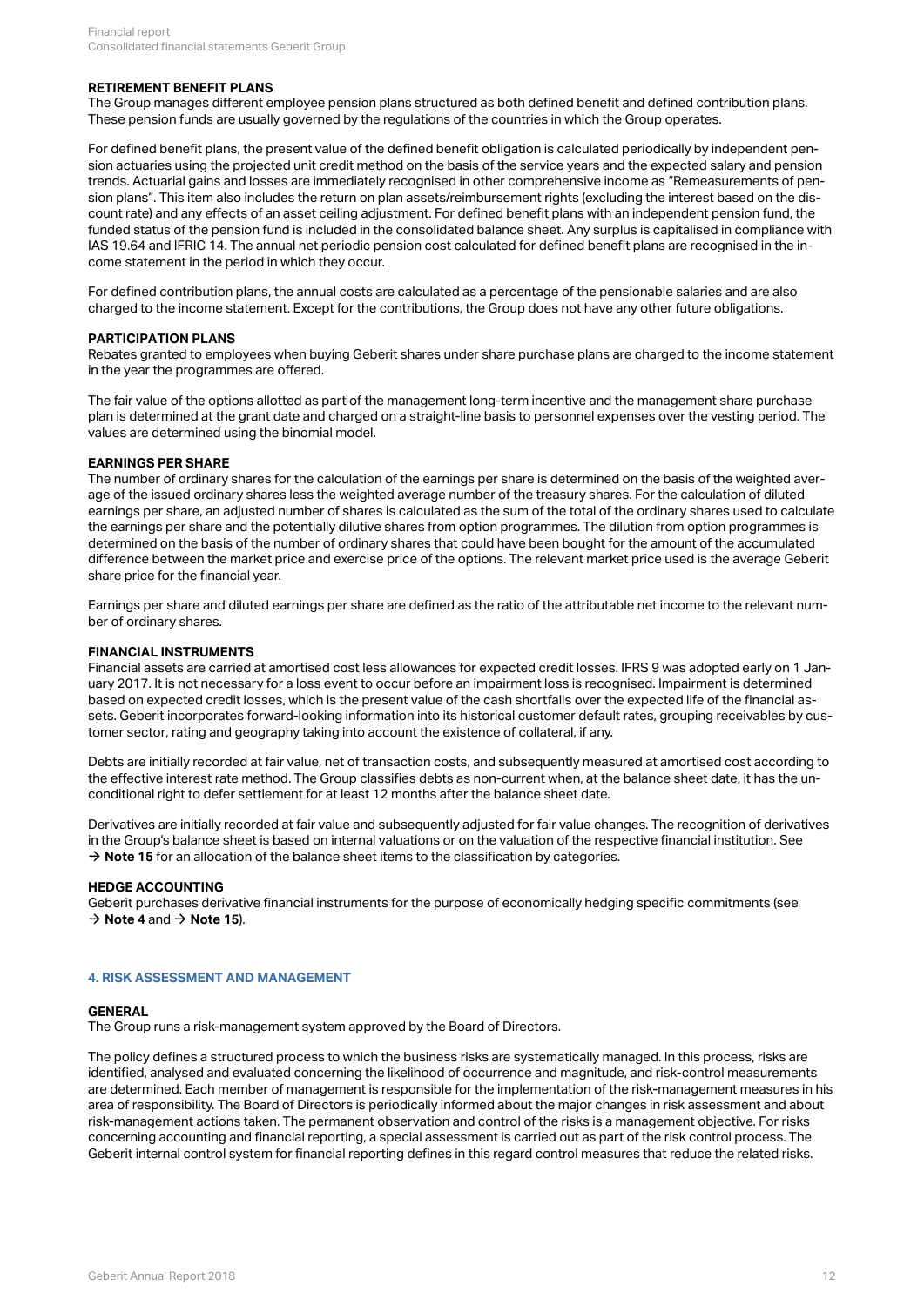### RETIREMENT BENEFIT PLANS

The Group manages different employee pension plans structured as both defined benefit and defined contribution plans. These pension funds are usually governed by the regulations of the countries in which the Group operates.

For defined benefit plans, the present value of the defined benefit obligation is calculated periodically by independent pension actuaries using the projected unit credit method on the basis of the service years and the expected salary and pension trends. Actuarial gains and losses are immediately recognised in other comprehensive income as "Remeasurements of pension plans". This item also includes the return on plan assets/reimbursement rights (excluding the interest based on the discount rate) and any effects of an asset ceiling adjustment. For defined benefit plans with an independent pension fund, the funded status of the pension fund is included in the consolidated balance sheet. Any surplus is capitalised in compliance with IAS 19.64 and IFRIC 14. The annual net periodic pension cost calculated for defined benefit plans are recognised in the income statement in the period in which they occur.

For defined contribution plans, the annual costs are calculated as a percentage of the pensionable salaries and are also charged to the income statement. Except for the contributions, the Group does not have any other future obligations.

### PARTICIPATION PLANS

Rebates granted to employees when buying Geberit shares under share purchase plans are charged to the income statement in the year the programmes are offered.

The fair value of the options allotted as part of the management long-term incentive and the management share purchase plan is determined at the grant date and charged on a straight-line basis to personnel expenses over the vesting period. The values are determined using the binomial model.

### EARNINGS PER SHARE

The number of ordinary shares for the calculation of the earnings per share is determined on the basis of the weighted average of the issued ordinary shares less the weighted average number of the treasury shares. For the calculation of diluted earnings per share, an adjusted number of shares is calculated as the sum of the total of the ordinary shares used to calculate the earnings per share and the potentially dilutive shares from option programmes. The dilution from option programmes is determined on the basis of the number of ordinary shares that could have been bought for the amount of the accumulated difference between the market price and exercise price of the options. The relevant market price used is the average Geberit share price for the financial year.

Earnings per share and diluted earnings per share are defined as the ratio of the attributable net income to the relevant number of ordinary shares.

### FINANCIAL INSTRUMENTS

Financial assets are carried at amortised cost less allowances for expected credit losses. IFRS 9 was adopted early on 1 January 2017. It is not necessary for a loss event to occur before an impairment loss is recognised. Impairment is determined based on expected credit losses, which is the present value of the cash shortfalls over the expected life of the financial assets. Geberit incorporates forward-looking information into its historical customer default rates, grouping receivables by customer sector, rating and geography taking into account the existence of collateral, if any.

Debts are initially recorded at fair value, net of transaction costs, and subsequently measured at amortised cost according to the effective interest rate method. The Group classifies debts as non-current when, at the balance sheet date, it has the unconditional right to defer settlement for at least 12 months after the balance sheet date.

Derivatives are initially recorded at fair value and subsequently adjusted for fair value changes. The recognition of derivatives in the Group's balance sheet is based on internal valuations or on the valuation of the respective financial institution. See → **Note 15** for an allocation of the balance sheet items to the classification by categories.

### HEDGE ACCOUNTING

Geberit purchases derivative financial instruments for the purpose of economically hedging specific commitments (see → **Note 4** and → **Note 15**).

## 4. RISK ASSESSMENT AND MANAGEMENT

### GENERAL

The Group runs a risk-management system approved by the Board of Directors.

The policy defines a structured process to which the business risks are systematically managed. In this process, risks are identified, analysed and evaluated concerning the likelihood of occurrence and magnitude, and risk-control measurements are determined. Each member of management is responsible for the implementation of the risk-management measures in his area of responsibility. The Board of Directors is periodically informed about the major changes in risk assessment and about risk-management actions taken. The permanent observation and control of the risks is a management objective. For risks concerning accounting and financial reporting, a special assessment is carried out as part of the risk control process. The Geberit internal control system for financial reporting defines in this regard control measures that reduce the related risks.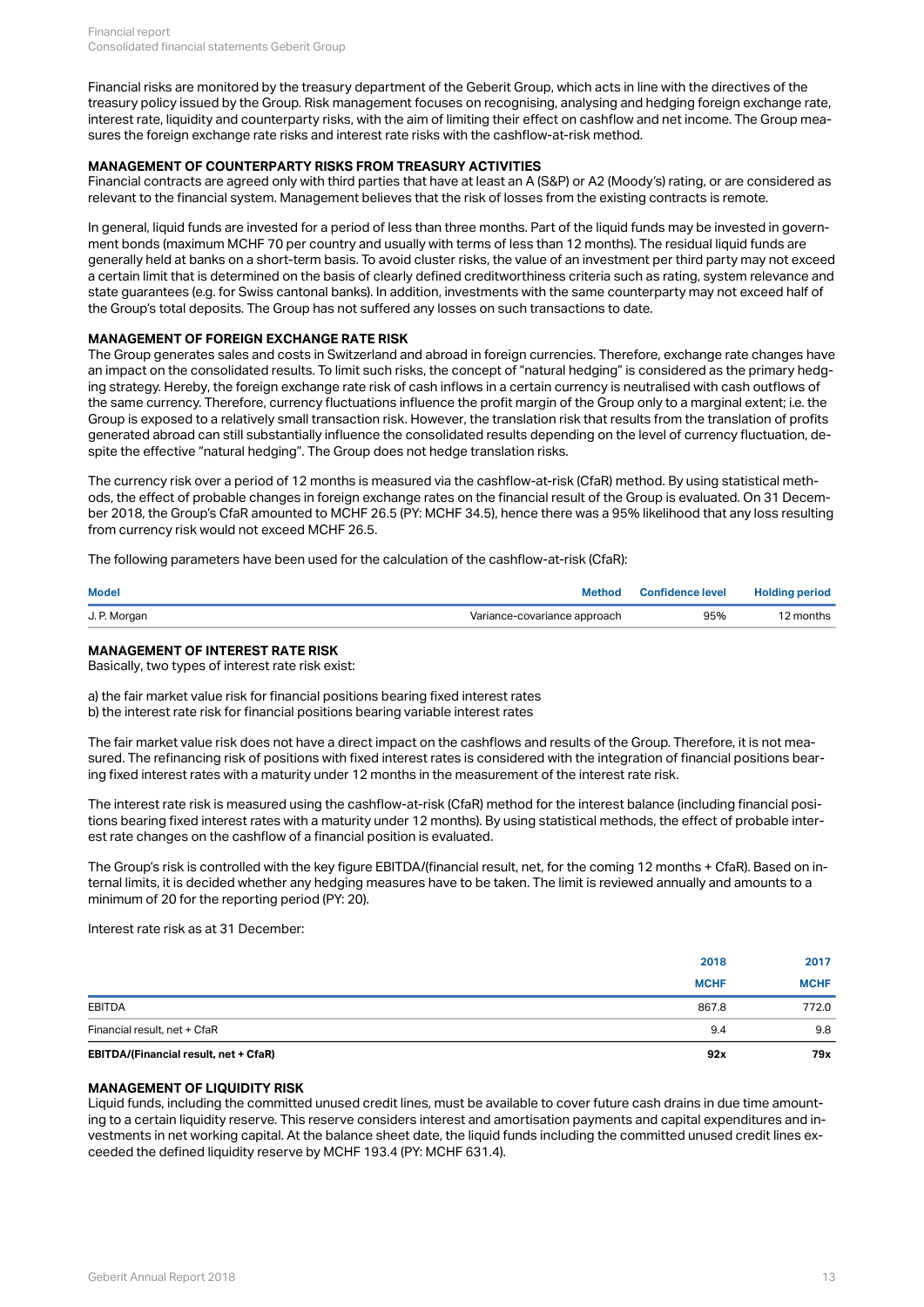Financial risks are monitored by the treasury department of the Geberit Group, which acts in line with the directives of the treasury policy issued by the Group. Risk management focuses on recognising, analysing and hedging foreign exchange rate, interest rate, liquidity and counterparty risks, with the aim of limiting their effect on cashflow and net income. The Group measures the foreign exchange rate risks and interest rate risks with the cashflow-at-risk method.

**MANAGEMENT OF COUNTERPARTY RISKS FROM TREASURY ACTIVITIES**

Financial contracts are agreed only with third parties that have at least an A (S&P) or A2 (Moody's) rating, or are considered as relevant to the financial system. Management believes that the risk of losses from the existing contracts is remote.

In general, liquid funds are invested for a period of less than three months. Part of the liquid funds may be invested in government bonds (maximum MCHF 70 per country and usually with terms of less than 12 months). The residual liquid funds are generally held at banks on a short-term basis. To avoid cluster risks, the value of an investment per third party may not exceed a certain limit that is determined on the basis of clearly defined creditworthiness criteria such as rating, system relevance and state guarantees (e.g. for Swiss cantonal banks). In addition, investments with the same counterparty may not exceed half of the Group's total deposits. The Group has not suffered any losses on such transactions to date.

**MANAGEMENT OF FOREIGN EXCHANGE RATE RISK**

The Group generates sales and costs in Switzerland and abroad in foreign currencies. Therefore, exchange rate changes have an impact on the consolidated results. To limit such risks, the concept of "natural hedging" is considered as the primary hedging strategy. Hereby, the foreign exchange rate risk of cash inflows in a certain currency is neutralised with cash outflows of the same currency. Therefore, currency fluctuations influence the profit margin of the Group only to a marginal extent; i.e. the Group is exposed to a relatively small transaction risk. However, the translation risk that results from the translation of profits generated abroad can still substantially influence the consolidated results depending on the level of currency fluctuation, despite the effective "natural hedging". The Group does not hedge translation risks.

The currency risk over a period of 12 months is measured via the cashflow-at-risk (CfaR) method. By using statistical methods, the effect of probable changes in foreign exchange rates on the financial result of the Group is evaluated. On 31 December 2018, the Group's CfaR amounted to MCHF 26.5 (PY: MCHF 34.5), hence there was a 95% likelihood that any loss resulting from currency risk would not exceed MCHF 26.5.

The following parameters have been used for the calculation of the cashflow-at-risk (CfaR):

| Model | Method | Confidence level | Holding period |
| --- | --- | --- | --- |
| J. P. Morgan | Variance-covariance approach | 95% | 12 months |

**MANAGEMENT OF INTEREST RATE RISK**

Basically, two types of interest rate risk exist:

a) the fair market value risk for financial positions bearing fixed interest rates
b) the interest rate risk for financial positions bearing variable interest rates

The fair market value risk does not have a direct impact on the cashflows and results of the Group. Therefore, it is not measured. The refinancing risk of positions with fixed interest rates is considered with the integration of financial positions bearing fixed interest rates with a maturity under 12 months in the measurement of the interest rate risk.

The interest rate risk is measured using the cashflow-at-risk (CfaR) method for the interest balance (including financial positions bearing fixed interest rates with a maturity under 12 months). By using statistical methods, the effect of probable interest rate changes on the cashflow of a financial position is evaluated.

The Group's risk is controlled with the key figure EBITDA/(financial result, net, for the coming 12 months + CfaR). Based on internal limits, it is decided whether any hedging measures have to be taken. The limit is reviewed annually and amounts to a minimum of 20 for the reporting period (PY: 20).

Interest rate risk as at 31 December:

| | 2018 | 2017 |
| --- | --- | --- |
| | MCHF | MCHF |
| EBITDA | 867.8 | 772.0 |
| Financial result, net + CfaR | 9.4 | 9.8 |
| **EBITDA/(Financial result, net + CfaR)** | **92x** | **79x** |

**MANAGEMENT OF LIQUIDITY RISK**

Liquid funds, including the committed unused credit lines, must be available to cover future cash drains in due time amounting to a certain liquidity reserve. This reserve considers interest and amortisation payments and capital expenditures and investments in net working capital. At the balance sheet date, the liquid funds including the committed unused credit lines exceeded the defined liquidity reserve by MCHF 193.4 (PY: MCHF 631.4).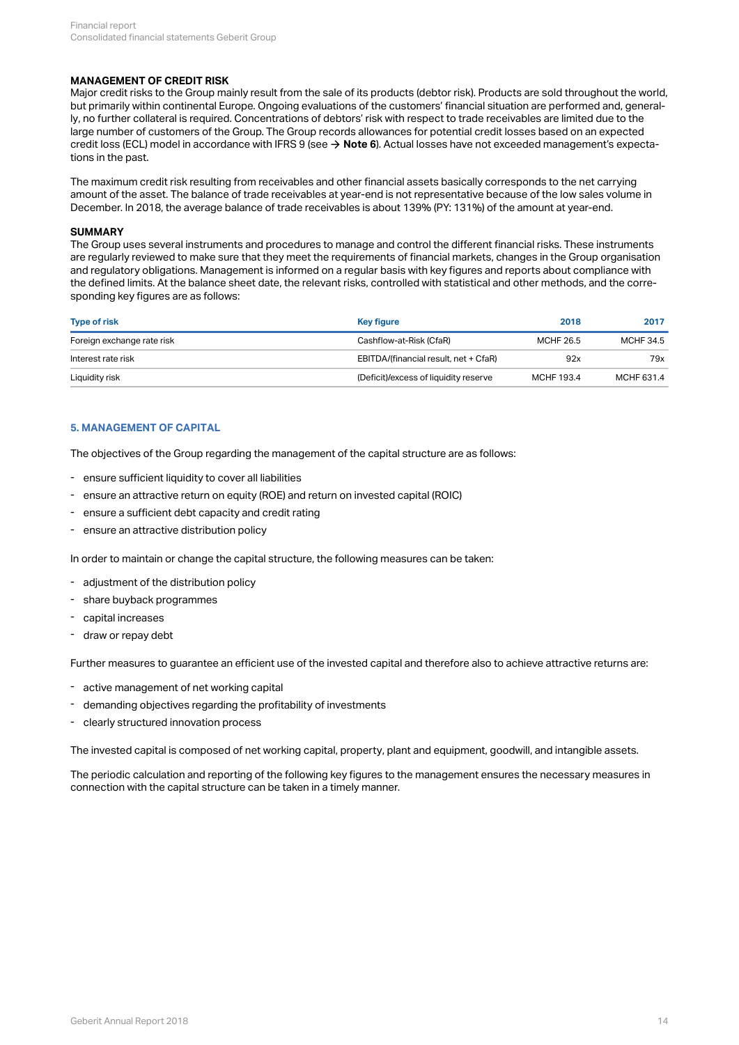### MANAGEMENT OF CREDIT RISK

Major credit risks to the Group mainly result from the sale of its products (debtor risk). Products are sold throughout the world, but primarily within continental Europe. Ongoing evaluations of the customers' financial situation are performed and, generally, no further collateral is required. Concentrations of debtors' risk with respect to trade receivables are limited due to the large number of customers of the Group. The Group records allowances for potential credit losses based on an expected credit loss (ECL) model in accordance with IFRS 9 (see → **Note 6**). Actual losses have not exceeded management's expectations in the past.

The maximum credit risk resulting from receivables and other financial assets basically corresponds to the net carrying amount of the asset. The balance of trade receivables at year-end is not representative because of the low sales volume in December. In 2018, the average balance of trade receivables is about 139% (PY: 131%) of the amount at year-end.

### SUMMARY

The Group uses several instruments and procedures to manage and control the different financial risks. These instruments are regularly reviewed to make sure that they meet the requirements of financial markets, changes in the Group organisation and regulatory obligations. Management is informed on a regular basis with key figures and reports about compliance with the defined limits. At the balance sheet date, the relevant risks, controlled with statistical and other methods, and the corresponding key figures are as follows:

| Type of risk | Key figure | 2018 | 2017 |
|---|---|---|---|
| Foreign exchange rate risk | Cashflow-at-Risk (CfaR) | MCHF 26.5 | MCHF 34.5 |
| Interest rate risk | EBITDA/(financial result, net + CfaR) | 92x | 79x |
| Liquidity risk | (Deficit)/excess of liquidity reserve | MCHF 193.4 | MCHF 631.4 |

## 5. MANAGEMENT OF CAPITAL

The objectives of the Group regarding the management of the capital structure are as follows:

- ensure sufficient liquidity to cover all liabilities
- ensure an attractive return on equity (ROE) and return on invested capital (ROIC)
- ensure a sufficient debt capacity and credit rating
- ensure an attractive distribution policy

In order to maintain or change the capital structure, the following measures can be taken:

- adjustment of the distribution policy
- share buyback programmes
- capital increases
- draw or repay debt

Further measures to guarantee an efficient use of the invested capital and therefore also to achieve attractive returns are:

- active management of net working capital
- demanding objectives regarding the profitability of investments
- clearly structured innovation process

The invested capital is composed of net working capital, property, plant and equipment, goodwill, and intangible assets.

The periodic calculation and reporting of the following key figures to the management ensures the necessary measures in connection with the capital structure can be taken in a timely manner.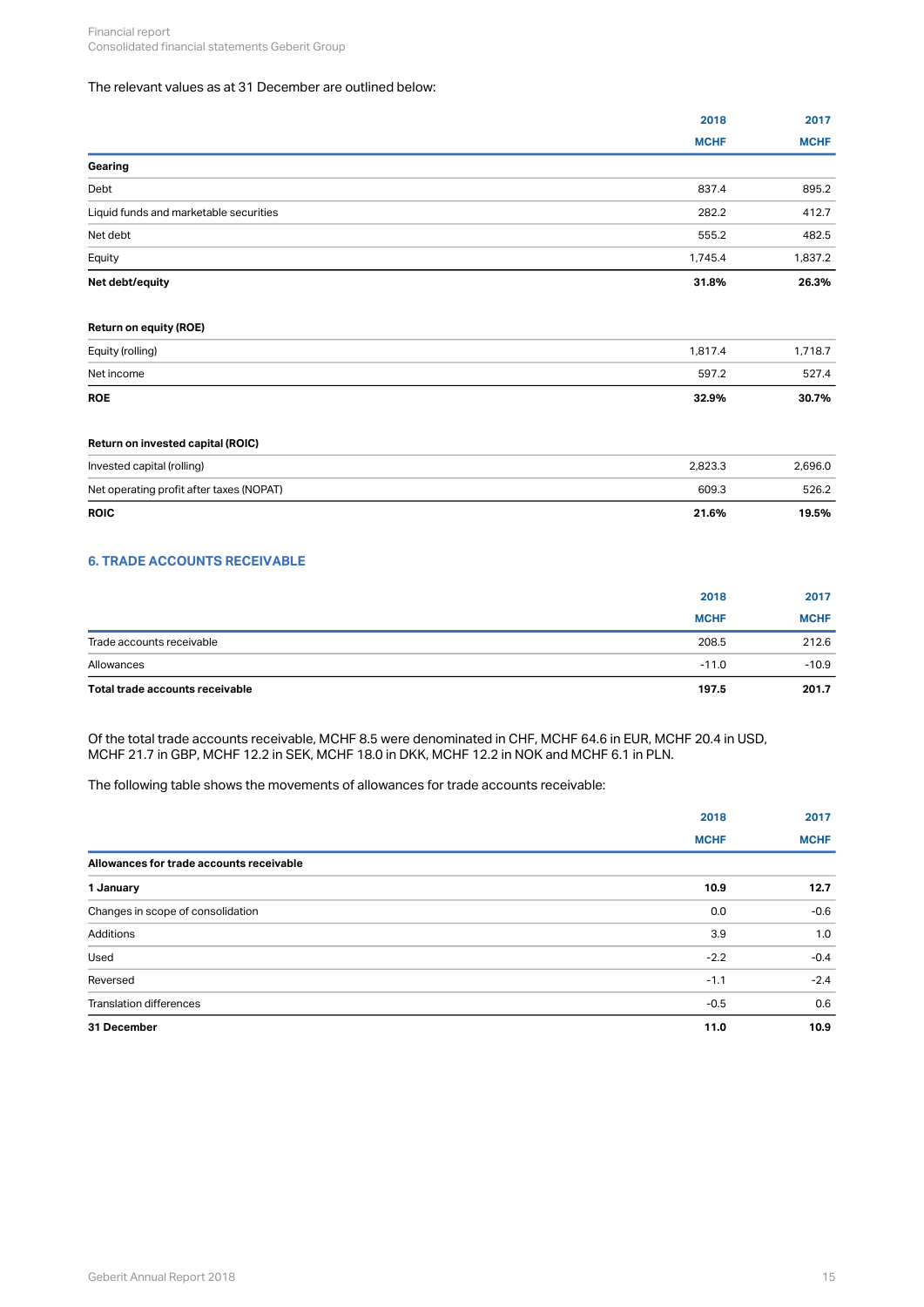The relevant values as at 31 December are outlined below:

| | 2018 | 2017 |
|---|---|---|
| | MCHF | MCHF |
| **Gearing** | | |
| Debt | 837.4 | 895.2 |
| Liquid funds and marketable securities | 282.2 | 412.7 |
| Net debt | 555.2 | 482.5 |
| Equity | 1,745.4 | 1,837.2 |
| **Net debt/equity** | **31.8%** | **26.3%** |
| | | |
| **Return on equity (ROE)** | | |
| Equity (rolling) | 1,817.4 | 1,718.7 |
| Net income | 597.2 | 527.4 |
| **ROE** | **32.9%** | **30.7%** |
| | | |
| **Return on invested capital (ROIC)** | | |
| Invested capital (rolling) | 2,823.3 | 2,696.0 |
| Net operating profit after taxes (NOPAT) | 609.3 | 526.2 |
| **ROIC** | **21.6%** | **19.5%** |

## 6. TRADE ACCOUNTS RECEIVABLE

| | 2018 | 2017 |
|---|---|---|
| | MCHF | MCHF |
| Trade accounts receivable | 208.5 | 212.6 |
| Allowances | -11.0 | -10.9 |
| **Total trade accounts receivable** | **197.5** | **201.7** |

Of the total trade accounts receivable, MCHF 8.5 were denominated in CHF, MCHF 64.6 in EUR, MCHF 20.4 in USD, MCHF 21.7 in GBP, MCHF 12.2 in SEK, MCHF 18.0 in DKK, MCHF 12.2 in NOK and MCHF 6.1 in PLN.

The following table shows the movements of allowances for trade accounts receivable:

| | 2018 | 2017 |
|---|---|---|
| | MCHF | MCHF |
| **Allowances for trade accounts receivable** | | |
| **1 January** | **10.9** | **12.7** |
| Changes in scope of consolidation | 0.0 | -0.6 |
| Additions | 3.9 | 1.0 |
| Used | -2.2 | -0.4 |
| Reversed | -1.1 | -2.4 |
| Translation differences | -0.5 | 0.6 |
| **31 December** | **11.0** | **10.9** |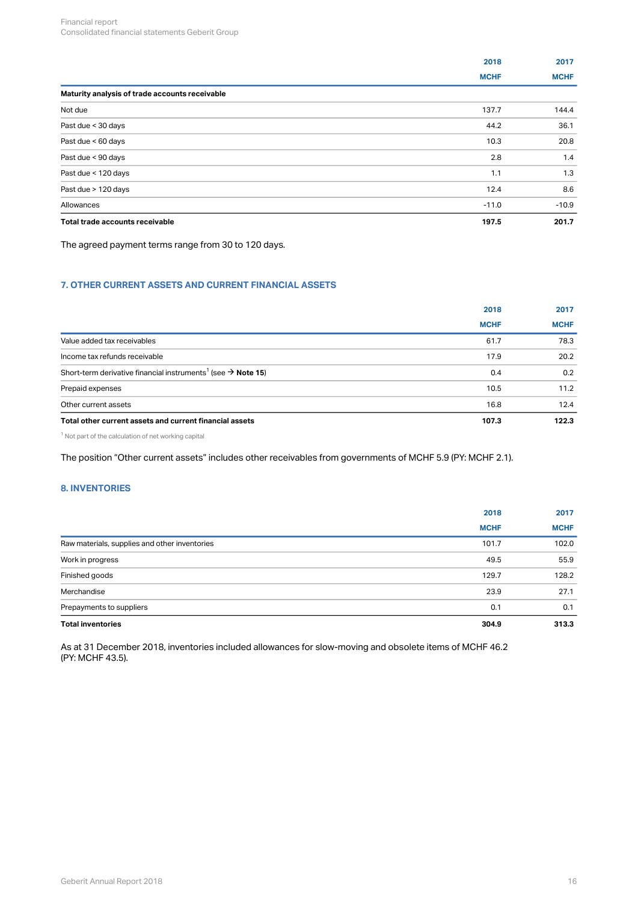| | 2018 | 2017 |
|---|---|---|
| | MCHF | MCHF |
| **Maturity analysis of trade accounts receivable** | | |
| Not due | 137.7 | 144.4 |
| Past due < 30 days | 44.2 | 36.1 |
| Past due < 60 days | 10.3 | 20.8 |
| Past due < 90 days | 2.8 | 1.4 |
| Past due < 120 days | 1.1 | 1.3 |
| Past due > 120 days | 12.4 | 8.6 |
| Allowances | -11.0 | -10.9 |
| **Total trade accounts receivable** | **197.5** | **201.7** |

The agreed payment terms range from 30 to 120 days.

## 7. OTHER CURRENT ASSETS AND CURRENT FINANCIAL ASSETS

| | 2018 | 2017 |
|---|---|---|
| | MCHF | MCHF |
| Value added tax receivables | 61.7 | 78.3 |
| Income tax refunds receivable | 17.9 | 20.2 |
| Short-term derivative financial instruments[1] (see → **Note 15**) | 0.4 | 0.2 |
| Prepaid expenses | 10.5 | 11.2 |
| Other current assets | 16.8 | 12.4 |
| **Total other current assets and current financial assets** | **107.3** | **122.3** |

[1] Not part of the calculation of net working capital

The position "Other current assets" includes other receivables from governments of MCHF 5.9 (PY: MCHF 2.1).

## 8. INVENTORIES

| | 2018 | 2017 |
|---|---|---|
| | MCHF | MCHF |
| Raw materials, supplies and other inventories | 101.7 | 102.0 |
| Work in progress | 49.5 | 55.9 |
| Finished goods | 129.7 | 128.2 |
| Merchandise | 23.9 | 27.1 |
| Prepayments to suppliers | 0.1 | 0.1 |
| **Total inventories** | **304.9** | **313.3** |

As at 31 December 2018, inventories included allowances for slow-moving and obsolete items of MCHF 46.2 (PY: MCHF 43.5).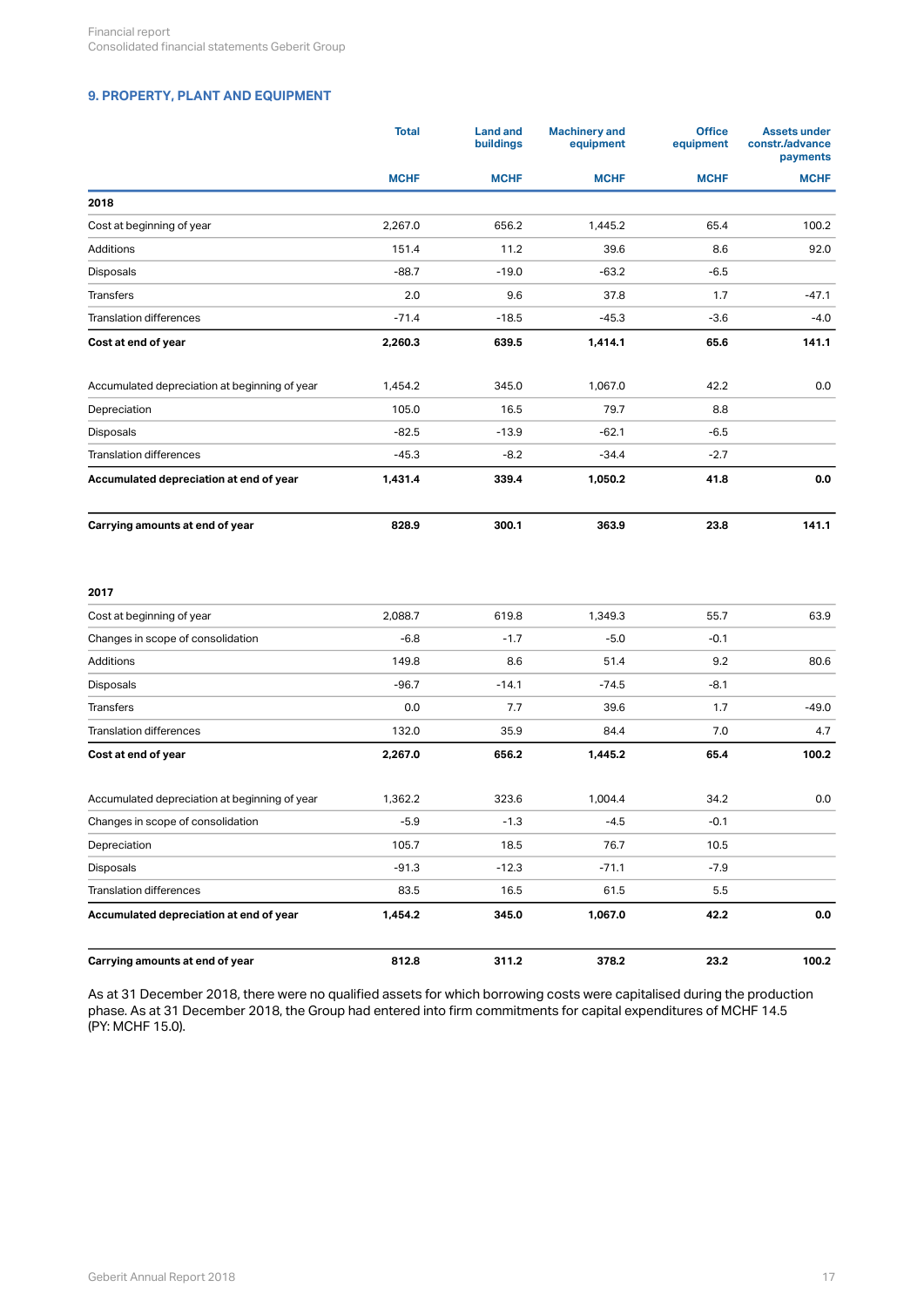## 9. PROPERTY, PLANT AND EQUIPMENT

| | Total | Land and buildings | Machinery and equipment | Office equipment | Assets under constr./advance payments |
|---|---|---|---|---|---|
| | MCHF | MCHF | MCHF | MCHF | MCHF |
| **2018** | | | | | |
| Cost at beginning of year | 2,267.0 | 656.2 | 1,445.2 | 65.4 | 100.2 |
| Additions | 151.4 | 11.2 | 39.6 | 8.6 | 92.0 |
| Disposals | -88.7 | -19.0 | -63.2 | -6.5 | |
| Transfers | 2.0 | 9.6 | 37.8 | 1.7 | -47.1 |
| Translation differences | -71.4 | -18.5 | -45.3 | -3.6 | -4.0 |
| **Cost at end of year** | **2,260.3** | **639.5** | **1,414.1** | **65.6** | **141.1** |
| | | | | | |
| Accumulated depreciation at beginning of year | 1,454.2 | 345.0 | 1,067.0 | 42.2 | 0.0 |
| Depreciation | 105.0 | 16.5 | 79.7 | 8.8 | |
| Disposals | -82.5 | -13.9 | -62.1 | -6.5 | |
| Translation differences | -45.3 | -8.2 | -34.4 | -2.7 | |
| **Accumulated depreciation at end of year** | **1,431.4** | **339.4** | **1,050.2** | **41.8** | **0.0** |
| | | | | | |
| **Carrying amounts at end of year** | **828.9** | **300.1** | **363.9** | **23.8** | **141.1** |
| | | | | | |
| **2017** | | | | | |
| Cost at beginning of year | 2,088.7 | 619.8 | 1,349.3 | 55.7 | 63.9 |
| Changes in scope of consolidation | -6.8 | -1.7 | -5.0 | -0.1 | |
| Additions | 149.8 | 8.6 | 51.4 | 9.2 | 80.6 |
| Disposals | -96.7 | -14.1 | -74.5 | -8.1 | |
| Transfers | 0.0 | 7.7 | 39.6 | 1.7 | -49.0 |
| Translation differences | 132.0 | 35.9 | 84.4 | 7.0 | 4.7 |
| **Cost at end of year** | **2,267.0** | **656.2** | **1,445.2** | **65.4** | **100.2** |
| | | | | | |
| Accumulated depreciation at beginning of year | 1,362.2 | 323.6 | 1,004.4 | 34.2 | 0.0 |
| Changes in scope of consolidation | -5.9 | -1.3 | -4.5 | -0.1 | |
| Depreciation | 105.7 | 18.5 | 76.7 | 10.5 | |
| Disposals | -91.3 | -12.3 | -71.1 | -7.9 | |
| Translation differences | 83.5 | 16.5 | 61.5 | 5.5 | |
| **Accumulated depreciation at end of year** | **1,454.2** | **345.0** | **1,067.0** | **42.2** | **0.0** |
| | | | | | |
| **Carrying amounts at end of year** | **812.8** | **311.2** | **378.2** | **23.2** | **100.2** |

As at 31 December 2018, there were no qualified assets for which borrowing costs were capitalised during the production phase. As at 31 December 2018, the Group had entered into firm commitments for capital expenditures of MCHF 14.5 (PY: MCHF 15.0).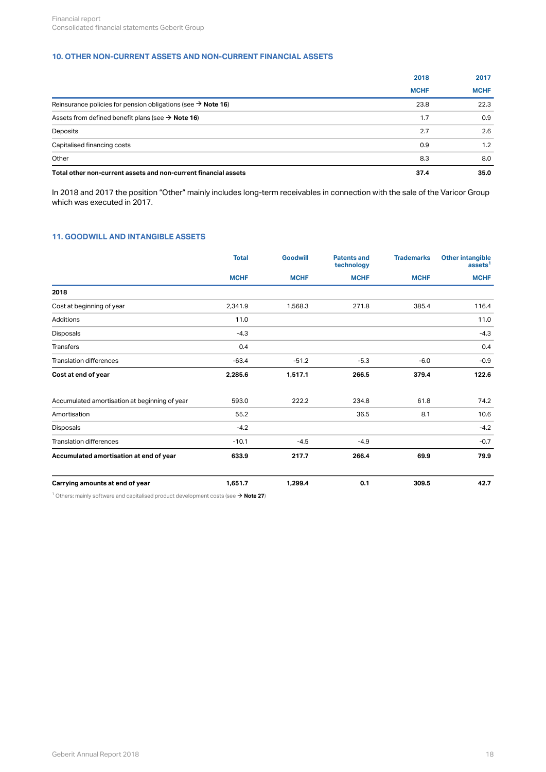## 10. OTHER NON-CURRENT ASSETS AND NON-CURRENT FINANCIAL ASSETS

| | 2018 | 2017 |
|---|---|---|
| | MCHF | MCHF |
| Reinsurance policies for pension obligations (see → **Note 16**) | 23.8 | 22.3 |
| Assets from defined benefit plans (see → **Note 16**) | 1.7 | 0.9 |
| Deposits | 2.7 | 2.6 |
| Capitalised financing costs | 0.9 | 1.2 |
| Other | 8.3 | 8.0 |
| **Total other non-current assets and non-current financial assets** | **37.4** | **35.0** |

In 2018 and 2017 the position "Other" mainly includes long-term receivables in connection with the sale of the Varicor Group which was executed in 2017.

## 11. GOODWILL AND INTANGIBLE ASSETS

| | Total | Goodwill | Patents and technology | Trademarks | Other intangible assets[1] |
|---|---|---|---|---|---|
| | MCHF | MCHF | MCHF | MCHF | MCHF |
| **2018** | | | | | |
| Cost at beginning of year | 2,341.9 | 1,568.3 | 271.8 | 385.4 | 116.4 |
| Additions | 11.0 | | | | 11.0 |
| Disposals | -4.3 | | | | -4.3 |
| Transfers | 0.4 | | | | 0.4 |
| Translation differences | -63.4 | -51.2 | -5.3 | -6.0 | -0.9 |
| **Cost at end of year** | **2,285.6** | **1,517.1** | **266.5** | **379.4** | **122.6** |
| | | | | | |
| Accumulated amortisation at beginning of year | 593.0 | 222.2 | 234.8 | 61.8 | 74.2 |
| Amortisation | 55.2 | | 36.5 | 8.1 | 10.6 |
| Disposals | -4.2 | | | | -4.2 |
| Translation differences | -10.1 | -4.5 | -4.9 | | -0.7 |
| **Accumulated amortisation at end of year** | **633.9** | **217.7** | **266.4** | **69.9** | **79.9** |
| | | | | | |
| **Carrying amounts at end of year** | **1,651.7** | **1,299.4** | **0.1** | **309.5** | **42.7** |

[1] Others: mainly software and capitalised product development costs (see → **Note 27**)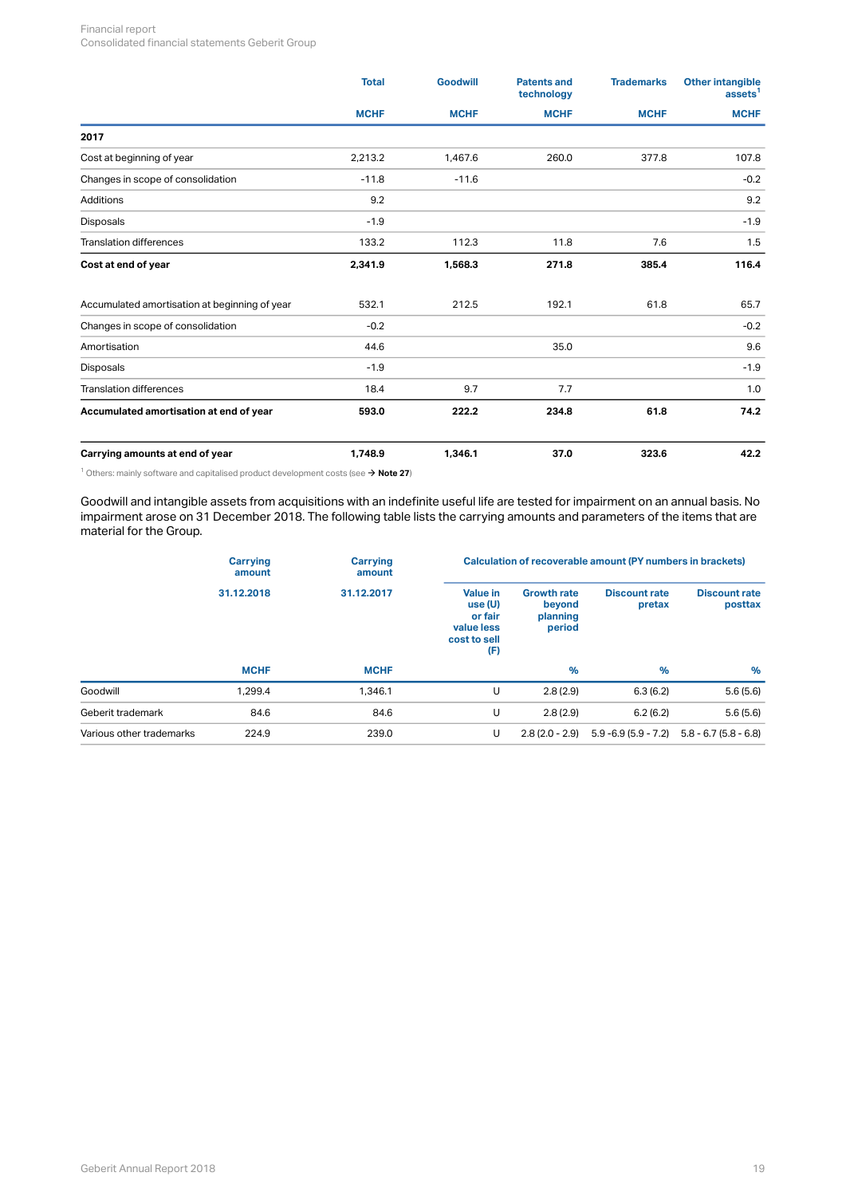| | Total | Goodwill | Patents and technology | Trademarks | Other intangible assets[1] |
|---|---|---|---|---|---|
| | MCHF | MCHF | MCHF | MCHF | MCHF |
| **2017** | | | | | |
| Cost at beginning of year | 2,213.2 | 1,467.6 | 260.0 | 377.8 | 107.8 |
| Changes in scope of consolidation | -11.8 | -11.6 | | | -0.2 |
| Additions | 9.2 | | | | 9.2 |
| Disposals | -1.9 | | | | -1.9 |
| Translation differences | 133.2 | 112.3 | 11.8 | 7.6 | 1.5 |
| **Cost at end of year** | **2,341.9** | **1,568.3** | **271.8** | **385.4** | **116.4** |
| | | | | | |
| Accumulated amortisation at beginning of year | 532.1 | 212.5 | 192.1 | 61.8 | 65.7 |
| Changes in scope of consolidation | -0.2 | | | | -0.2 |
| Amortisation | 44.6 | | 35.0 | | 9.6 |
| Disposals | -1.9 | | | | -1.9 |
| Translation differences | 18.4 | 9.7 | 7.7 | | 1.0 |
| **Accumulated amortisation at end of year** | **593.0** | **222.2** | **234.8** | **61.8** | **74.2** |
| | | | | | |
| **Carrying amounts at end of year** | **1,748.9** | **1,346.1** | **37.0** | **323.6** | **42.2** |

[1] Others: mainly software and capitalised product development costs (see → **Note 27**)

Goodwill and intangible assets from acquisitions with an indefinite useful life are tested for impairment on an annual basis. No impairment arose on 31 December 2018. The following table lists the carrying amounts and parameters of the items that are material for the Group.

| | Carrying amount | Carrying amount | Calculation of recoverable amount (PY numbers in brackets) | | | |
|---|---|---|---|---|---|---|
| | 31.12.2018 | 31.12.2017 | Value in use (U) or fair value less cost to sell (F) | Growth rate beyond planning period | Discount rate pretax | Discount rate posttax |
| | MCHF | MCHF | | % | % | % |
| Goodwill | 1,299.4 | 1,346.1 | U | 2.8 (2.9) | 6.3 (6.2) | 5.6 (5.6) |
| Geberit trademark | 84.6 | 84.6 | U | 2.8 (2.9) | 6.2 (6.2) | 5.6 (5.6) |
| Various other trademarks | 224.9 | 239.0 | U | 2.8 (2.0 - 2.9) | 5.9 -6.9 (5.9 - 7.2) | 5.8 - 6.7 (5.8 - 6.8) |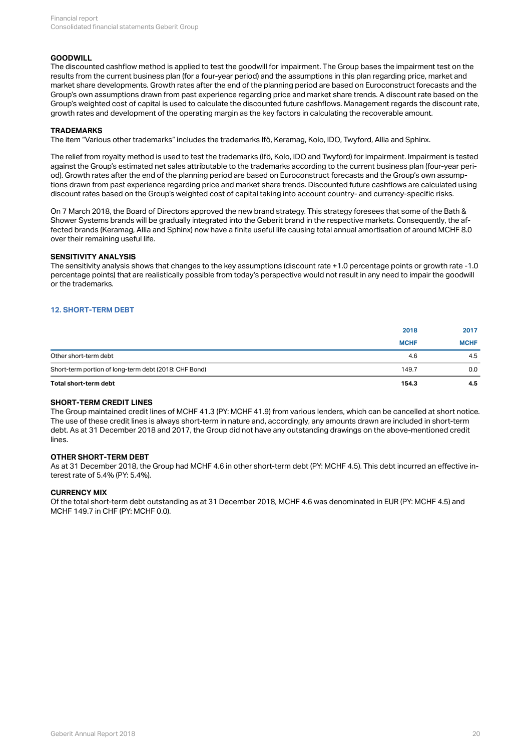### GOODWILL

The discounted cashflow method is applied to test the goodwill for impairment. The Group bases the impairment test on the results from the current business plan (for a four-year period) and the assumptions in this plan regarding price, market and market share developments. Growth rates after the end of the planning period are based on Euroconstruct forecasts and the Group's own assumptions drawn from past experience regarding price and market share trends. A discount rate based on the Group's weighted cost of capital is used to calculate the discounted future cashflows. Management regards the discount rate, growth rates and development of the operating margin as the key factors in calculating the recoverable amount.

### TRADEMARKS

The item "Various other trademarks" includes the trademarks Ifö, Keramag, Kolo, IDO, Twyford, Allia and Sphinx.

The relief from royalty method is used to test the trademarks (Ifö, Kolo, IDO and Twyford) for impairment. Impairment is tested against the Group's estimated net sales attributable to the trademarks according to the current business plan (four-year period). Growth rates after the end of the planning period are based on Euroconstruct forecasts and the Group's own assumptions drawn from past experience regarding price and market share trends. Discounted future cashflows are calculated using discount rates based on the Group's weighted cost of capital taking into account country- and currency-specific risks.

On 7 March 2018, the Board of Directors approved the new brand strategy. This strategy foresees that some of the Bath & Shower Systems brands will be gradually integrated into the Geberit brand in the respective markets. Consequently, the affected brands (Keramag, Allia and Sphinx) now have a finite useful life causing total annual amortisation of around MCHF 8.0 over their remaining useful life.

### SENSITIVITY ANALYSIS

The sensitivity analysis shows that changes to the key assumptions (discount rate +1.0 percentage points or growth rate -1.0 percentage points) that are realistically possible from today's perspective would not result in any need to impair the goodwill or the trademarks.

## 12. SHORT-TERM DEBT

| | 2018 | 2017 |
|---|---|---|
| | MCHF | MCHF |
| Other short-term debt | 4.6 | 4.5 |
| Short-term portion of long-term debt (2018: CHF Bond) | 149.7 | 0.0 |
| **Total short-term debt** | **154.3** | **4.5** |

### SHORT-TERM CREDIT LINES

The Group maintained credit lines of MCHF 41.3 (PY: MCHF 41.9) from various lenders, which can be cancelled at short notice. The use of these credit lines is always short-term in nature and, accordingly, any amounts drawn are included in short-term debt. As at 31 December 2018 and 2017, the Group did not have any outstanding drawings on the above-mentioned credit lines.

### OTHER SHORT-TERM DEBT

As at 31 December 2018, the Group had MCHF 4.6 in other short-term debt (PY: MCHF 4.5). This debt incurred an effective interest rate of 5.4% (PY: 5.4%).

### CURRENCY MIX

Of the total short-term debt outstanding as at 31 December 2018, MCHF 4.6 was denominated in EUR (PY: MCHF 4.5) and MCHF 149.7 in CHF (PY: MCHF 0.0).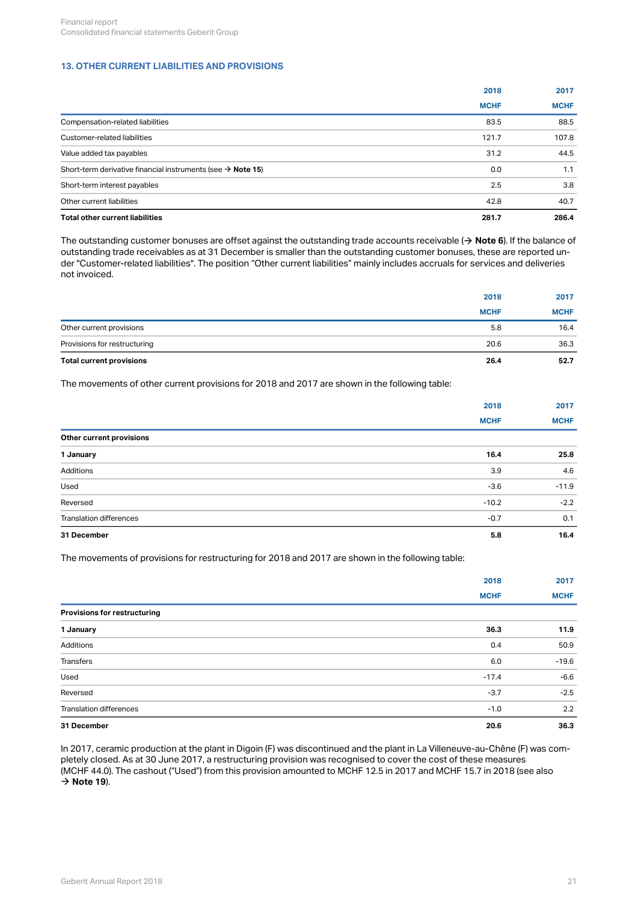## 13. OTHER CURRENT LIABILITIES AND PROVISIONS

| | 2018 MCHF | 2017 MCHF |
|---|---|---|
| Compensation-related liabilities | 83.5 | 88.5 |
| Customer-related liabilities | 121.7 | 107.8 |
| Value added tax payables | 31.2 | 44.5 |
| Short-term derivative financial instruments (see → **Note 15**) | 0.0 | 1.1 |
| Short-term interest payables | 2.5 | 3.8 |
| Other current liabilities | 42.8 | 40.7 |
| **Total other current liabilities** | **281.7** | **286.4** |

The outstanding customer bonuses are offset against the outstanding trade accounts receivable (→ **Note 6**). If the balance of outstanding trade receivables as at 31 December is smaller than the outstanding customer bonuses, these are reported under "Customer-related liabilities". The position "Other current liabilities" mainly includes accruals for services and deliveries not invoiced.

| | 2018 MCHF | 2017 MCHF |
|---|---|---|
| Other current provisions | 5.8 | 16.4 |
| Provisions for restructuring | 20.6 | 36.3 |
| **Total current provisions** | **26.4** | **52.7** |

The movements of other current provisions for 2018 and 2017 are shown in the following table:

| | 2018 MCHF | 2017 MCHF |
|---|---|---|
| **Other current provisions** | | |
| **1 January** | **16.4** | **25.8** |
| Additions | 3.9 | 4.6 |
| Used | -3.6 | -11.9 |
| Reversed | -10.2 | -2.2 |
| Translation differences | -0.7 | 0.1 |
| **31 December** | **5.8** | **16.4** |

The movements of provisions for restructuring for 2018 and 2017 are shown in the following table:

| | 2018 MCHF | 2017 MCHF |
|---|---|---|
| **Provisions for restructuring** | | |
| **1 January** | **36.3** | **11.9** |
| Additions | 0.4 | 50.9 |
| Transfers | 6.0 | -19.6 |
| Used | -17.4 | -6.6 |
| Reversed | -3.7 | -2.5 |
| Translation differences | -1.0 | 2.2 |
| **31 December** | **20.6** | **36.3** |

In 2017, ceramic production at the plant in Digoin (F) was discontinued and the plant in La Villeneuve-au-Chêne (F) was completely closed. As at 30 June 2017, a restructuring provision was recognised to cover the cost of these measures (MCHF 44.0). The cashout ("Used") from this provision amounted to MCHF 12.5 in 2017 and MCHF 15.7 in 2018 (see also → **Note 19**).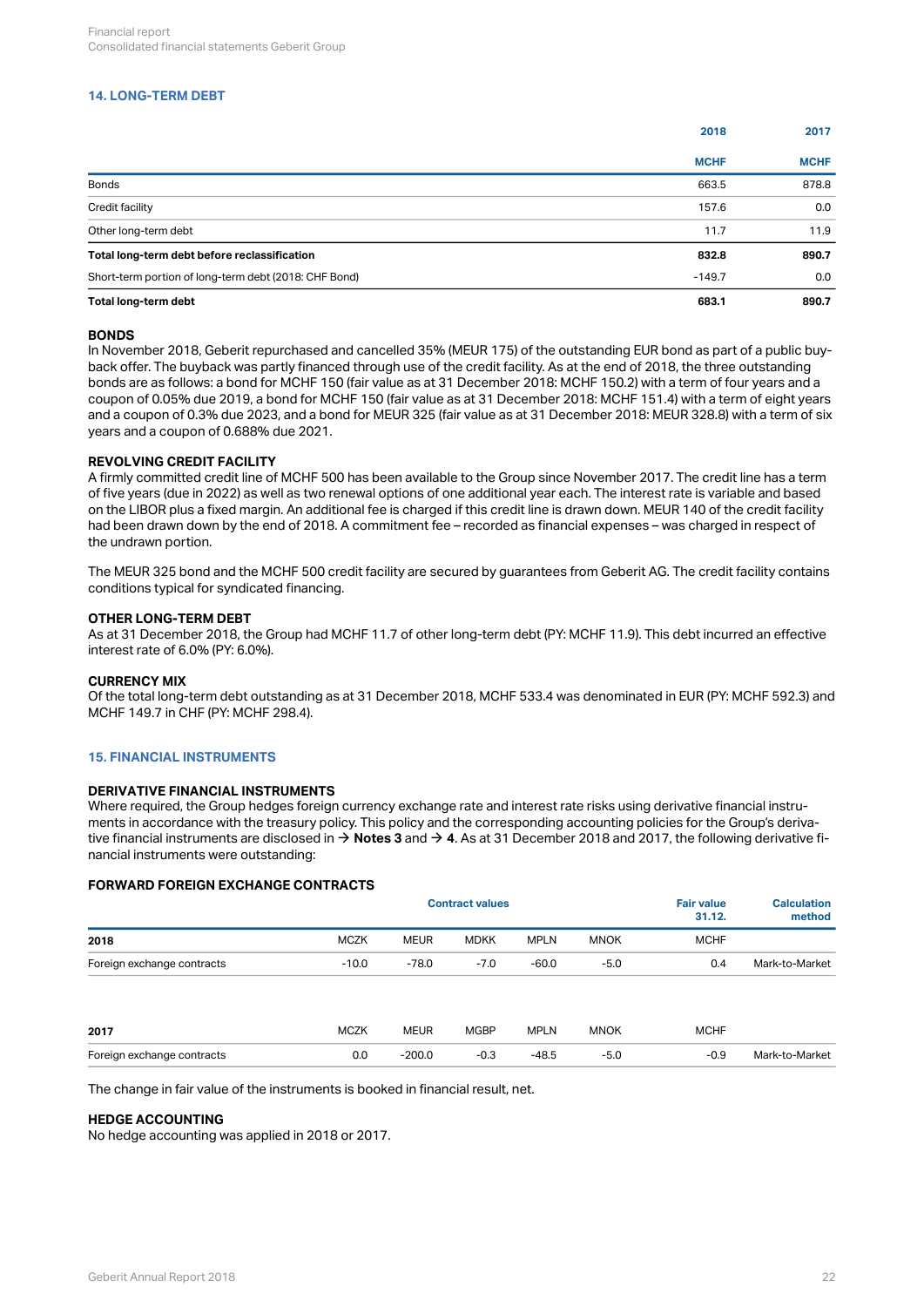## 14. LONG-TERM DEBT

| | 2018 | 2017 |
|---|---|---|
| | MCHF | MCHF |
| Bonds | 663.5 | 878.8 |
| Credit facility | 157.6 | 0.0 |
| Other long-term debt | 11.7 | 11.9 |
| **Total long-term debt before reclassification** | **832.8** | **890.7** |
| Short-term portion of long-term debt (2018: CHF Bond) | -149.7 | 0.0 |
| **Total long-term debt** | **683.1** | **890.7** |

### BONDS

In November 2018, Geberit repurchased and cancelled 35% (MEUR 175) of the outstanding EUR bond as part of a public buy-back offer. The buyback was partly financed through use of the credit facility. As at the end of 2018, the three outstanding bonds are as follows: a bond for MCHF 150 (fair value as at 31 December 2018: MCHF 150.2) with a term of four years and a coupon of 0.05% due 2019, a bond for MCHF 150 (fair value as at 31 December 2018: MCHF 151.4) with a term of eight years and a coupon of 0.3% due 2023, and a bond for MEUR 325 (fair value as at 31 December 2018: MEUR 328.8) with a term of six years and a coupon of 0.688% due 2021.

### REVOLVING CREDIT FACILITY

A firmly committed credit line of MCHF 500 has been available to the Group since November 2017. The credit line has a term of five years (due in 2022) as well as two renewal options of one additional year each. The interest rate is variable and based on the LIBOR plus a fixed margin. An additional fee is charged if this credit line is drawn down. MEUR 140 of the credit facility had been drawn down by the end of 2018. A commitment fee – recorded as financial expenses – was charged in respect of the undrawn portion.

The MEUR 325 bond and the MCHF 500 credit facility are secured by guarantees from Geberit AG. The credit facility contains conditions typical for syndicated financing.

### OTHER LONG-TERM DEBT

As at 31 December 2018, the Group had MCHF 11.7 of other long-term debt (PY: MCHF 11.9). This debt incurred an effective interest rate of 6.0% (PY: 6.0%).

### CURRENCY MIX

Of the total long-term debt outstanding as at 31 December 2018, MCHF 533.4 was denominated in EUR (PY: MCHF 592.3) and MCHF 149.7 in CHF (PY: MCHF 298.4).

## 15. FINANCIAL INSTRUMENTS

### DERIVATIVE FINANCIAL INSTRUMENTS

Where required, the Group hedges foreign currency exchange rate and interest rate risks using derivative financial instruments in accordance with the treasury policy. This policy and the corresponding accounting policies for the Group's derivative financial instruments are disclosed in → **Notes 3** and → **4**. As at 31 December 2018 and 2017, the following derivative financial instruments were outstanding:

### FORWARD FOREIGN EXCHANGE CONTRACTS

| | Contract values | | | | | Fair value 31.12. | Calculation method |
|---|---|---|---|---|---|---|---|
| **2018** | MCZK | MEUR | MDKK | MPLN | MNOK | MCHF | |
| Foreign exchange contracts | -10.0 | -78.0 | -7.0 | -60.0 | -5.0 | 0.4 | Mark-to-Market |

| **2017** | MCZK | MEUR | MGBP | MPLN | MNOK | MCHF | |
|---|---|---|---|---|---|---|---|
| Foreign exchange contracts | 0.0 | -200.0 | -0.3 | -48.5 | -5.0 | -0.9 | Mark-to-Market |

The change in fair value of the instruments is booked in financial result, net.

### HEDGE ACCOUNTING

No hedge accounting was applied in 2018 or 2017.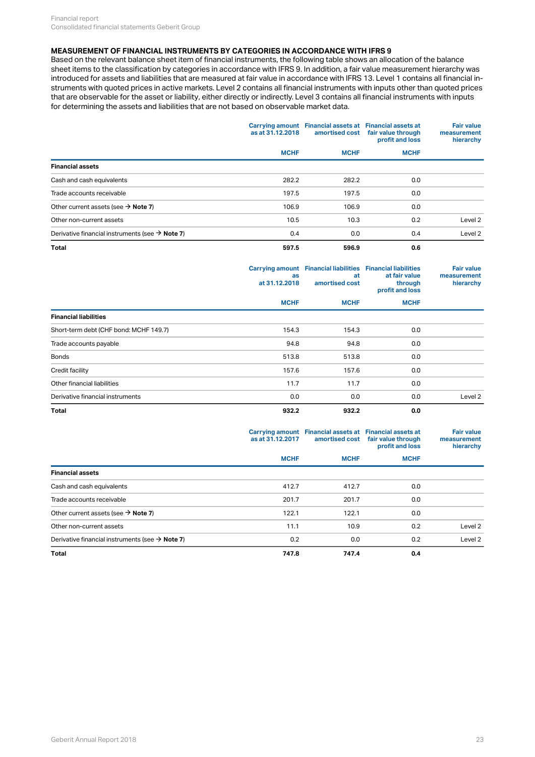## MEASUREMENT OF FINANCIAL INSTRUMENTS BY CATEGORIES IN ACCORDANCE WITH IFRS 9

Based on the relevant balance sheet item of financial instruments, the following table shows an allocation of the balance sheet items to the classification by categories in accordance with IFRS 9. In addition, a fair value measurement hierarchy was introduced for assets and liabilities that are measured at fair value in accordance with IFRS 13. Level 1 contains all financial instruments with quoted prices in active markets. Level 2 contains all financial instruments with inputs other than quoted prices that are observable for the asset or liability, either directly or indirectly. Level 3 contains all financial instruments with inputs for determining the assets and liabilities that are not based on observable market data.

| | Carrying amount as at 31.12.2018 | Financial assets at amortised cost | Financial assets at fair value through profit and loss | Fair value measurement hierarchy |
|---|---|---|---|---|
| | MCHF | MCHF | MCHF | |
| **Financial assets** | | | | |
| Cash and cash equivalents | 282.2 | 282.2 | 0.0 | |
| Trade accounts receivable | 197.5 | 197.5 | 0.0 | |
| Other current assets (see → **Note 7**) | 106.9 | 106.9 | 0.0 | |
| Other non-current assets | 10.5 | 10.3 | 0.2 | Level 2 |
| Derivative financial instruments (see → **Note 7**) | 0.4 | 0.0 | 0.4 | Level 2 |
| **Total** | **597.5** | **596.9** | **0.6** | |

| | Carrying amount as at 31.12.2018 | Financial liabilities at amortised cost | Financial liabilities at fair value through profit and loss | Fair value measurement hierarchy |
|---|---|---|---|---|
| | MCHF | MCHF | MCHF | |
| **Financial liabilities** | | | | |
| Short-term debt (CHF bond: MCHF 149.7) | 154.3 | 154.3 | 0.0 | |
| Trade accounts payable | 94.8 | 94.8 | 0.0 | |
| Bonds | 513.8 | 513.8 | 0.0 | |
| Credit facility | 157.6 | 157.6 | 0.0 | |
| Other financial liabilities | 11.7 | 11.7 | 0.0 | |
| Derivative financial instruments | 0.0 | 0.0 | 0.0 | Level 2 |
| **Total** | **932.2** | **932.2** | **0.0** | |

| | Carrying amount as at 31.12.2017 | Financial assets at amortised cost | Financial assets at fair value through profit and loss | Fair value measurement hierarchy |
|---|---|---|---|---|
| | MCHF | MCHF | MCHF | |
| **Financial assets** | | | | |
| Cash and cash equivalents | 412.7 | 412.7 | 0.0 | |
| Trade accounts receivable | 201.7 | 201.7 | 0.0 | |
| Other current assets (see → **Note 7**) | 122.1 | 122.1 | 0.0 | |
| Other non-current assets | 11.1 | 10.9 | 0.2 | Level 2 |
| Derivative financial instruments (see → **Note 7**) | 0.2 | 0.0 | 0.2 | Level 2 |
| **Total** | **747.8** | **747.4** | **0.4** | |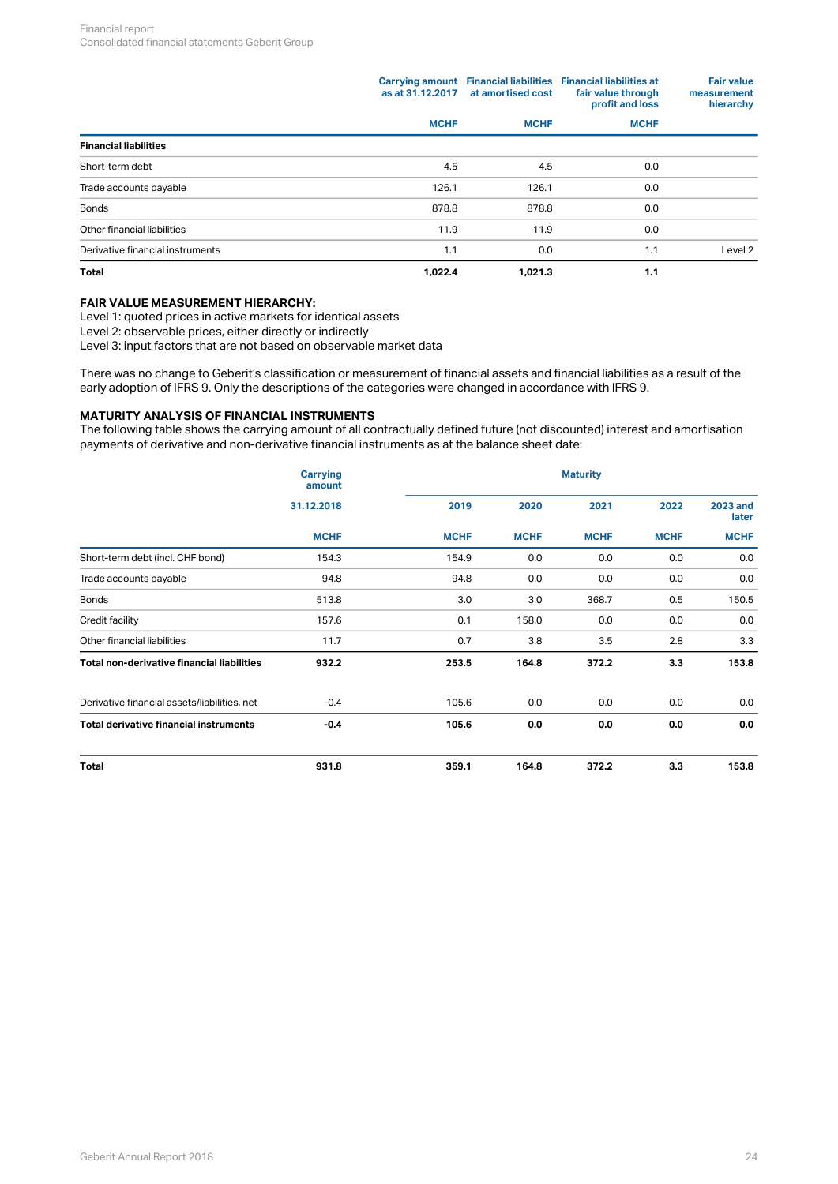| | Carrying amount as at 31.12.2017 | Financial liabilities at amortised cost | Financial liabilities at fair value through profit and loss | Fair value measurement hierarchy |
|---|---|---|---|---|
| | MCHF | MCHF | MCHF | |
| **Financial liabilities** | | | | |
| Short-term debt | 4.5 | 4.5 | 0.0 | |
| Trade accounts payable | 126.1 | 126.1 | 0.0 | |
| Bonds | 878.8 | 878.8 | 0.0 | |
| Other financial liabilities | 11.9 | 11.9 | 0.0 | |
| Derivative financial instruments | 1.1 | 0.0 | 1.1 | Level 2 |
| **Total** | **1,022.4** | **1,021.3** | **1.1** | |

**FAIR VALUE MEASUREMENT HIERARCHY:**
Level 1: quoted prices in active markets for identical assets
Level 2: observable prices, either directly or indirectly
Level 3: input factors that are not based on observable market data

There was no change to Geberit's classification or measurement of financial assets and financial liabilities as a result of the early adoption of IFRS 9. Only the descriptions of the categories were changed in accordance with IFRS 9.

**MATURITY ANALYSIS OF FINANCIAL INSTRUMENTS**
The following table shows the carrying amount of all contractually defined future (not discounted) interest and amortisation payments of derivative and non-derivative financial instruments as at the balance sheet date:

| | Carrying amount | Maturity | | | | |
|---|---|---|---|---|---|---|
| | 31.12.2018 | 2019 | 2020 | 2021 | 2022 | 2023 and later |
| | MCHF | MCHF | MCHF | MCHF | MCHF | MCHF |
| Short-term debt (incl. CHF bond) | 154.3 | 154.9 | 0.0 | 0.0 | 0.0 | 0.0 |
| Trade accounts payable | 94.8 | 94.8 | 0.0 | 0.0 | 0.0 | 0.0 |
| Bonds | 513.8 | 3.0 | 3.0 | 368.7 | 0.5 | 150.5 |
| Credit facility | 157.6 | 0.1 | 158.0 | 0.0 | 0.0 | 0.0 |
| Other financial liabilities | 11.7 | 0.7 | 3.8 | 3.5 | 2.8 | 3.3 |
| **Total non-derivative financial liabilities** | **932.2** | **253.5** | **164.8** | **372.2** | **3.3** | **153.8** |
| Derivative financial assets/liabilities, net | -0.4 | 105.6 | 0.0 | 0.0 | 0.0 | 0.0 |
| **Total derivative financial instruments** | **-0.4** | **105.6** | **0.0** | **0.0** | **0.0** | **0.0** |
| **Total** | **931.8** | **359.1** | **164.8** | **372.2** | **3.3** | **153.8** |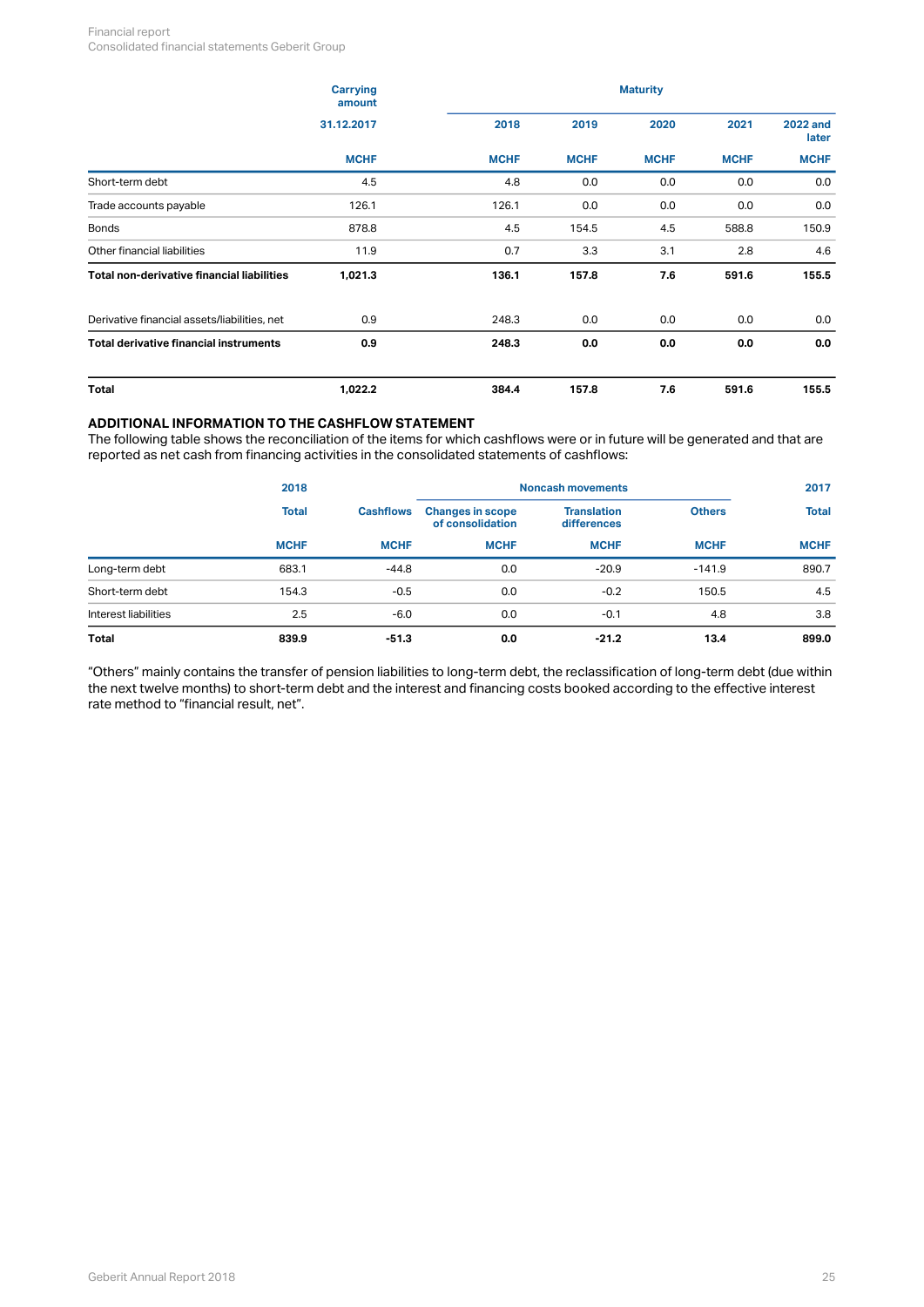| | Carrying amount | | | Maturity | | |
|---|---|---|---|---|---|---|
| | 31.12.2017 | 2018 | 2019 | 2020 | 2021 | 2022 and later |
| | MCHF | MCHF | MCHF | MCHF | MCHF | MCHF |
| Short-term debt | 4.5 | 4.8 | 0.0 | 0.0 | 0.0 | 0.0 |
| Trade accounts payable | 126.1 | 126.1 | 0.0 | 0.0 | 0.0 | 0.0 |
| Bonds | 878.8 | 4.5 | 154.5 | 4.5 | 588.8 | 150.9 |
| Other financial liabilities | 11.9 | 0.7 | 3.3 | 3.1 | 2.8 | 4.6 |
| **Total non-derivative financial liabilities** | **1,021.3** | **136.1** | **157.8** | **7.6** | **591.6** | **155.5** |
| Derivative financial assets/liabilities, net | 0.9 | 248.3 | 0.0 | 0.0 | 0.0 | 0.0 |
| **Total derivative financial instruments** | **0.9** | **248.3** | **0.0** | **0.0** | **0.0** | **0.0** |
| **Total** | **1,022.2** | **384.4** | **157.8** | **7.6** | **591.6** | **155.5** |

### ADDITIONAL INFORMATION TO THE CASHFLOW STATEMENT

The following table shows the reconciliation of the items for which cashflows were or in future will be generated and that are reported as net cash from financing activities in the consolidated statements of cashflows:

| | 2018 | | | Noncash movements | | 2017 |
|---|---|---|---|---|---|---|
| | Total | Cashflows | Changes in scope of consolidation | Translation differences | Others | Total |
| | MCHF | MCHF | MCHF | MCHF | MCHF | MCHF |
| Long-term debt | 683.1 | -44.8 | 0.0 | -20.9 | -141.9 | 890.7 |
| Short-term debt | 154.3 | -0.5 | 0.0 | -0.2 | 150.5 | 4.5 |
| Interest liabilities | 2.5 | -6.0 | 0.0 | -0.1 | 4.8 | 3.8 |
| **Total** | **839.9** | **-51.3** | **0.0** | **-21.2** | **13.4** | **899.0** |

"Others" mainly contains the transfer of pension liabilities to long-term debt, the reclassification of long-term debt (due within the next twelve months) to short-term debt and the interest and financing costs booked according to the effective interest rate method to "financial result, net".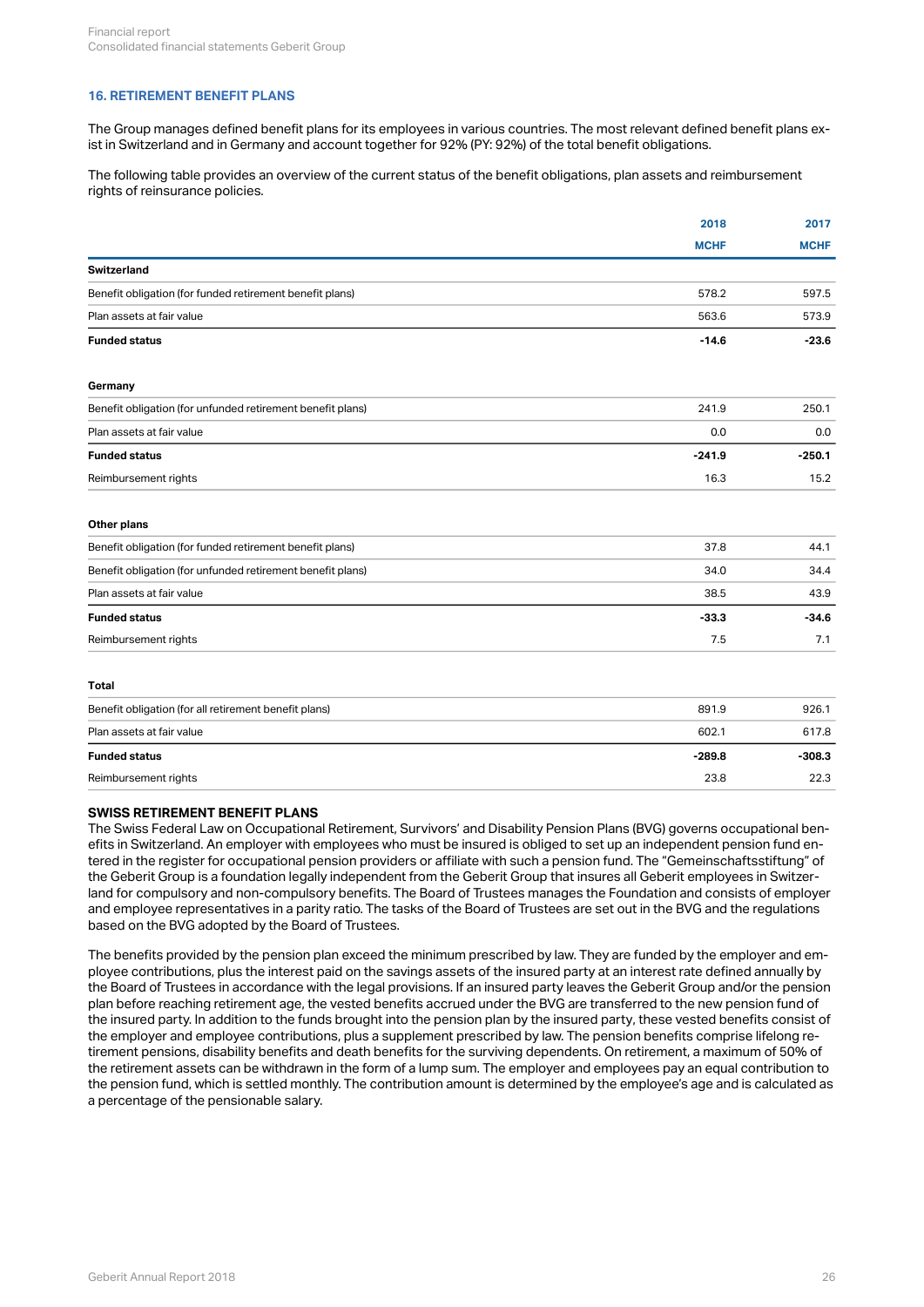## 16. RETIREMENT BENEFIT PLANS

The Group manages defined benefit plans for its employees in various countries. The most relevant defined benefit plans exist in Switzerland and in Germany and account together for 92% (PY: 92%) of the total benefit obligations.

The following table provides an overview of the current status of the benefit obligations, plan assets and reimbursement rights of reinsurance policies.

| | 2018 | 2017 |
|---|---|---|
| | MCHF | MCHF |
| **Switzerland** | | |
| Benefit obligation (for funded retirement benefit plans) | 578.2 | 597.5 |
| Plan assets at fair value | 563.6 | 573.9 |
| **Funded status** | **-14.6** | **-23.6** |
| **Germany** | | |
| Benefit obligation (for unfunded retirement benefit plans) | 241.9 | 250.1 |
| Plan assets at fair value | 0.0 | 0.0 |
| **Funded status** | **-241.9** | **-250.1** |
| Reimbursement rights | 16.3 | 15.2 |
| **Other plans** | | |
| Benefit obligation (for funded retirement benefit plans) | 37.8 | 44.1 |
| Benefit obligation (for unfunded retirement benefit plans) | 34.0 | 34.4 |
| Plan assets at fair value | 38.5 | 43.9 |
| **Funded status** | **-33.3** | **-34.6** |
| Reimbursement rights | 7.5 | 7.1 |
| **Total** | | |
| Benefit obligation (for all retirement benefit plans) | 891.9 | 926.1 |
| Plan assets at fair value | 602.1 | 617.8 |
| **Funded status** | **-289.8** | **-308.3** |
| Reimbursement rights | 23.8 | 22.3 |

### SWISS RETIREMENT BENEFIT PLANS

The Swiss Federal Law on Occupational Retirement, Survivors' and Disability Pension Plans (BVG) governs occupational benefits in Switzerland. An employer with employees who must be insured is obliged to set up an independent pension fund entered in the register for occupational pension providers or affiliate with such a pension fund. The "Gemeinschaftsstiftung" of the Geberit Group is a foundation legally independent from the Geberit Group that insures all Geberit employees in Switzerland for compulsory and non-compulsory benefits. The Board of Trustees manages the Foundation and consists of employer and employee representatives in a parity ratio. The tasks of the Board of Trustees are set out in the BVG and the regulations based on the BVG adopted by the Board of Trustees.

The benefits provided by the pension plan exceed the minimum prescribed by law. They are funded by the employer and employee contributions, plus the interest paid on the savings assets of the insured party at an interest rate defined annually by the Board of Trustees in accordance with the legal provisions. If an insured party leaves the Geberit Group and/or the pension plan before reaching retirement age, the vested benefits accrued under the BVG are transferred to the new pension fund of the insured party. In addition to the funds brought into the pension plan by the insured party, these vested benefits consist of the employer and employee contributions, plus a supplement prescribed by law. The pension benefits comprise lifelong retirement pensions, disability benefits and death benefits for the surviving dependents. On retirement, a maximum of 50% of the retirement assets can be withdrawn in the form of a lump sum. The employer and employees pay an equal contribution to the pension fund, which is settled monthly. The contribution amount is determined by the employee's age and is calculated as a percentage of the pensionable salary.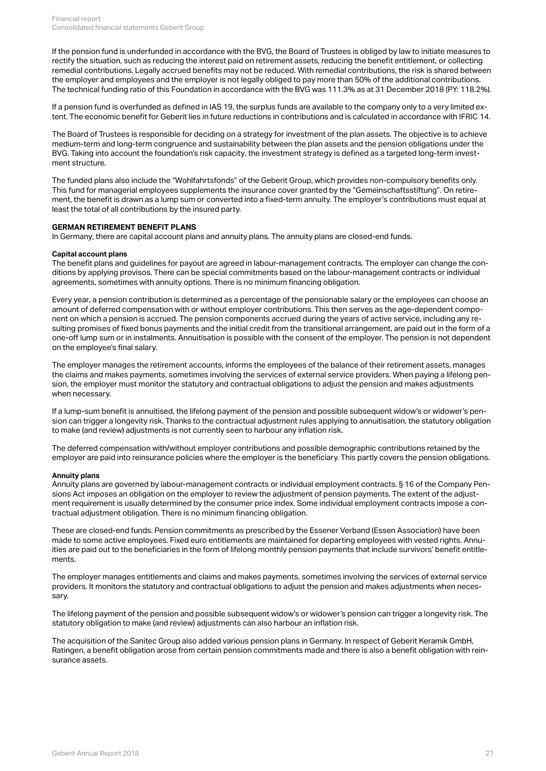If the pension fund is underfunded in accordance with the BVG, the Board of Trustees is obliged by law to initiate measures to rectify the situation, such as reducing the interest paid on retirement assets, reducing the benefit entitlement, or collecting remedial contributions. Legally accrued benefits may not be reduced. With remedial contributions, the risk is shared between the employer and employees and the employer is not legally obliged to pay more than 50% of the additional contributions. The technical funding ratio of this Foundation in accordance with the BVG was 111.3% as at 31 December 2018 (PY: 118.2%).

If a pension fund is overfunded as defined in IAS 19, the surplus funds are available to the company only to a very limited extent. The economic benefit for Geberit lies in future reductions in contributions and is calculated in accordance with IFRIC 14.

The Board of Trustees is responsible for deciding on a strategy for investment of the plan assets. The objective is to achieve medium-term and long-term congruence and sustainability between the plan assets and the pension obligations under the BVG. Taking into account the foundation's risk capacity, the investment strategy is defined as a targeted long-term investment structure.

The funded plans also include the "Wohlfahrtsfonds" of the Geberit Group, which provides non-compulsory benefits only. This fund for managerial employees supplements the insurance cover granted by the "Gemeinschaftsstiftung". On retirement, the benefit is drawn as a lump sum or converted into a fixed-term annuity. The employer's contributions must equal at least the total of all contributions by the insured party.

**GERMAN RETIREMENT BENEFIT PLANS**

In Germany, there are capital account plans and annuity plans. The annuity plans are closed-end funds.

**Capital account plans**

The benefit plans and guidelines for payout are agreed in labour-management contracts. The employer can change the conditions by applying provisos. There can be special commitments based on the labour-management contracts or individual agreements, sometimes with annuity options. There is no minimum financing obligation.

Every year, a pension contribution is determined as a percentage of the pensionable salary or the employees can choose an amount of deferred compensation with or without employer contributions. This then serves as the age-dependent component on which a pension is accrued. The pension components accrued during the years of active service, including any resulting promises of fixed bonus payments and the initial credit from the transitional arrangement, are paid out in the form of a one-off lump sum or in instalments. Annuitisation is possible with the consent of the employer. The pension is not dependent on the employee's final salary.

The employer manages the retirement accounts, informs the employees of the balance of their retirement assets, manages the claims and makes payments, sometimes involving the services of external service providers. When paying a lifelong pension, the employer must monitor the statutory and contractual obligations to adjust the pension and makes adjustments when necessary.

If a lump-sum benefit is annuitised, the lifelong payment of the pension and possible subsequent widow's or widower's pension can trigger a longevity risk. Thanks to the contractual adjustment rules applying to annuitisation, the statutory obligation to make (and review) adjustments is not currently seen to harbour any inflation risk.

The deferred compensation with/without employer contributions and possible demographic contributions retained by the employer are paid into reinsurance policies where the employer is the beneficiary. This partly covers the pension obligations.

**Annuity plans**

Annuity plans are governed by labour-management contracts or individual employment contracts. § 16 of the Company Pensions Act imposes an obligation on the employer to review the adjustment of pension payments. The extent of the adjustment requirement is usually determined by the consumer price index. Some individual employment contracts impose a contractual adjustment obligation. There is no minimum financing obligation.

These are closed-end funds. Pension commitments as prescribed by the Essener Verband (Essen Association) have been made to some active employees. Fixed euro entitlements are maintained for departing employees with vested rights. Annuities are paid out to the beneficiaries in the form of lifelong monthly pension payments that include survivors' benefit entitlements.

The employer manages entitlements and claims and makes payments, sometimes involving the services of external service providers. It monitors the statutory and contractual obligations to adjust the pension and makes adjustments when necessary.

The lifelong payment of the pension and possible subsequent widow's or widower's pension can trigger a longevity risk. The statutory obligation to make (and review) adjustments can also harbour an inflation risk.

The acquisition of the Sanitec Group also added various pension plans in Germany. In respect of Geberit Keramik GmbH, Ratingen, a benefit obligation arose from certain pension commitments made and there is also a benefit obligation with reinsurance assets.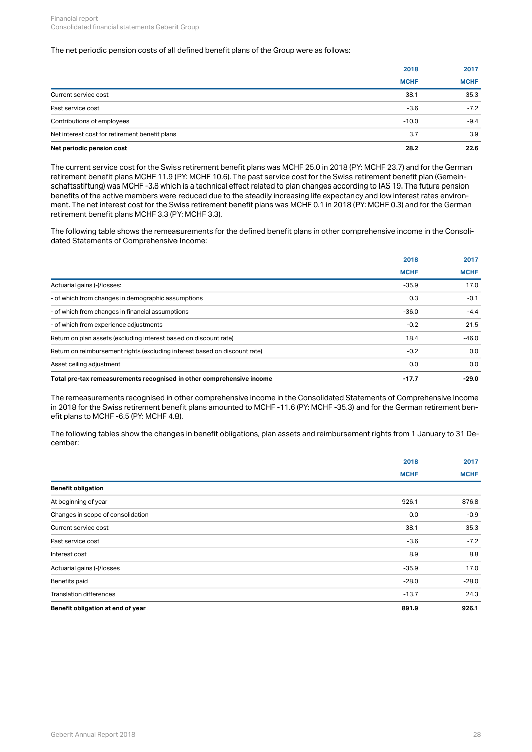The net periodic pension costs of all defined benefit plans of the Group were as follows:

| | 2018 | 2017 |
|---|---|---|
| | MCHF | MCHF |
| Current service cost | 38.1 | 35.3 |
| Past service cost | -3.6 | -7.2 |
| Contributions of employees | -10.0 | -9.4 |
| Net interest cost for retirement benefit plans | 3.7 | 3.9 |
| **Net periodic pension cost** | **28.2** | **22.6** |

The current service cost for the Swiss retirement benefit plans was MCHF 25.0 in 2018 (PY: MCHF 23.7) and for the German retirement benefit plans MCHF 11.9 (PY: MCHF 10.6). The past service cost for the Swiss retirement benefit plan (Gemeinschaftsstiftung) was MCHF -3.8 which is a technical effect related to plan changes according to IAS 19. The future pension benefits of the active members were reduced due to the steadily increasing life expectancy and low interest rates environment. The net interest cost for the Swiss retirement benefit plans was MCHF 0.1 in 2018 (PY: MCHF 0.3) and for the German retirement benefit plans MCHF 3.3 (PY: MCHF 3.3).

The following table shows the remeasurements for the defined benefit plans in other comprehensive income in the Consolidated Statements of Comprehensive Income:

| | 2018 | 2017 |
|---|---|---|
| | MCHF | MCHF |
| Actuarial gains (-)/losses: | -35.9 | 17.0 |
| - of which from changes in demographic assumptions | 0.3 | -0.1 |
| - of which from changes in financial assumptions | -36.0 | -4.4 |
| - of which from experience adjustments | -0.2 | 21.5 |
| Return on plan assets (excluding interest based on discount rate) | 18.4 | -46.0 |
| Return on reimbursement rights (excluding interest based on discount rate) | -0.2 | 0.0 |
| Asset ceiling adjustment | 0.0 | 0.0 |
| **Total pre-tax remeasurements recognised in other comprehensive income** | **-17.7** | **-29.0** |

The remeasurements recognised in other comprehensive income in the Consolidated Statements of Comprehensive Income in 2018 for the Swiss retirement benefit plans amounted to MCHF -11.6 (PY: MCHF -35.3) and for the German retirement benefit plans to MCHF -6.5 (PY: MCHF 4.8).

The following tables show the changes in benefit obligations, plan assets and reimbursement rights from 1 January to 31 December:

| | 2018 | 2017 |
|---|---|---|
| | MCHF | MCHF |
| **Benefit obligation** | | |
| At beginning of year | 926.1 | 876.8 |
| Changes in scope of consolidation | 0.0 | -0.9 |
| Current service cost | 38.1 | 35.3 |
| Past service cost | -3.6 | -7.2 |
| Interest cost | 8.9 | 8.8 |
| Actuarial gains (-)/losses | -35.9 | 17.0 |
| Benefits paid | -28.0 | -28.0 |
| Translation differences | -13.7 | 24.3 |
| **Benefit obligation at end of year** | **891.9** | **926.1** |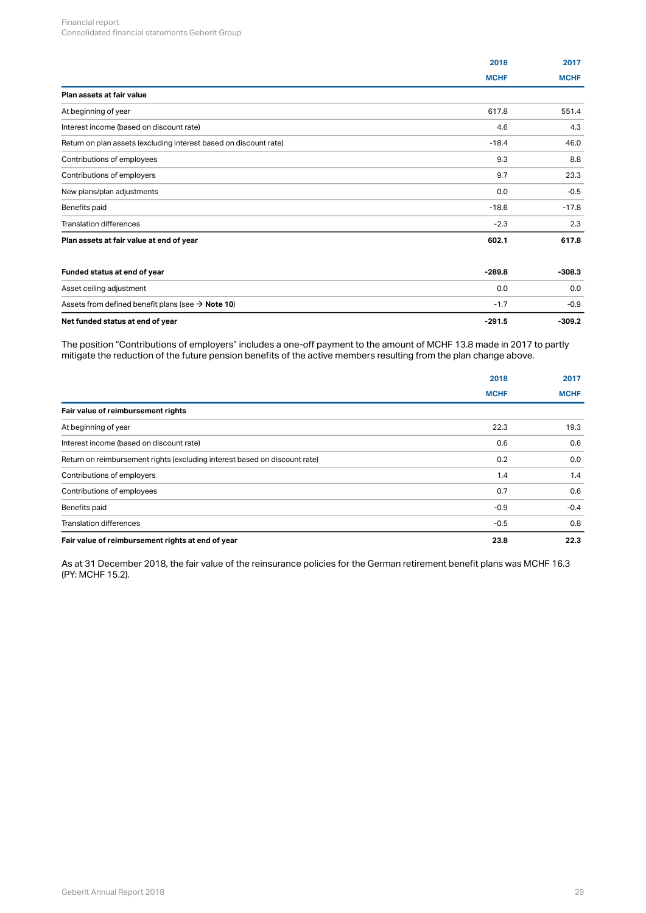| | 2018 | 2017 |
|---|---|---|
| | MCHF | MCHF |
| **Plan assets at fair value** | | |
| At beginning of year | 617.8 | 551.4 |
| Interest income (based on discount rate) | 4.6 | 4.3 |
| Return on plan assets (excluding interest based on discount rate) | -18.4 | 46.0 |
| Contributions of employees | 9.3 | 8.8 |
| Contributions of employers | 9.7 | 23.3 |
| New plans/plan adjustments | 0.0 | -0.5 |
| Benefits paid | -18.6 | -17.8 |
| Translation differences | -2.3 | 2.3 |
| **Plan assets at fair value at end of year** | **602.1** | **617.8** |
| | | |
| **Funded status at end of year** | **-289.8** | **-308.3** |
| Asset ceiling adjustment | 0.0 | 0.0 |
| Assets from defined benefit plans (see → **Note 10**) | -1.7 | -0.9 |
| **Net funded status at end of year** | **-291.5** | **-309.2** |

The position “Contributions of employers” includes a one-off payment to the amount of MCHF 13.8 made in 2017 to partly mitigate the reduction of the future pension benefits of the active members resulting from the plan change above.

| | 2018 | 2017 |
|---|---|---|
| | MCHF | MCHF |
| **Fair value of reimbursement rights** | | |
| At beginning of year | 22.3 | 19.3 |
| Interest income (based on discount rate) | 0.6 | 0.6 |
| Return on reimbursement rights (excluding interest based on discount rate) | 0.2 | 0.0 |
| Contributions of employers | 1.4 | 1.4 |
| Contributions of employees | 0.7 | 0.6 |
| Benefits paid | -0.9 | -0.4 |
| Translation differences | -0.5 | 0.8 |
| **Fair value of reimbursement rights at end of year** | **23.8** | **22.3** |

As at 31 December 2018, the fair value of the reinsurance policies for the German retirement benefit plans was MCHF 16.3 (PY: MCHF 15.2).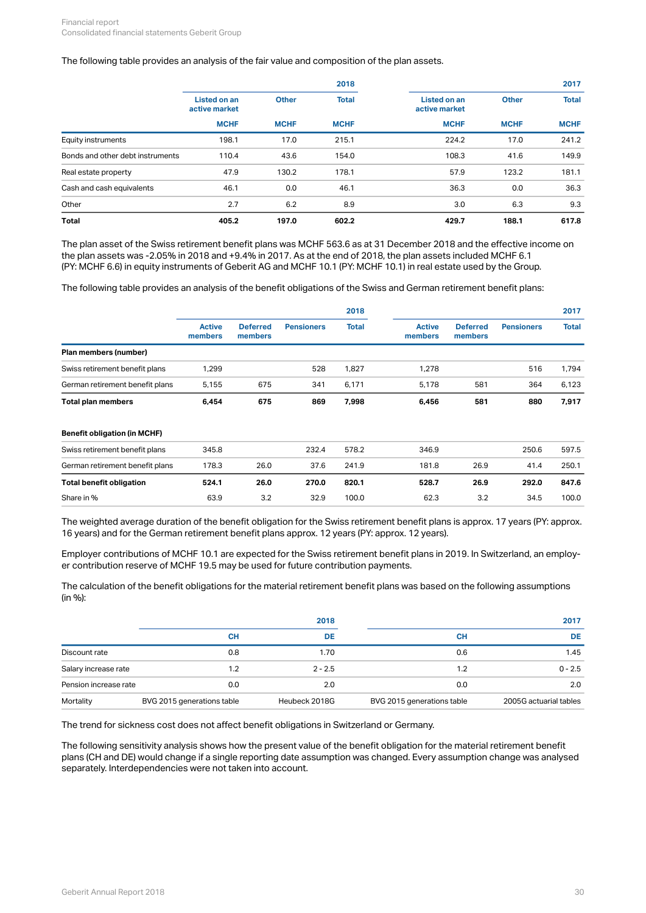The following table provides an analysis of the fair value and composition of the plan assets.

| | 2018 | | | 2017 | | |
|---|---|---|---|---|---|---|
| | Listed on an active market | Other | Total | Listed on an active market | Other | Total |
| | MCHF | MCHF | MCHF | MCHF | MCHF | MCHF |
| Equity instruments | 198.1 | 17.0 | 215.1 | 224.2 | 17.0 | 241.2 |
| Bonds and other debt instruments | 110.4 | 43.6 | 154.0 | 108.3 | 41.6 | 149.9 |
| Real estate property | 47.9 | 130.2 | 178.1 | 57.9 | 123.2 | 181.1 |
| Cash and cash equivalents | 46.1 | 0.0 | 46.1 | 36.3 | 0.0 | 36.3 |
| Other | 2.7 | 6.2 | 8.9 | 3.0 | 6.3 | 9.3 |
| **Total** | **405.2** | **197.0** | **602.2** | **429.7** | **188.1** | **617.8** |

The plan asset of the Swiss retirement benefit plans was MCHF 563.6 as at 31 December 2018 and the effective income on the plan assets was -2.05% in 2018 and +9.4% in 2017. As at the end of 2018, the plan assets included MCHF 6.1 (PY: MCHF 6.6) in equity instruments of Geberit AG and MCHF 10.1 (PY: MCHF 10.1) in real estate used by the Group.

The following table provides an analysis of the benefit obligations of the Swiss and German retirement benefit plans:

| | 2018 | | | | 2017 | | | |
|---|---|---|---|---|---|---|---|---|
| | Active members | Deferred members | Pensioners | Total | Active members | Deferred members | Pensioners | Total |
| **Plan members (number)** | | | | | | | | |
| Swiss retirement benefit plans | 1,299 | | 528 | 1,827 | 1,278 | | 516 | 1,794 |
| German retirement benefit plans | 5,155 | 675 | 341 | 6,171 | 5,178 | 581 | 364 | 6,123 |
| **Total plan members** | **6,454** | **675** | **869** | **7,998** | **6,456** | **581** | **880** | **7,917** |
| | | | | | | | | |
| **Benefit obligation (in MCHF)** | | | | | | | | |
| Swiss retirement benefit plans | 345.8 | | 232.4 | 578.2 | 346.9 | | 250.6 | 597.5 |
| German retirement benefit plans | 178.3 | 26.0 | 37.6 | 241.9 | 181.8 | 26.9 | 41.4 | 250.1 |
| **Total benefit obligation** | **524.1** | **26.0** | **270.0** | **820.1** | **528.7** | **26.9** | **292.0** | **847.6** |
| Share in % | 63.9 | 3.2 | 32.9 | 100.0 | 62.3 | 3.2 | 34.5 | 100.0 |

The weighted average duration of the benefit obligation for the Swiss retirement benefit plans is approx. 17 years (PY: approx. 16 years) and for the German retirement benefit plans approx. 12 years (PY: approx. 12 years).

Employer contributions of MCHF 10.1 are expected for the Swiss retirement benefit plans in 2019. In Switzerland, an employer contribution reserve of MCHF 19.5 may be used for future contribution payments.

The calculation of the benefit obligations for the material retirement benefit plans was based on the following assumptions (in %):

| | 2018 | | 2017 | |
|---|---|---|---|---|
| | CH | DE | CH | DE |
| Discount rate | 0.8 | 1.70 | 0.6 | 1.45 |
| Salary increase rate | 1.2 | 2 - 2.5 | 1.2 | 0 - 2.5 |
| Pension increase rate | 0.0 | 2.0 | 0.0 | 2.0 |
| Mortality | BVG 2015 generations table | Heubeck 2018G | BVG 2015 generations table | 2005G actuarial tables |

The trend for sickness cost does not affect benefit obligations in Switzerland or Germany.

The following sensitivity analysis shows how the present value of the benefit obligation for the material retirement benefit plans (CH and DE) would change if a single reporting date assumption was changed. Every assumption change was analysed separately. Interdependencies were not taken into account.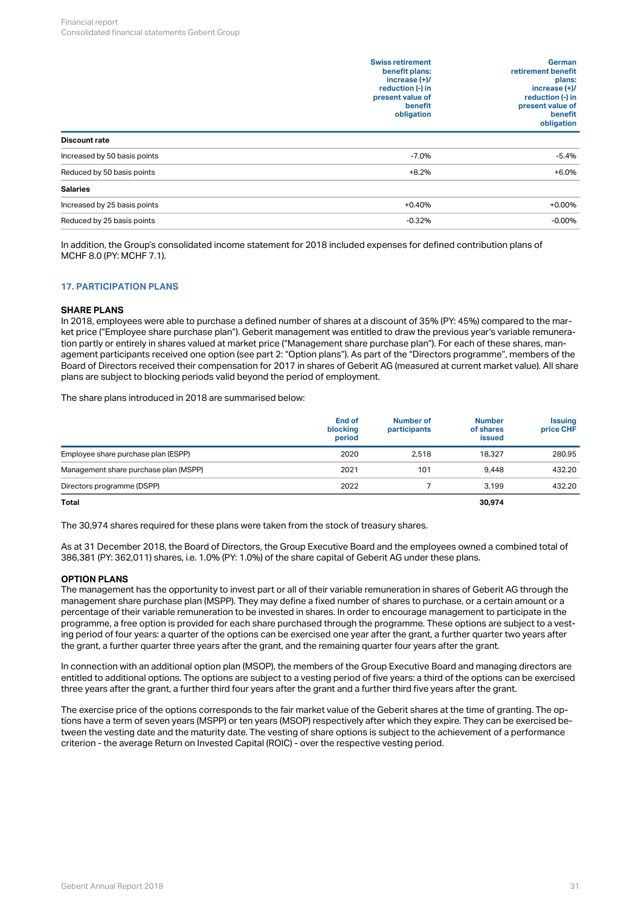| | Swiss retirement benefit plans: increase (+)/ reduction (-) in present value of benefit obligation | German retirement benefit plans: increase (+)/ reduction (-) in present value of benefit obligation |
|---|---|---|
| **Discount rate** | | |
| Increased by 50 basis points | -7.0% | -5.4% |
| Reduced by 50 basis points | +8.2% | +6.0% |
| **Salaries** | | |
| Increased by 25 basis points | +0.40% | +0.00% |
| Reduced by 25 basis points | -0.32% | -0.00% |

In addition, the Group's consolidated income statement for 2018 included expenses for defined contribution plans of MCHF 8.0 (PY: MCHF 7.1).

## 17. PARTICIPATION PLANS

### SHARE PLANS

In 2018, employees were able to purchase a defined number of shares at a discount of 35% (PY: 45%) compared to the market price ("Employee share purchase plan"). Geberit management was entitled to draw the previous year's variable remuneration partly or entirely in shares valued at market price ("Management share purchase plan"). For each of these shares, management participants received one option (see part 2: "Option plans"). As part of the "Directors programme", members of the Board of Directors received their compensation for 2017 in shares of Geberit AG (measured at current market value). All share plans are subject to blocking periods valid beyond the period of employment.

The share plans introduced in 2018 are summarised below:

| | End of blocking period | Number of participants | Number of shares issued | Issuing price CHF |
|---|---|---|---|---|
| Employee share purchase plan (ESPP) | 2020 | 2,518 | 18,327 | 280.95 |
| Management share purchase plan (MSPP) | 2021 | 101 | 9,448 | 432.20 |
| Directors programme (DSPP) | 2022 | 7 | 3,199 | 432.20 |
| **Total** | | | **30,974** | |

The 30,974 shares required for these plans were taken from the stock of treasury shares.

As at 31 December 2018, the Board of Directors, the Group Executive Board and the employees owned a combined total of 386,381 (PY: 362,011) shares, i.e. 1.0% (PY: 1.0%) of the share capital of Geberit AG under these plans.

### OPTION PLANS

The management has the opportunity to invest part or all of their variable remuneration in shares of Geberit AG through the management share purchase plan (MSPP). They may define a fixed number of shares to purchase, or a certain amount or a percentage of their variable remuneration to be invested in shares. In order to encourage management to participate in the programme, a free option is provided for each share purchased through the programme. These options are subject to a vesting period of four years: a quarter of the options can be exercised one year after the grant, a further quarter two years after the grant, a further quarter three years after the grant, and the remaining quarter four years after the grant.

In connection with an additional option plan (MSOP), the members of the Group Executive Board and managing directors are entitled to additional options. The options are subject to a vesting period of five years: a third of the options can be exercised three years after the grant, a further third four years after the grant and a further third five years after the grant.

The exercise price of the options corresponds to the fair market value of the Geberit shares at the time of granting. The options have a term of seven years (MSPP) or ten years (MSOP) respectively after which they expire. They can be exercised between the vesting date and the maturity date. The vesting of share options is subject to the achievement of a performance criterion - the average Return on Invested Capital (ROIC) - over the respective vesting period.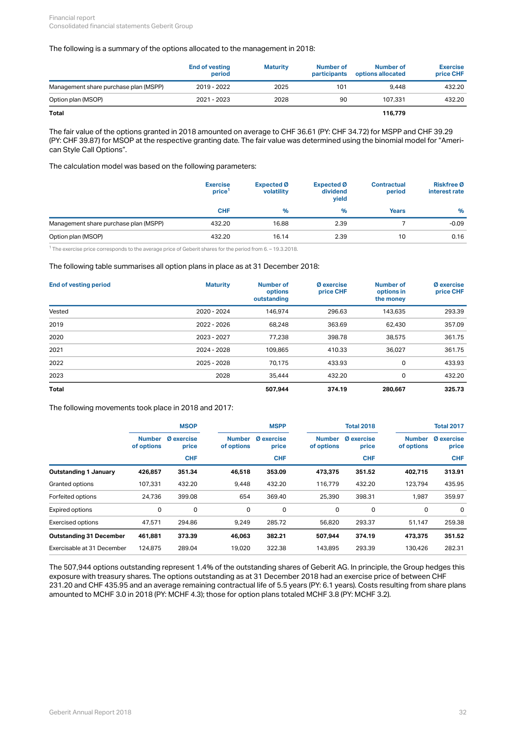The following is a summary of the options allocated to the management in 2018:

| | End of vesting period | Maturity | Number of participants | Number of options allocated | Exercise price CHF |
|---|---|---|---|---|---|
| Management share purchase plan (MSPP) | 2019 - 2022 | 2025 | 101 | 9,448 | 432.20 |
| Option plan (MSOP) | 2021 - 2023 | 2028 | 90 | 107,331 | 432.20 |
| **Total** | | | | **116,779** | |

The fair value of the options granted in 2018 amounted on average to CHF 36.61 (PY: CHF 34.72) for MSPP and CHF 39.29 (PY: CHF 39.87) for MSOP at the respective granting date. The fair value was determined using the binomial model for "American Style Call Options".

The calculation model was based on the following parameters:

| | Exercise price[1] | Expected Ø volatility | Expected Ø dividend yield | Contractual period | Riskfree Ø interest rate |
|---|---|---|---|---|---|
| | CHF | % | % | Years | % |
| Management share purchase plan (MSPP) | 432.20 | 16.88 | 2.39 | 7 | -0.09 |
| Option plan (MSOP) | 432.20 | 16.14 | 2.39 | 10 | 0.16 |

[1] The exercise price corresponds to the average price of Geberit shares for the period from 6. – 19.3.2018.

The following table summarises all option plans in place as at 31 December 2018:

| End of vesting period | Maturity | Number of options outstanding | Ø exercise price CHF | Number of options in the money | Ø exercise price CHF |
|---|---|---|---|---|---|
| Vested | 2020 - 2024 | 146,974 | 296.63 | 143,635 | 293.39 |
| 2019 | 2022 - 2026 | 68,248 | 363.69 | 62,430 | 357.09 |
| 2020 | 2023 - 2027 | 77,238 | 398.78 | 38,575 | 361.75 |
| 2021 | 2024 - 2028 | 109,865 | 410.33 | 36,027 | 361.75 |
| 2022 | 2025 - 2028 | 70,175 | 433.93 | 0 | 433.93 |
| 2023 | 2028 | 35,444 | 432.20 | 0 | 432.20 |
| **Total** | | **507,944** | **374.19** | **280,667** | **325.73** |

The following movements took place in 2018 and 2017:

| | MSOP | | MSPP | | Total 2018 | | Total 2017 | |
|---|---|---|---|---|---|---|---|---|
| | Number of options | Ø exercise price | Number of options | Ø exercise price | Number of options | Ø exercise price | Number of options | Ø exercise price |
| | | CHF | | CHF | | CHF | | CHF |
| **Outstanding 1 January** | **426,857** | **351.34** | **46,518** | **353.09** | **473,375** | **351.52** | **402,715** | **313.91** |
| Granted options | 107,331 | 432.20 | 9,448 | 432.20 | 116,779 | 432.20 | 123,794 | 435.95 |
| Forfeited options | 24,736 | 399.08 | 654 | 369.40 | 25,390 | 398.31 | 1,987 | 359.97 |
| Expired options | 0 | 0 | 0 | 0 | 0 | 0 | 0 | 0 |
| Exercised options | 47,571 | 294.86 | 9,249 | 285.72 | 56,820 | 293.37 | 51,147 | 259.38 |
| **Outstanding 31 December** | **461,881** | **373.39** | **46,063** | **382.21** | **507,944** | **374.19** | **473,375** | **351.52** |
| Exercisable at 31 December | 124,875 | 289.04 | 19,020 | 322.38 | 143,895 | 293.39 | 130,426 | 282.31 |

The 507,944 options outstanding represent 1.4% of the outstanding shares of Geberit AG. In principle, the Group hedges this exposure with treasury shares. The options outstanding as at 31 December 2018 had an exercise price of between CHF 231.20 and CHF 435.95 and an average remaining contractual life of 5.5 years (PY: 6.1 years). Costs resulting from share plans amounted to MCHF 3.0 in 2018 (PY: MCHF 4.3); those for option plans totaled MCHF 3.8 (PY: MCHF 3.2).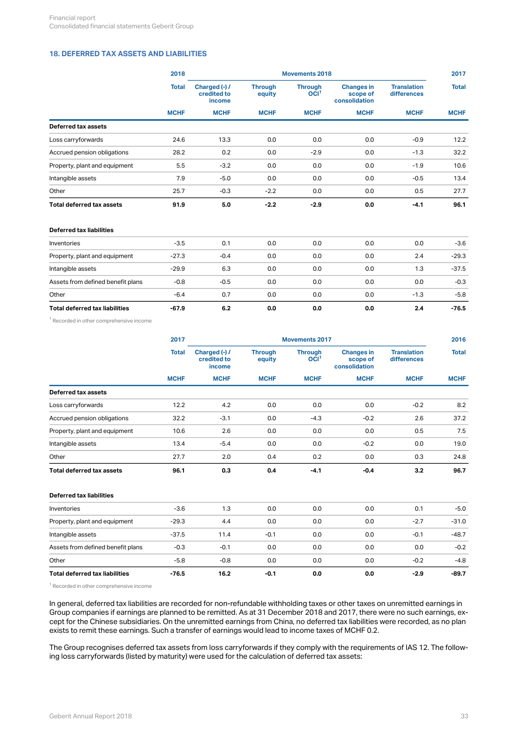### 18. DEFERRED TAX ASSETS AND LIABILITIES

| | 2018 | Movements 2018 | | | | | 2017 |
|---|---|---|---|---|---|---|---|
| | Total | Charged (-) / credited to income | Through equity | Through OCI[1] | Changes in scope of consolidation | Translation differences | Total |
| | MCHF | MCHF | MCHF | MCHF | MCHF | MCHF | MCHF |
| **Deferred tax assets** | | | | | | | |
| Loss carryforwards | 24.6 | 13.3 | 0.0 | 0.0 | 0.0 | -0.9 | 12.2 |
| Accrued pension obligations | 28.2 | 0.2 | 0.0 | -2.9 | 0.0 | -1.3 | 32.2 |
| Property, plant and equipment | 5.5 | -3.2 | 0.0 | 0.0 | 0.0 | -1.9 | 10.6 |
| Intangible assets | 7.9 | -5.0 | 0.0 | 0.0 | 0.0 | -0.5 | 13.4 |
| Other | 25.7 | -0.3 | -2.2 | 0.0 | 0.0 | 0.5 | 27.7 |
| **Total deferred tax assets** | **91.9** | **5.0** | **-2.2** | **-2.9** | **0.0** | **-4.1** | **96.1** |
| | | | | | | | |
| **Deferred tax liabilities** | | | | | | | |
| Inventories | -3.5 | 0.1 | 0.0 | 0.0 | 0.0 | 0.0 | -3.6 |
| Property, plant and equipment | -27.3 | -0.4 | 0.0 | 0.0 | 0.0 | 2.4 | -29.3 |
| Intangible assets | -29.9 | 6.3 | 0.0 | 0.0 | 0.0 | 1.3 | -37.5 |
| Assets from defined benefit plans | -0.8 | -0.5 | 0.0 | 0.0 | 0.0 | 0.0 | -0.3 |
| Other | -6.4 | 0.7 | 0.0 | 0.0 | 0.0 | -1.3 | -5.8 |
| **Total deferred tax liabilities** | **-67.9** | **6.2** | **0.0** | **0.0** | **0.0** | **2.4** | **-76.5** |

[1] Recorded in other comprehensive income

| | 2017 | Movements 2017 | | | | | 2016 |
|---|---|---|---|---|---|---|---|
| | Total | Charged (-) / credited to income | Through equity | Through OCI[1] | Changes in scope of consolidation | Translation differences | Total |
| | MCHF | MCHF | MCHF | MCHF | MCHF | MCHF | MCHF |
| **Deferred tax assets** | | | | | | | |
| Loss carryforwards | 12.2 | 4.2 | 0.0 | 0.0 | 0.0 | -0.2 | 8.2 |
| Accrued pension obligations | 32.2 | -3.1 | 0.0 | -4.3 | -0.2 | 2.6 | 37.2 |
| Property, plant and equipment | 10.6 | 2.6 | 0.0 | 0.0 | 0.0 | 0.5 | 7.5 |
| Intangible assets | 13.4 | -5.4 | 0.0 | 0.0 | -0.2 | 0.0 | 19.0 |
| Other | 27.7 | 2.0 | 0.4 | 0.2 | 0.0 | 0.3 | 24.8 |
| **Total deferred tax assets** | **96.1** | **0.3** | **0.4** | **-4.1** | **-0.4** | **3.2** | **96.7** |
| | | | | | | | |
| **Deferred tax liabilities** | | | | | | | |
| Inventories | -3.6 | 1.3 | 0.0 | 0.0 | 0.0 | 0.1 | -5.0 |
| Property, plant and equipment | -29.3 | 4.4 | 0.0 | 0.0 | 0.0 | -2.7 | -31.0 |
| Intangible assets | -37.5 | 11.4 | -0.1 | 0.0 | 0.0 | -0.1 | -48.7 |
| Assets from defined benefit plans | -0.3 | -0.1 | 0.0 | 0.0 | 0.0 | 0.0 | -0.2 |
| Other | -5.8 | -0.8 | 0.0 | 0.0 | 0.0 | -0.2 | -4.8 |
| **Total deferred tax liabilities** | **-76.5** | **16.2** | **-0.1** | **0.0** | **0.0** | **-2.9** | **-89.7** |

[1] Recorded in other comprehensive income

In general, deferred tax liabilities are recorded for non-refundable withholding taxes or other taxes on unremitted earnings in Group companies if earnings are planned to be remitted. As at 31 December 2018 and 2017, there were no such earnings, except for the Chinese subsidiaries. On the unremitted earnings from China, no deferred tax liabilities were recorded, as no plan exists to remit these earnings. Such a transfer of earnings would lead to income taxes of MCHF 0.2.

The Group recognises deferred tax assets from loss carryforwards if they comply with the requirements of IAS 12. The following loss carryforwards (listed by maturity) were used for the calculation of deferred tax assets: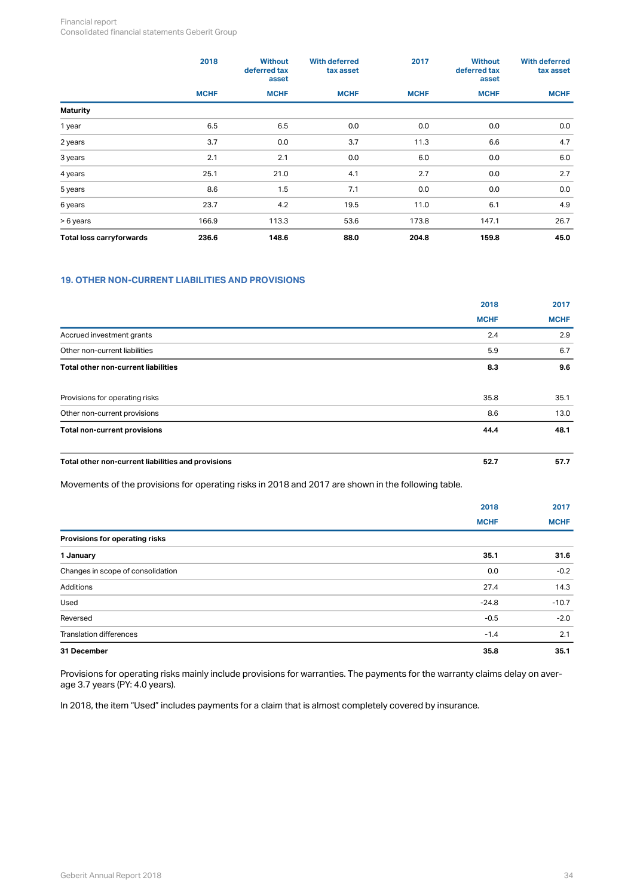| | 2018 | Without deferred tax asset | With deferred tax asset | 2017 | Without deferred tax asset | With deferred tax asset |
|---|---|---|---|---|---|---|
| | MCHF | MCHF | MCHF | MCHF | MCHF | MCHF |
| **Maturity** | | | | | | |
| 1 year | 6.5 | 6.5 | 0.0 | 0.0 | 0.0 | 0.0 |
| 2 years | 3.7 | 0.0 | 3.7 | 11.3 | 6.6 | 4.7 |
| 3 years | 2.1 | 2.1 | 0.0 | 6.0 | 0.0 | 6.0 |
| 4 years | 25.1 | 21.0 | 4.1 | 2.7 | 0.0 | 2.7 |
| 5 years | 8.6 | 1.5 | 7.1 | 0.0 | 0.0 | 0.0 |
| 6 years | 23.7 | 4.2 | 19.5 | 11.0 | 6.1 | 4.9 |
| > 6 years | 166.9 | 113.3 | 53.6 | 173.8 | 147.1 | 26.7 |
| **Total loss carryforwards** | **236.6** | **148.6** | **88.0** | **204.8** | **159.8** | **45.0** |

## 19. OTHER NON-CURRENT LIABILITIES AND PROVISIONS

| | 2018 | 2017 |
|---|---|---|
| | MCHF | MCHF |
| Accrued investment grants | 2.4 | 2.9 |
| Other non-current liabilities | 5.9 | 6.7 |
| **Total other non-current liabilities** | **8.3** | **9.6** |
| | | |
| Provisions for operating risks | 35.8 | 35.1 |
| Other non-current provisions | 8.6 | 13.0 |
| **Total non-current provisions** | **44.4** | **48.1** |
| | | |
| **Total other non-current liabilities and provisions** | **52.7** | **57.7** |

Movements of the provisions for operating risks in 2018 and 2017 are shown in the following table.

| | 2018 | 2017 |
|---|---|---|
| | MCHF | MCHF |
| **Provisions for operating risks** | | |
| **1 January** | **35.1** | **31.6** |
| Changes in scope of consolidation | 0.0 | -0.2 |
| Additions | 27.4 | 14.3 |
| Used | -24.8 | -10.7 |
| Reversed | -0.5 | -2.0 |
| Translation differences | -1.4 | 2.1 |
| **31 December** | **35.8** | **35.1** |

Provisions for operating risks mainly include provisions for warranties. The payments for the warranty claims delay on average 3.7 years (PY: 4.0 years).

In 2018, the item "Used" includes payments for a claim that is almost completely covered by insurance.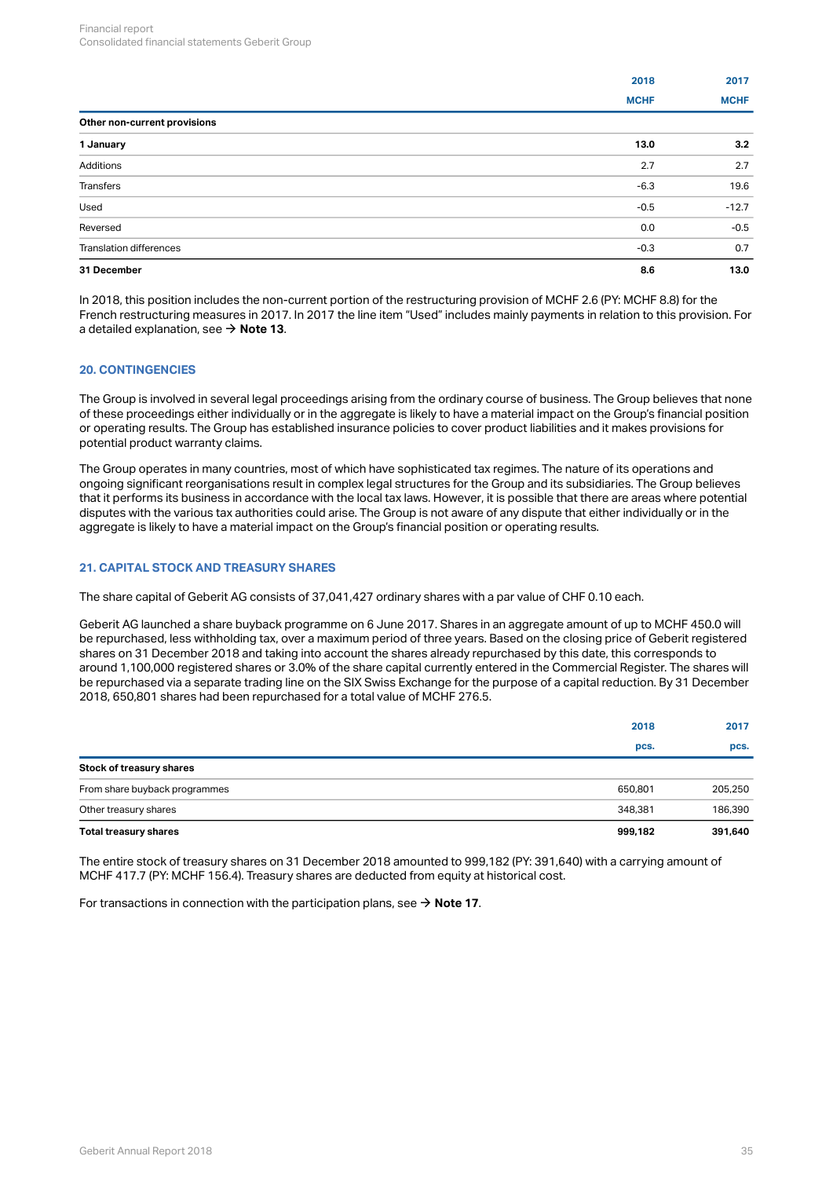| | 2018 | 2017 |
|---|---|---|
| | MCHF | MCHF |
| **Other non-current provisions** | | |
| **1 January** | **13.0** | **3.2** |
| Additions | 2.7 | 2.7 |
| Transfers | -6.3 | 19.6 |
| Used | -0.5 | -12.7 |
| Reversed | 0.0 | -0.5 |
| Translation differences | -0.3 | 0.7 |
| **31 December** | **8.6** | **13.0** |

In 2018, this position includes the non-current portion of the restructuring provision of MCHF 2.6 (PY: MCHF 8.8) for the French restructuring measures in 2017. In 2017 the line item "Used" includes mainly payments in relation to this provision. For a detailed explanation, see → **Note 13**.

## 20. CONTINGENCIES

The Group is involved in several legal proceedings arising from the ordinary course of business. The Group believes that none of these proceedings either individually or in the aggregate is likely to have a material impact on the Group's financial position or operating results. The Group has established insurance policies to cover product liabilities and it makes provisions for potential product warranty claims.

The Group operates in many countries, most of which have sophisticated tax regimes. The nature of its operations and ongoing significant reorganisations result in complex legal structures for the Group and its subsidiaries. The Group believes that it performs its business in accordance with the local tax laws. However, it is possible that there are areas where potential disputes with the various tax authorities could arise. The Group is not aware of any dispute that either individually or in the aggregate is likely to have a material impact on the Group's financial position or operating results.

## 21. CAPITAL STOCK AND TREASURY SHARES

The share capital of Geberit AG consists of 37,041,427 ordinary shares with a par value of CHF 0.10 each.

Geberit AG launched a share buyback programme on 6 June 2017. Shares in an aggregate amount of up to MCHF 450.0 will be repurchased, less withholding tax, over a maximum period of three years. Based on the closing price of Geberit registered shares on 31 December 2018 and taking into account the shares already repurchased by this date, this corresponds to around 1,100,000 registered shares or 3.0% of the share capital currently entered in the Commercial Register. The shares will be repurchased via a separate trading line on the SIX Swiss Exchange for the purpose of a capital reduction. By 31 December 2018, 650,801 shares had been repurchased for a total value of MCHF 276.5.

| | 2018 | 2017 |
|---|---|---|
| | pcs. | pcs. |
| **Stock of treasury shares** | | |
| From share buyback programmes | 650,801 | 205,250 |
| Other treasury shares | 348,381 | 186,390 |
| **Total treasury shares** | **999,182** | **391,640** |

The entire stock of treasury shares on 31 December 2018 amounted to 999,182 (PY: 391,640) with a carrying amount of MCHF 417.7 (PY: MCHF 156.4). Treasury shares are deducted from equity at historical cost.

For transactions in connection with the participation plans, see → **Note 17**.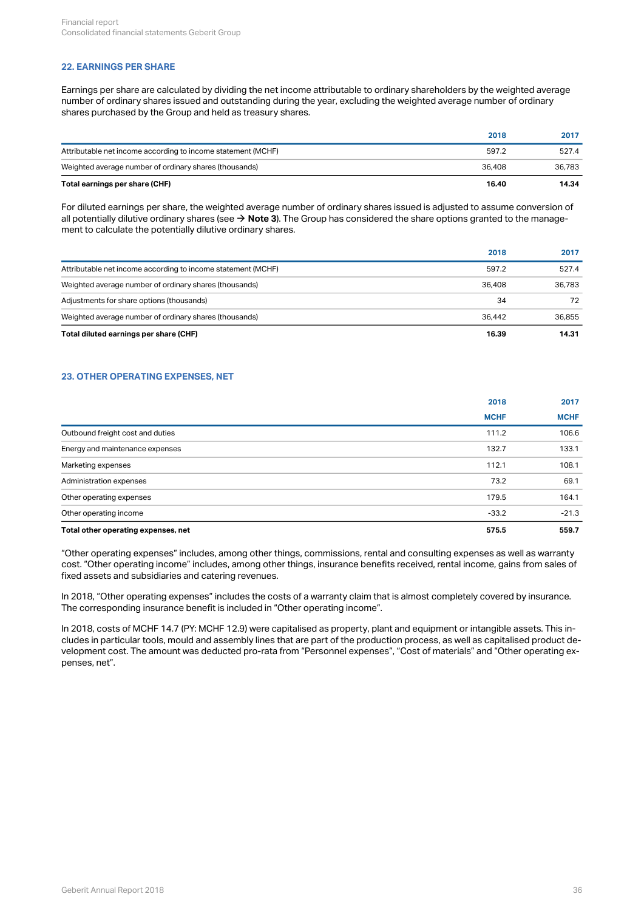## 22. EARNINGS PER SHARE

Earnings per share are calculated by dividing the net income attributable to ordinary shareholders by the weighted average number of ordinary shares issued and outstanding during the year, excluding the weighted average number of ordinary shares purchased by the Group and held as treasury shares.

| | 2018 | 2017 |
|---|---|---|
| Attributable net income according to income statement (MCHF) | 597.2 | 527.4 |
| Weighted average number of ordinary shares (thousands) | 36,408 | 36,783 |
| **Total earnings per share (CHF)** | **16.40** | **14.34** |

For diluted earnings per share, the weighted average number of ordinary shares issued is adjusted to assume conversion of all potentially dilutive ordinary shares (see → **Note 3**). The Group has considered the share options granted to the management to calculate the potentially dilutive ordinary shares.

| | 2018 | 2017 |
|---|---|---|
| Attributable net income according to income statement (MCHF) | 597.2 | 527.4 |
| Weighted average number of ordinary shares (thousands) | 36,408 | 36,783 |
| Adjustments for share options (thousands) | 34 | 72 |
| Weighted average number of ordinary shares (thousands) | 36,442 | 36,855 |
| **Total diluted earnings per share (CHF)** | **16.39** | **14.31** |

## 23. OTHER OPERATING EXPENSES, NET

| | 2018 | 2017 |
|---|---|---|
| | MCHF | MCHF |
| Outbound freight cost and duties | 111.2 | 106.6 |
| Energy and maintenance expenses | 132.7 | 133.1 |
| Marketing expenses | 112.1 | 108.1 |
| Administration expenses | 73.2 | 69.1 |
| Other operating expenses | 179.5 | 164.1 |
| Other operating income | -33.2 | -21.3 |
| **Total other operating expenses, net** | **575.5** | **559.7** |

"Other operating expenses" includes, among other things, commissions, rental and consulting expenses as well as warranty cost. "Other operating income" includes, among other things, insurance benefits received, rental income, gains from sales of fixed assets and subsidiaries and catering revenues.

In 2018, "Other operating expenses" includes the costs of a warranty claim that is almost completely covered by insurance. The corresponding insurance benefit is included in "Other operating income".

In 2018, costs of MCHF 14.7 (PY: MCHF 12.9) were capitalised as property, plant and equipment or intangible assets. This includes in particular tools, mould and assembly lines that are part of the production process, as well as capitalised product development cost. The amount was deducted pro-rata from "Personnel expenses", "Cost of materials" and "Other operating expenses, net".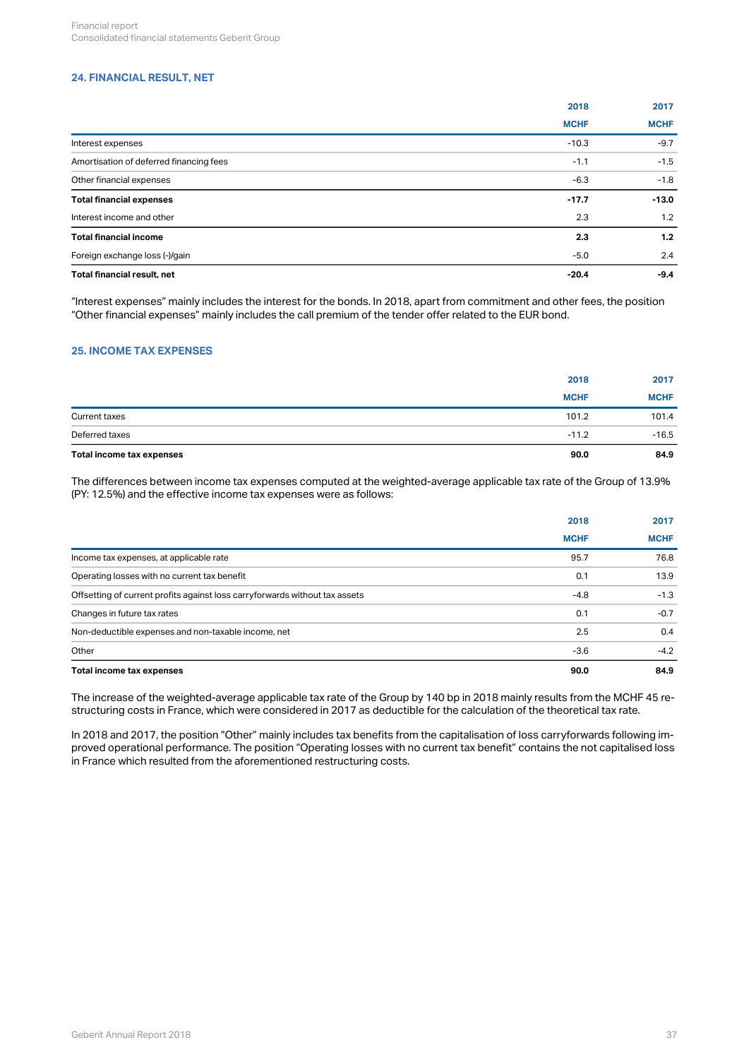### 24. FINANCIAL RESULT, NET

| | 2018 | 2017 |
|---|---|---|
| | MCHF | MCHF |
| Interest expenses | -10.3 | -9.7 |
| Amortisation of deferred financing fees | -1.1 | -1.5 |
| Other financial expenses | -6.3 | -1.8 |
| **Total financial expenses** | **-17.7** | **-13.0** |
| Interest income and other | 2.3 | 1.2 |
| **Total financial income** | **2.3** | **1.2** |
| Foreign exchange loss (-)/gain | -5.0 | 2.4 |
| **Total financial result, net** | **-20.4** | **-9.4** |

"Interest expenses" mainly includes the interest for the bonds. In 2018, apart from commitment and other fees, the position "Other financial expenses" mainly includes the call premium of the tender offer related to the EUR bond.

### 25. INCOME TAX EXPENSES

| | 2018 | 2017 |
|---|---|---|
| | MCHF | MCHF |
| Current taxes | 101.2 | 101.4 |
| Deferred taxes | -11.2 | -16.5 |
| **Total income tax expenses** | **90.0** | **84.9** |

The differences between income tax expenses computed at the weighted-average applicable tax rate of the Group of 13.9% (PY: 12.5%) and the effective income tax expenses were as follows:

| | 2018 | 2017 |
|---|---|---|
| | MCHF | MCHF |
| Income tax expenses, at applicable rate | 95.7 | 76.8 |
| Operating losses with no current tax benefit | 0.1 | 13.9 |
| Offsetting of current profits against loss carryforwards without tax assets | -4.8 | -1.3 |
| Changes in future tax rates | 0.1 | -0.7 |
| Non-deductible expenses and non-taxable income, net | 2.5 | 0.4 |
| Other | -3.6 | -4.2 |
| **Total income tax expenses** | **90.0** | **84.9** |

The increase of the weighted-average applicable tax rate of the Group by 140 bp in 2018 mainly results from the MCHF 45 restructuring costs in France, which were considered in 2017 as deductible for the calculation of the theoretical tax rate.

In 2018 and 2017, the position "Other" mainly includes tax benefits from the capitalisation of loss carryforwards following improved operational performance. The position "Operating losses with no current tax benefit" contains the not capitalised loss in France which resulted from the aforementioned restructuring costs.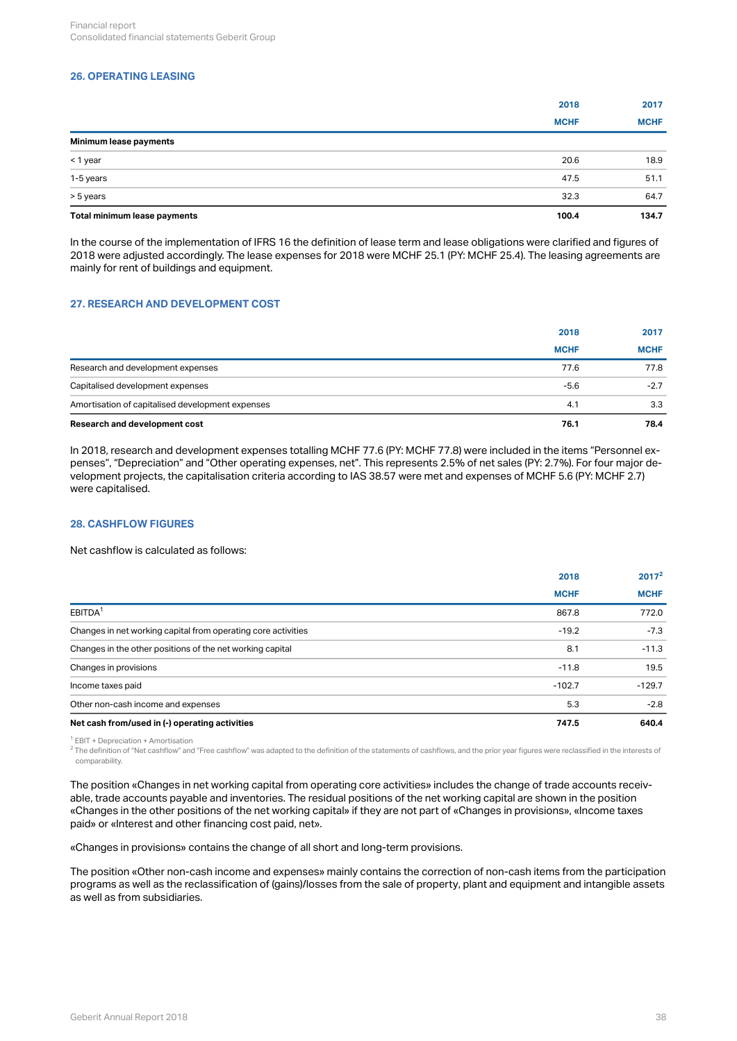## 26. OPERATING LEASING

| | 2018 | 2017 |
|---|---|---|
| | MCHF | MCHF |
| **Minimum lease payments** | | |
| < 1 year | 20.6 | 18.9 |
| 1-5 years | 47.5 | 51.1 |
| > 5 years | 32.3 | 64.7 |
| **Total minimum lease payments** | **100.4** | **134.7** |

In the course of the implementation of IFRS 16 the definition of lease term and lease obligations were clarified and figures of 2018 were adjusted accordingly. The lease expenses for 2018 were MCHF 25.1 (PY: MCHF 25.4). The leasing agreements are mainly for rent of buildings and equipment.

## 27. RESEARCH AND DEVELOPMENT COST

| | 2018 | 2017 |
|---|---|---|
| | MCHF | MCHF |
| Research and development expenses | 77.6 | 77.8 |
| Capitalised development expenses | -5.6 | -2.7 |
| Amortisation of capitalised development expenses | 4.1 | 3.3 |
| **Research and development cost** | **76.1** | **78.4** |

In 2018, research and development expenses totalling MCHF 77.6 (PY: MCHF 77.8) were included in the items "Personnel expenses", "Depreciation" and "Other operating expenses, net". This represents 2.5% of net sales (PY: 2.7%). For four major development projects, the capitalisation criteria according to IAS 38.57 were met and expenses of MCHF 5.6 (PY: MCHF 2.7) were capitalised.

## 28. CASHFLOW FIGURES

Net cashflow is calculated as follows:

| | 2018 | 2017[2] |
|---|---|---|
| | MCHF | MCHF |
| EBITDA[1] | 867.8 | 772.0 |
| Changes in net working capital from operating core activities | -19.2 | -7.3 |
| Changes in the other positions of the net working capital | 8.1 | -11.3 |
| Changes in provisions | -11.8 | 19.5 |
| Income taxes paid | -102.7 | -129.7 |
| Other non-cash income and expenses | 5.3 | -2.8 |
| **Net cash from/used in (-) operating activities** | **747.5** | **640.4** |

[1] EBIT + Depreciation + Amortisation
[2] The definition of "Net cashflow" and "Free cashflow" was adapted to the definition of the statements of cashflows, and the prior year figures were reclassified in the interests of comparability.

The position «Changes in net working capital from operating core activities» includes the change of trade accounts receivable, trade accounts payable and inventories. The residual positions of the net working capital are shown in the position «Changes in the other positions of the net working capital» if they are not part of «Changes in provisions», «Income taxes paid» or «Interest and other financing cost paid, net».

«Changes in provisions» contains the change of all short and long-term provisions.

The position «Other non-cash income and expenses» mainly contains the correction of non-cash items from the participation programs as well as the reclassification of (gains)/losses from the sale of property, plant and equipment and intangible assets as well as from subsidiaries.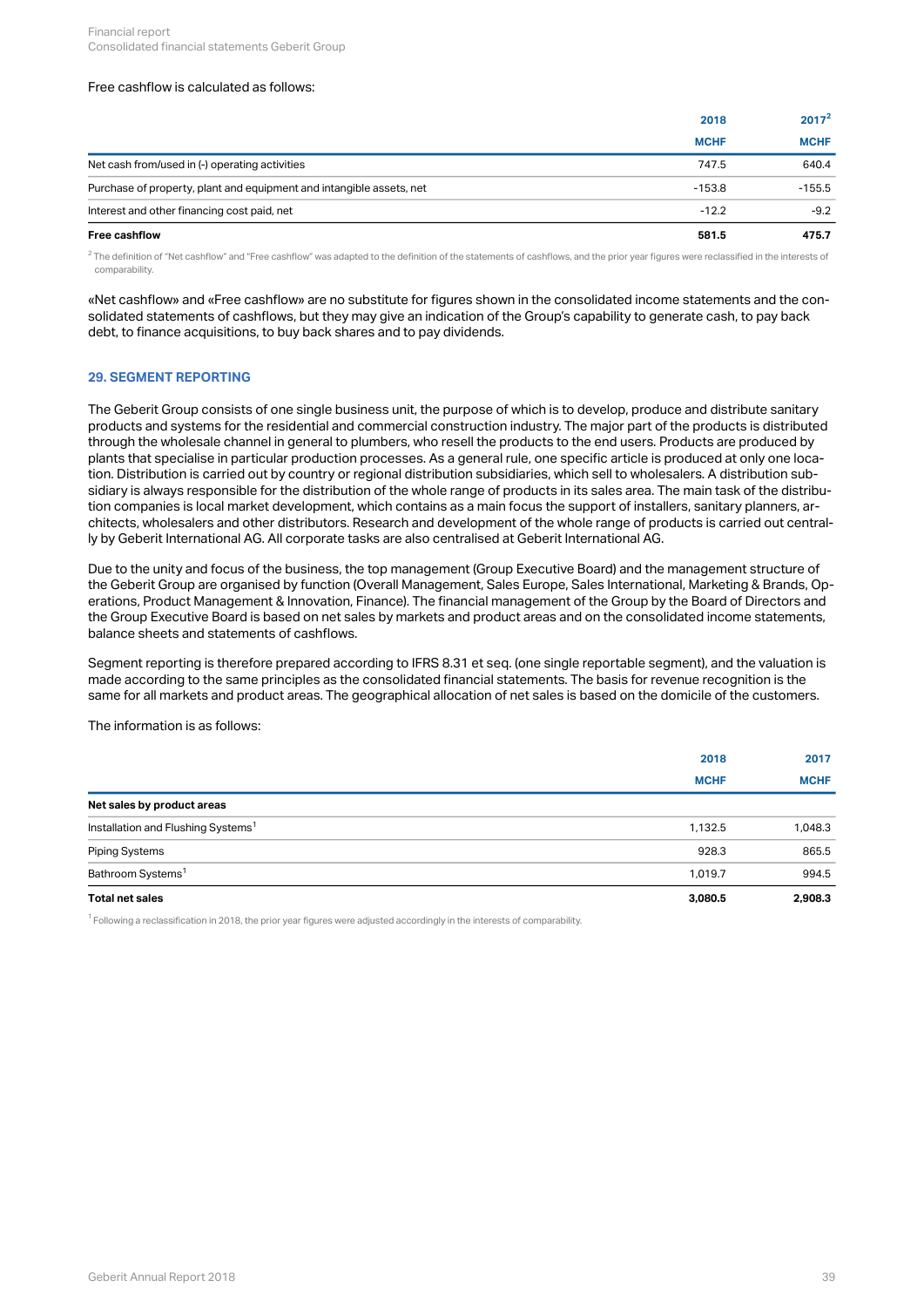Free cashflow is calculated as follows:

| | 2018 | 2017[2] |
|---|---|---|
| | MCHF | MCHF |
| Net cash from/used in (-) operating activities | 747.5 | 640.4 |
| Purchase of property, plant and equipment and intangible assets, net | -153.8 | -155.5 |
| Interest and other financing cost paid, net | -12.2 | -9.2 |
| **Free cashflow** | **581.5** | **475.7** |

[2] The definition of "Net cashflow" and "Free cashflow" was adapted to the definition of the statements of cashflows, and the prior year figures were reclassified in the interests of comparability.

«Net cashflow» and «Free cashflow» are no substitute for figures shown in the consolidated income statements and the consolidated statements of cashflows, but they may give an indication of the Group's capability to generate cash, to pay back debt, to finance acquisitions, to buy back shares and to pay dividends.

## 29. SEGMENT REPORTING

The Geberit Group consists of one single business unit, the purpose of which is to develop, produce and distribute sanitary products and systems for the residential and commercial construction industry. The major part of the products is distributed through the wholesale channel in general to plumbers, who resell the products to the end users. Products are produced by plants that specialise in particular production processes. As a general rule, one specific article is produced at only one location. Distribution is carried out by country or regional distribution subsidiaries, which sell to wholesalers. A distribution subsidiary is always responsible for the distribution of the whole range of products in its sales area. The main task of the distribution companies is local market development, which contains as a main focus the support of installers, sanitary planners, architects, wholesalers and other distributors. Research and development of the whole range of products is carried out centrally by Geberit International AG. All corporate tasks are also centralised at Geberit International AG.

Due to the unity and focus of the business, the top management (Group Executive Board) and the management structure of the Geberit Group are organised by function (Overall Management, Sales Europe, Sales International, Marketing & Brands, Operations, Product Management & Innovation, Finance). The financial management of the Group by the Board of Directors and the Group Executive Board is based on net sales by markets and product areas and on the consolidated income statements, balance sheets and statements of cashflows.

Segment reporting is therefore prepared according to IFRS 8.31 et seq. (one single reportable segment), and the valuation is made according to the same principles as the consolidated financial statements. The basis for revenue recognition is the same for all markets and product areas. The geographical allocation of net sales is based on the domicile of the customers.

The information is as follows:

| | 2018 | 2017 |
|---|---|---|
| | MCHF | MCHF |
| **Net sales by product areas** | | |
| Installation and Flushing Systems[1] | 1,132.5 | 1,048.3 |
| Piping Systems | 928.3 | 865.5 |
| Bathroom Systems[1] | 1,019.7 | 994.5 |
| **Total net sales** | **3,080.5** | **2,908.3** |

[1] Following a reclassification in 2018, the prior year figures were adjusted accordingly in the interests of comparability.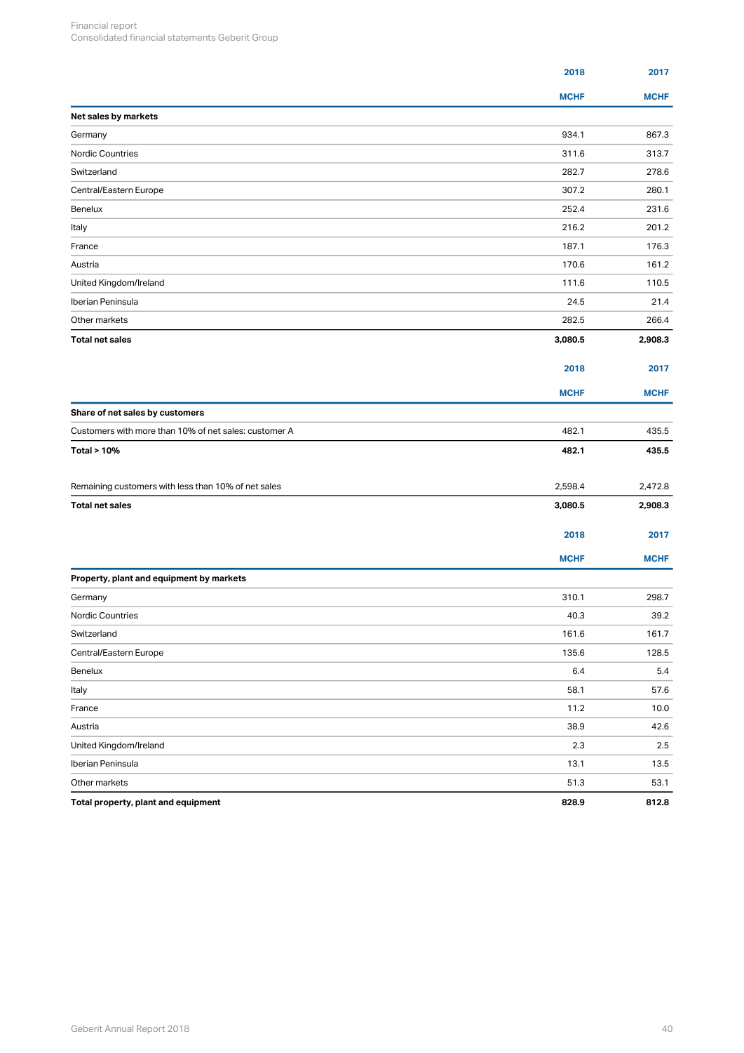| | 2018 | 2017 |
|---|---|---|
| | MCHF | MCHF |
| **Net sales by markets** | | |
| Germany | 934.1 | 867.3 |
| Nordic Countries | 311.6 | 313.7 |
| Switzerland | 282.7 | 278.6 |
| Central/Eastern Europe | 307.2 | 280.1 |
| Benelux | 252.4 | 231.6 |
| Italy | 216.2 | 201.2 |
| France | 187.1 | 176.3 |
| Austria | 170.6 | 161.2 |
| United Kingdom/Ireland | 111.6 | 110.5 |
| Iberian Peninsula | 24.5 | 21.4 |
| Other markets | 282.5 | 266.4 |
| **Total net sales** | **3,080.5** | **2,908.3** |

| | 2018 | 2017 |
|---|---|---|
| | MCHF | MCHF |
| **Share of net sales by customers** | | |
| Customers with more than 10% of net sales: customer A | 482.1 | 435.5 |
| **Total > 10%** | **482.1** | **435.5** |
| Remaining customers with less than 10% of net sales | 2,598.4 | 2,472.8 |
| **Total net sales** | **3,080.5** | **2,908.3** |

| | 2018 | 2017 |
|---|---|---|
| | MCHF | MCHF |
| **Property, plant and equipment by markets** | | |
| Germany | 310.1 | 298.7 |
| Nordic Countries | 40.3 | 39.2 |
| Switzerland | 161.6 | 161.7 |
| Central/Eastern Europe | 135.6 | 128.5 |
| Benelux | 6.4 | 5.4 |
| Italy | 58.1 | 57.6 |
| France | 11.2 | 10.0 |
| Austria | 38.9 | 42.6 |
| United Kingdom/Ireland | 2.3 | 2.5 |
| Iberian Peninsula | 13.1 | 13.5 |
| Other markets | 51.3 | 53.1 |
| **Total property, plant and equipment** | **828.9** | **812.8** |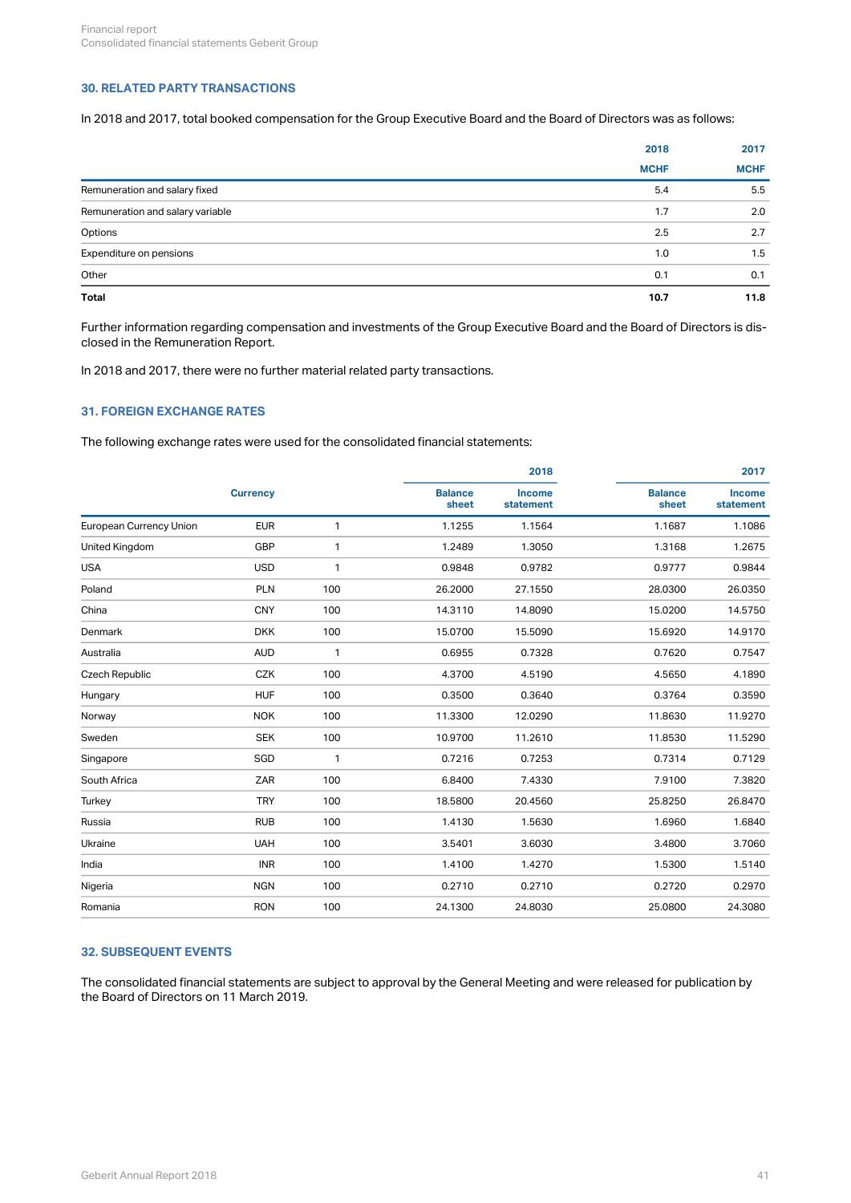### 30. RELATED PARTY TRANSACTIONS

In 2018 and 2017, total booked compensation for the Group Executive Board and the Board of Directors was as follows:

| | 2018 | 2017 |
|---|---|---|
| | MCHF | MCHF |
| Remuneration and salary fixed | 5.4 | 5.5 |
| Remuneration and salary variable | 1.7 | 2.0 |
| Options | 2.5 | 2.7 |
| Expenditure on pensions | 1.0 | 1.5 |
| Other | 0.1 | 0.1 |
| **Total** | **10.7** | **11.8** |

Further information regarding compensation and investments of the Group Executive Board and the Board of Directors is disclosed in the Remuneration Report.

In 2018 and 2017, there were no further material related party transactions.

### 31. FOREIGN EXCHANGE RATES

The following exchange rates were used for the consolidated financial statements:

| | Currency | | 2018 | | 2017 | |
|---|---|---|---|---|---|---|
| | | | Balance sheet | Income statement | Balance sheet | Income statement |
| European Currency Union | EUR | 1 | 1.1255 | 1.1564 | 1.1687 | 1.1086 |
| United Kingdom | GBP | 1 | 1.2489 | 1.3050 | 1.3168 | 1.2675 |
| USA | USD | 1 | 0.9848 | 0.9782 | 0.9777 | 0.9844 |
| Poland | PLN | 100 | 26.2000 | 27.1550 | 28.0300 | 26.0350 |
| China | CNY | 100 | 14.3110 | 14.8090 | 15.0200 | 14.5750 |
| Denmark | DKK | 100 | 15.0700 | 15.5090 | 15.6920 | 14.9170 |
| Australia | AUD | 1 | 0.6955 | 0.7328 | 0.7620 | 0.7547 |
| Czech Republic | CZK | 100 | 4.3700 | 4.5190 | 4.5650 | 4.1890 |
| Hungary | HUF | 100 | 0.3500 | 0.3640 | 0.3764 | 0.3590 |
| Norway | NOK | 100 | 11.3300 | 12.0290 | 11.8630 | 11.9270 |
| Sweden | SEK | 100 | 10.9700 | 11.2610 | 11.8530 | 11.5290 |
| Singapore | SGD | 1 | 0.7216 | 0.7253 | 0.7314 | 0.7129 |
| South Africa | ZAR | 100 | 6.8400 | 7.4330 | 7.9100 | 7.3820 |
| Turkey | TRY | 100 | 18.5800 | 20.4560 | 25.8250 | 26.8470 |
| Russia | RUB | 100 | 1.4130 | 1.5630 | 1.6960 | 1.6840 |
| Ukraine | UAH | 100 | 3.5401 | 3.6030 | 3.4800 | 3.7060 |
| India | INR | 100 | 1.4100 | 1.4270 | 1.5300 | 1.5140 |
| Nigeria | NGN | 100 | 0.2710 | 0.2710 | 0.2720 | 0.2970 |
| Romania | RON | 100 | 24.1300 | 24.8030 | 25.0800 | 24.3080 |

### 32. SUBSEQUENT EVENTS

The consolidated financial statements are subject to approval by the General Meeting and were released for publication by the Board of Directors on 11 March 2019.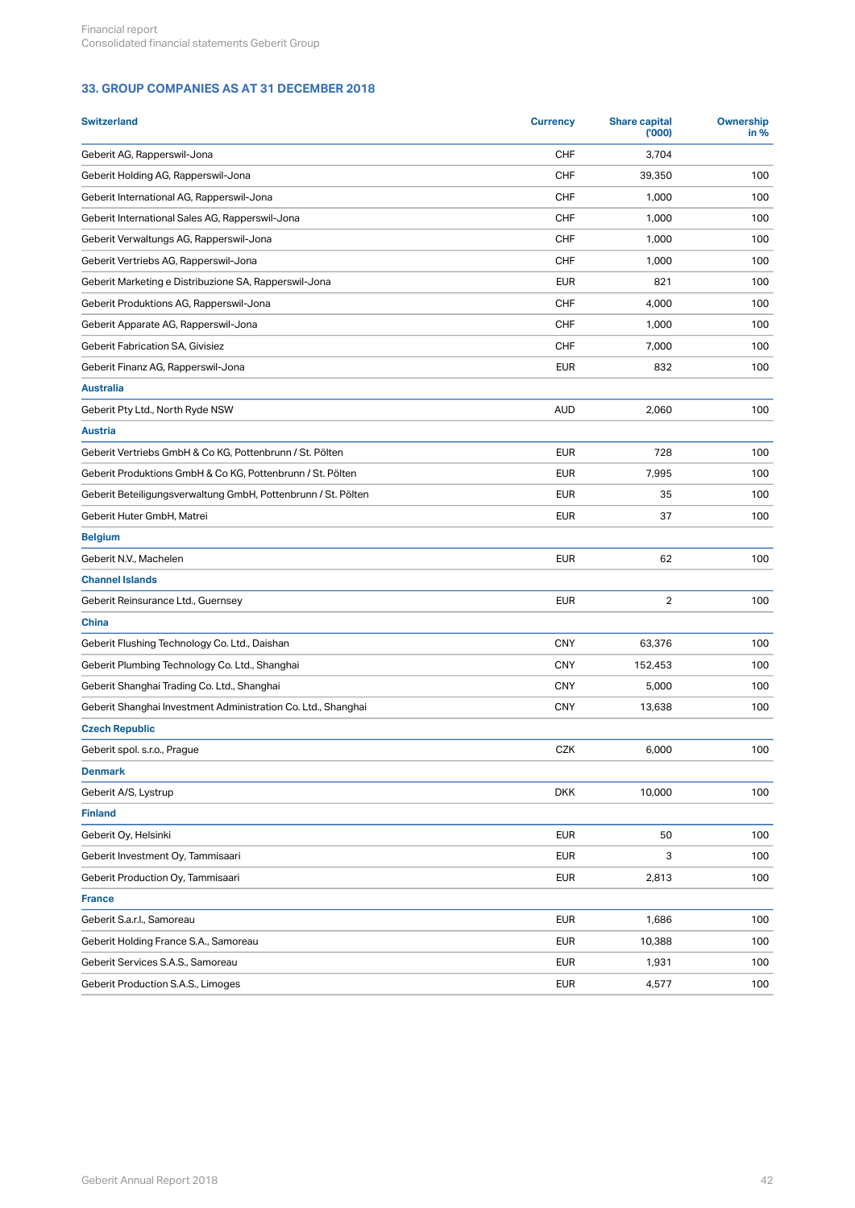## 33. GROUP COMPANIES AS AT 31 DECEMBER 2018

| Switzerland | Currency | Share capital ('000) | Ownership in % |
|---|---|---|---|
| Geberit AG, Rapperswil-Jona | CHF | 3,704 | |
| Geberit Holding AG, Rapperswil-Jona | CHF | 39,350 | 100 |
| Geberit International AG, Rapperswil-Jona | CHF | 1,000 | 100 |
| Geberit International Sales AG, Rapperswil-Jona | CHF | 1,000 | 100 |
| Geberit Verwaltungs AG, Rapperswil-Jona | CHF | 1,000 | 100 |
| Geberit Vertriebs AG, Rapperswil-Jona | CHF | 1,000 | 100 |
| Geberit Marketing e Distribuzione SA, Rapperswil-Jona | EUR | 821 | 100 |
| Geberit Produktions AG, Rapperswil-Jona | CHF | 4,000 | 100 |
| Geberit Apparate AG, Rapperswil-Jona | CHF | 1,000 | 100 |
| Geberit Fabrication SA, Givisiez | CHF | 7,000 | 100 |
| Geberit Finanz AG, Rapperswil-Jona | EUR | 832 | 100 |
| **Australia** | | | |
| Geberit Pty Ltd., North Ryde NSW | AUD | 2,060 | 100 |
| **Austria** | | | |
| Geberit Vertriebs GmbH & Co KG, Pottenbrunn / St. Pölten | EUR | 728 | 100 |
| Geberit Produktions GmbH & Co KG, Pottenbrunn / St. Pölten | EUR | 7,995 | 100 |
| Geberit Beteiligungsverwaltung GmbH, Pottenbrunn / St. Pölten | EUR | 35 | 100 |
| Geberit Huter GmbH, Matrei | EUR | 37 | 100 |
| **Belgium** | | | |
| Geberit N.V., Machelen | EUR | 62 | 100 |
| **Channel Islands** | | | |
| Geberit Reinsurance Ltd., Guernsey | EUR | 2 | 100 |
| **China** | | | |
| Geberit Flushing Technology Co. Ltd., Daishan | CNY | 63,376 | 100 |
| Geberit Plumbing Technology Co. Ltd., Shanghai | CNY | 152,453 | 100 |
| Geberit Shanghai Trading Co. Ltd., Shanghai | CNY | 5,000 | 100 |
| Geberit Shanghai Investment Administration Co. Ltd., Shanghai | CNY | 13,638 | 100 |
| **Czech Republic** | | | |
| Geberit spol. s.r.o., Prague | CZK | 6,000 | 100 |
| **Denmark** | | | |
| Geberit A/S, Lystrup | DKK | 10,000 | 100 |
| **Finland** | | | |
| Geberit Oy, Helsinki | EUR | 50 | 100 |
| Geberit Investment Oy, Tammisaari | EUR | 3 | 100 |
| Geberit Production Oy, Tammisaari | EUR | 2,813 | 100 |
| **France** | | | |
| Geberit S.a.r.l., Samoreau | EUR | 1,686 | 100 |
| Geberit Holding France S.A., Samoreau | EUR | 10,388 | 100 |
| Geberit Services S.A.S., Samoreau | EUR | 1,931 | 100 |
| Geberit Production S.A.S., Limoges | EUR | 4,577 | 100 |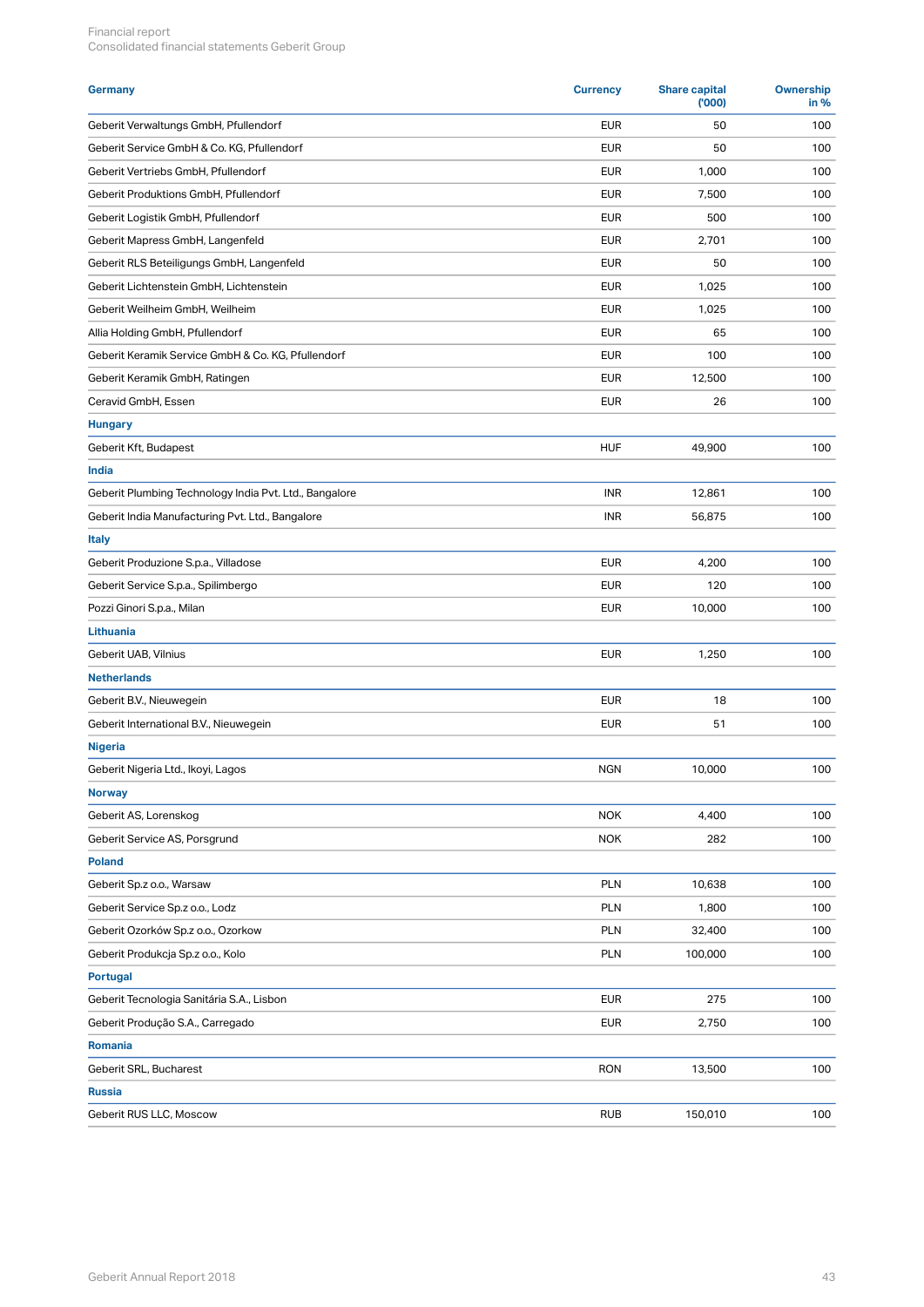| Germany | Currency | Share capital ('000) | Ownership in % |
|---|---|---|---|
| Geberit Verwaltungs GmbH, Pfullendorf | EUR | 50 | 100 |
| Geberit Service GmbH & Co. KG, Pfullendorf | EUR | 50 | 100 |
| Geberit Vertriebs GmbH, Pfullendorf | EUR | 1,000 | 100 |
| Geberit Produktions GmbH, Pfullendorf | EUR | 7,500 | 100 |
| Geberit Logistik GmbH, Pfullendorf | EUR | 500 | 100 |
| Geberit Mapress GmbH, Langenfeld | EUR | 2,701 | 100 |
| Geberit RLS Beteiligungs GmbH, Langenfeld | EUR | 50 | 100 |
| Geberit Lichtenstein GmbH, Lichtenstein | EUR | 1,025 | 100 |
| Geberit Weilheim GmbH, Weilheim | EUR | 1,025 | 100 |
| Allia Holding GmbH, Pfullendorf | EUR | 65 | 100 |
| Geberit Keramik Service GmbH & Co. KG, Pfullendorf | EUR | 100 | 100 |
| Geberit Keramik GmbH, Ratingen | EUR | 12,500 | 100 |
| Ceravid GmbH, Essen | EUR | 26 | 100 |
| **Hungary** | | | |
| Geberit Kft, Budapest | HUF | 49,900 | 100 |
| **India** | | | |
| Geberit Plumbing Technology India Pvt. Ltd., Bangalore | INR | 12,861 | 100 |
| Geberit India Manufacturing Pvt. Ltd., Bangalore | INR | 56,875 | 100 |
| **Italy** | | | |
| Geberit Produzione S.p.a., Villadose | EUR | 4,200 | 100 |
| Geberit Service S.p.a., Spilimbergo | EUR | 120 | 100 |
| Pozzi Ginori S.p.a., Milan | EUR | 10,000 | 100 |
| **Lithuania** | | | |
| Geberit UAB, Vilnius | EUR | 1,250 | 100 |
| **Netherlands** | | | |
| Geberit B.V., Nieuwegein | EUR | 18 | 100 |
| Geberit International B.V., Nieuwegein | EUR | 51 | 100 |
| **Nigeria** | | | |
| Geberit Nigeria Ltd., Ikoyi, Lagos | NGN | 10,000 | 100 |
| **Norway** | | | |
| Geberit AS, Lorenskog | NOK | 4,400 | 100 |
| Geberit Service AS, Porsgrund | NOK | 282 | 100 |
| **Poland** | | | |
| Geberit Sp.z o.o., Warsaw | PLN | 10,638 | 100 |
| Geberit Service Sp.z o.o., Lodz | PLN | 1,800 | 100 |
| Geberit Ozorków Sp.z o.o., Ozorkow | PLN | 32,400 | 100 |
| Geberit Produkcja Sp.z o.o., Kolo | PLN | 100,000 | 100 |
| **Portugal** | | | |
| Geberit Tecnologia Sanitária S.A., Lisbon | EUR | 275 | 100 |
| Geberit Produção S.A., Carregado | EUR | 2,750 | 100 |
| **Romania** | | | |
| Geberit SRL, Bucharest | RON | 13,500 | 100 |
| **Russia** | | | |
| Geberit RUS LLC, Moscow | RUB | 150,010 | 100 |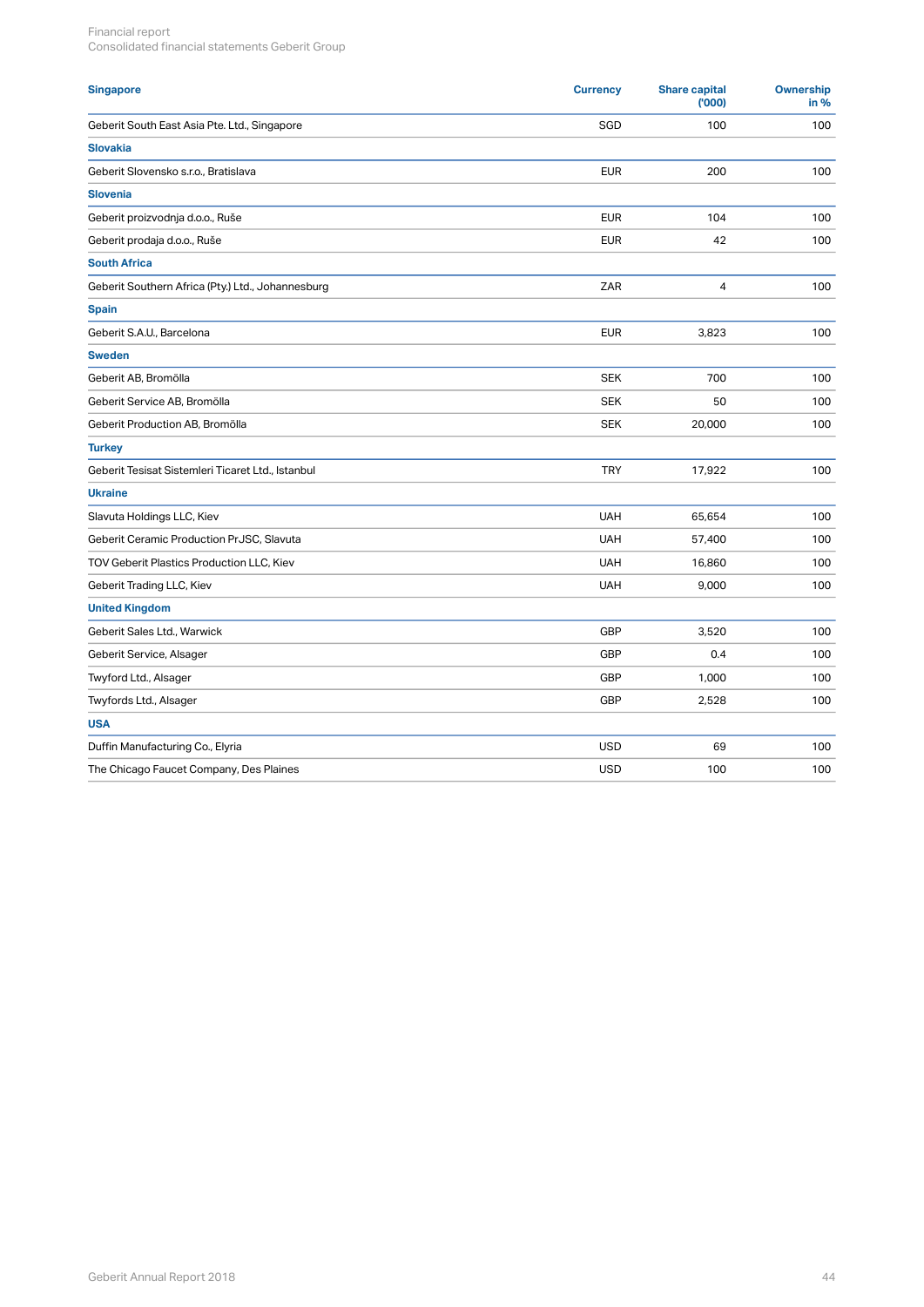| Singapore | Currency | Share capital ('000) | Ownership in % |
|---|---|---|---|
| Geberit South East Asia Pte. Ltd., Singapore | SGD | 100 | 100 |
| **Slovakia** | | | |
| Geberit Slovensko s.r.o., Bratislava | EUR | 200 | 100 |
| **Slovenia** | | | |
| Geberit proizvodnja d.o.o., Ruše | EUR | 104 | 100 |
| Geberit prodaja d.o.o., Ruše | EUR | 42 | 100 |
| **South Africa** | | | |
| Geberit Southern Africa (Pty.) Ltd., Johannesburg | ZAR | 4 | 100 |
| **Spain** | | | |
| Geberit S.A.U., Barcelona | EUR | 3,823 | 100 |
| **Sweden** | | | |
| Geberit AB, Bromölla | SEK | 700 | 100 |
| Geberit Service AB, Bromölla | SEK | 50 | 100 |
| Geberit Production AB, Bromölla | SEK | 20,000 | 100 |
| **Turkey** | | | |
| Geberit Tesisat Sistemleri Ticaret Ltd., Istanbul | TRY | 17,922 | 100 |
| **Ukraine** | | | |
| Slavuta Holdings LLC, Kiev | UAH | 65,654 | 100 |
| Geberit Ceramic Production PrJSC, Slavuta | UAH | 57,400 | 100 |
| TOV Geberit Plastics Production LLC, Kiev | UAH | 16,860 | 100 |
| Geberit Trading LLC, Kiev | UAH | 9,000 | 100 |
| **United Kingdom** | | | |
| Geberit Sales Ltd., Warwick | GBP | 3,520 | 100 |
| Geberit Service, Alsager | GBP | 0.4 | 100 |
| Twyford Ltd., Alsager | GBP | 1,000 | 100 |
| Twyfords Ltd., Alsager | GBP | 2,528 | 100 |
| **USA** | | | |
| Duffin Manufacturing Co., Elyria | USD | 69 | 100 |
| The Chicago Faucet Company, Des Plaines | USD | 100 | 100 |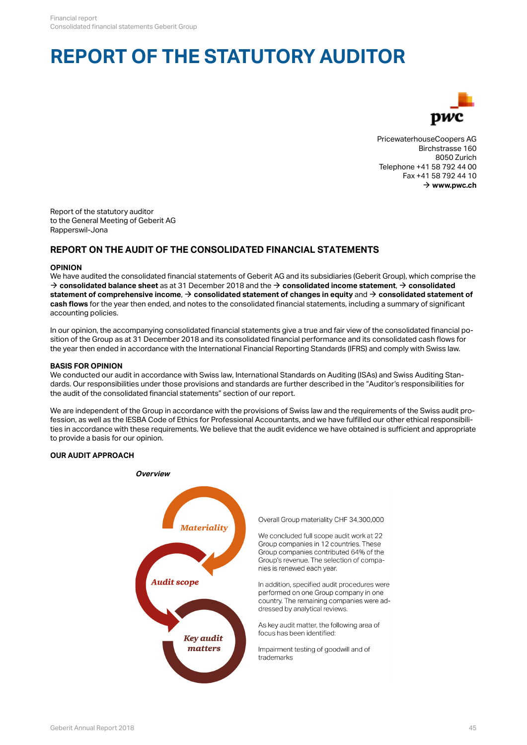# REPORT OF THE STATUTORY AUDITOR

PricewaterhouseCoopers AG
Birchstrasse 160
8050 Zurich
Telephone +41 58 792 44 00
Fax +41 58 792 44 10
→ **www.pwc.ch**

Report of the statutory auditor
to the General Meeting of Geberit AG
Rapperswil-Jona

## REPORT ON THE AUDIT OF THE CONSOLIDATED FINANCIAL STATEMENTS

### OPINION

We have audited the consolidated financial statements of Geberit AG and its subsidiaries (Geberit Group), which comprise the → **consolidated balance sheet** as at 31 December 2018 and the → **consolidated income statement**, → **consolidated statement of comprehensive income**, → **consolidated statement of changes in equity** and → **consolidated statement of cash flows** for the year then ended, and notes to the consolidated financial statements, including a summary of significant accounting policies.

In our opinion, the accompanying consolidated financial statements give a true and fair view of the consolidated financial position of the Group as at 31 December 2018 and its consolidated financial performance and its consolidated cash flows for the year then ended in accordance with the International Financial Reporting Standards (IFRS) and comply with Swiss law.

### BASIS FOR OPINION

We conducted our audit in accordance with Swiss law, International Standards on Auditing (ISAs) and Swiss Auditing Standards. Our responsibilities under those provisions and standards are further described in the "Auditor's responsibilities for the audit of the consolidated financial statements" section of our report.

We are independent of the Group in accordance with the provisions of Swiss law and the requirements of the Swiss audit profession, as well as the IESBA Code of Ethics for Professional Accountants, and we have fulfilled our other ethical responsibilities in accordance with these requirements. We believe that the audit evidence we have obtained is sufficient and appropriate to provide a basis for our opinion.

### OUR AUDIT APPROACH

***Overview***

*Materiality*

Overall Group materiality CHF 34,300,000

*Audit scope*

We concluded full scope audit work at 22 Group companies in 12 countries. These Group companies contributed 64% of the Group's revenue. The selection of companies is renewed each year.

In addition, specified audit procedures were performed on one Group company in one country. The remaining companies were addressed by analytical reviews.

*Key audit matters*

As key audit matter, the following area of focus has been identified:

Impairment testing of goodwill and of trademarks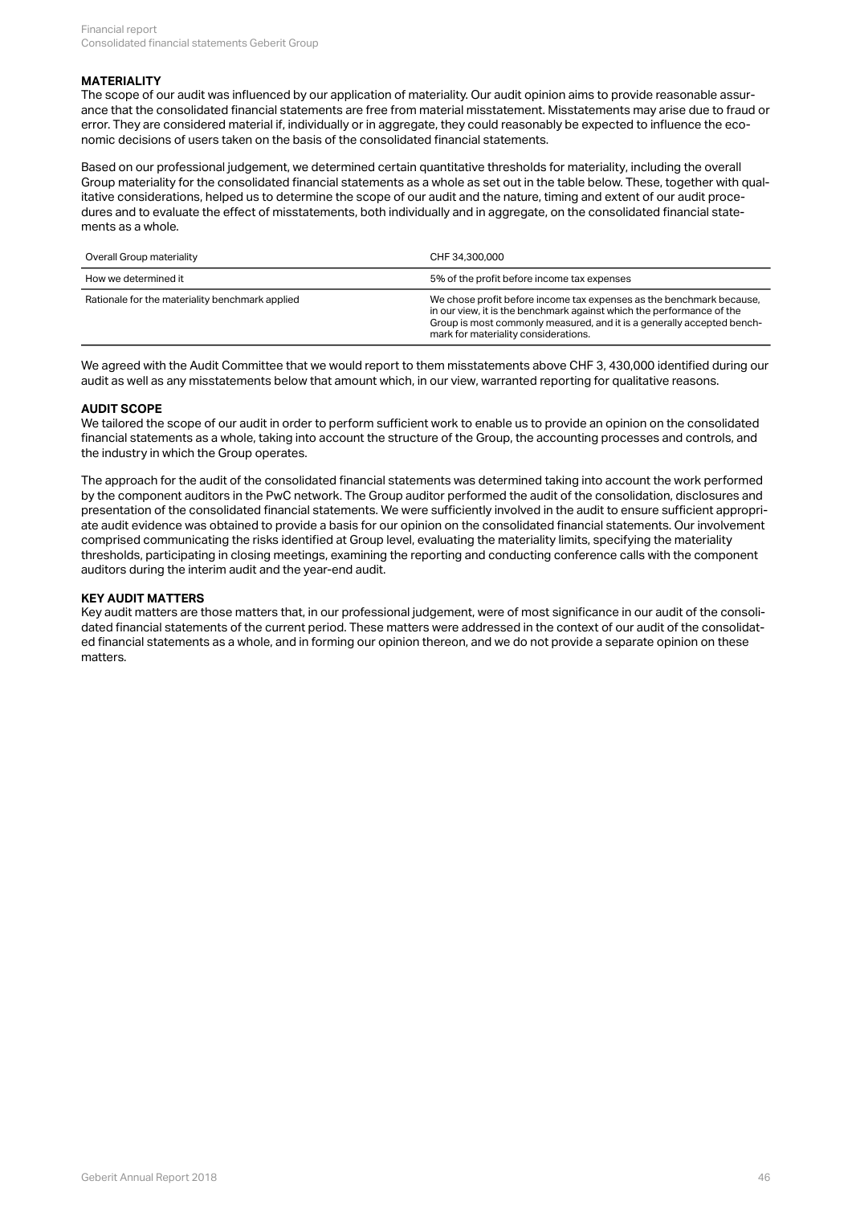## MATERIALITY

The scope of our audit was influenced by our application of materiality. Our audit opinion aims to provide reasonable assurance that the consolidated financial statements are free from material misstatement. Misstatements may arise due to fraud or error. They are considered material if, individually or in aggregate, they could reasonably be expected to influence the economic decisions of users taken on the basis of the consolidated financial statements.

Based on our professional judgement, we determined certain quantitative thresholds for materiality, including the overall Group materiality for the consolidated financial statements as a whole as set out in the table below. These, together with qualitative considerations, helped us to determine the scope of our audit and the nature, timing and extent of our audit procedures and to evaluate the effect of misstatements, both individually and in aggregate, on the consolidated financial statements as a whole.

| Overall Group materiality | CHF 34,300,000 |
| --- | --- |
| How we determined it | 5% of the profit before income tax expenses |
| Rationale for the materiality benchmark applied | We chose profit before income tax expenses as the benchmark because, in our view, it is the benchmark against which the performance of the Group is most commonly measured, and it is a generally accepted benchmark for materiality considerations. |

We agreed with the Audit Committee that we would report to them misstatements above CHF 3, 430,000 identified during our audit as well as any misstatements below that amount which, in our view, warranted reporting for qualitative reasons.

## AUDIT SCOPE

We tailored the scope of our audit in order to perform sufficient work to enable us to provide an opinion on the consolidated financial statements as a whole, taking into account the structure of the Group, the accounting processes and controls, and the industry in which the Group operates.

The approach for the audit of the consolidated financial statements was determined taking into account the work performed by the component auditors in the PwC network. The Group auditor performed the audit of the consolidation, disclosures and presentation of the consolidated financial statements. We were sufficiently involved in the audit to ensure sufficient appropriate audit evidence was obtained to provide a basis for our opinion on the consolidated financial statements. Our involvement comprised communicating the risks identified at Group level, evaluating the materiality limits, specifying the materiality thresholds, participating in closing meetings, examining the reporting and conducting conference calls with the component auditors during the interim audit and the year-end audit.

## KEY AUDIT MATTERS

Key audit matters are those matters that, in our professional judgement, were of most significance in our audit of the consolidated financial statements of the current period. These matters were addressed in the context of our audit of the consolidated financial statements as a whole, and in forming our opinion thereon, and we do not provide a separate opinion on these matters.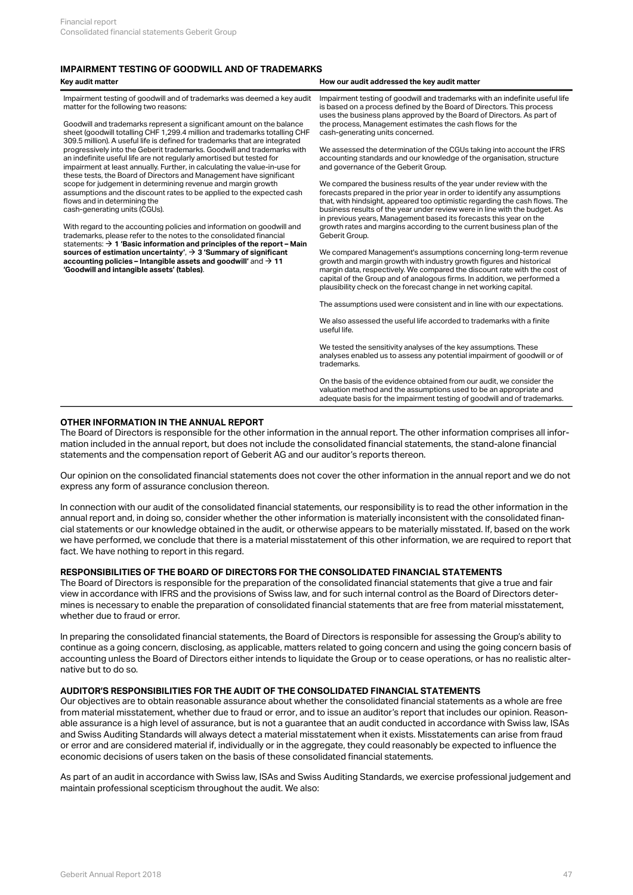## IMPAIRMENT TESTING OF GOODWILL AND OF TRADEMARKS

| Key audit matter | How our audit addressed the key audit matter |
|---|---|
| Impairment testing of goodwill and of trademarks was deemed a key audit matter for the following two reasons:<br><br>Goodwill and trademarks represent a significant amount on the balance sheet (goodwill totalling CHF 1,299.4 million and trademarks totalling CHF 309.5 million). A useful life is defined for trademarks that are integrated progressively into the Geberit trademarks. Goodwill and trademarks with an indefinite useful life are not regularly amortised but tested for impairment at least annually. Further, in calculating the value-in-use for these tests, the Board of Directors and Management have significant scope for judgement in determining revenue and margin growth assumptions and the discount rates to be applied to the expected cash flows and in determining the cash-generating units (CGUs).<br><br>With regard to the accounting policies and information on goodwill and trademarks, please refer to the notes to the consolidated financial statements: → **1 'Basic information and principles of the report – Main sources of estimation uncertainty'**, → **3 'Summary of significant accounting policies – Intangible assets and goodwill'** and → **11 'Goodwill and intangible assets' (tables)**. | Impairment testing of goodwill and trademarks with an indefinite useful life is based on a process defined by the Board of Directors. This process uses the business plans approved by the Board of Directors. As part of the process, Management estimates the cash flows for the cash-generating units concerned.<br><br>We assessed the determination of the CGUs taking into account the IFRS accounting standards and our knowledge of the organisation, structure and governance of the Geberit Group.<br><br>We compared the business results of the year under review with the forecasts prepared in the prior year in order to identify any assumptions that, with hindsight, appeared too optimistic regarding the cash flows. The business results of the year under review were in line with the budget. As in previous years, Management based its forecasts this year on the growth rates and margins according to the current business plan of the Geberit Group.<br><br>We compared Management's assumptions concerning long-term revenue growth and margin growth with industry growth figures and historical margin data, respectively. We compared the discount rate with the cost of capital of the Group and of analogous firms. In addition, we performed a plausibility check on the forecast change in net working capital.<br><br>The assumptions used were consistent and in line with our expectations.<br><br>We also assessed the useful life accorded to trademarks with a finite useful life.<br><br>We tested the sensitivity analyses of the key assumptions. These analyses enabled us to assess any potential impairment of goodwill or of trademarks.<br><br>On the basis of the evidence obtained from our audit, we consider the valuation method and the assumptions used to be an appropriate and adequate basis for the impairment testing of goodwill and of trademarks. |

## OTHER INFORMATION IN THE ANNUAL REPORT

The Board of Directors is responsible for the other information in the annual report. The other information comprises all information included in the annual report, but does not include the consolidated financial statements, the stand-alone financial statements and the compensation report of Geberit AG and our auditor's reports thereon.

Our opinion on the consolidated financial statements does not cover the other information in the annual report and we do not express any form of assurance conclusion thereon.

In connection with our audit of the consolidated financial statements, our responsibility is to read the other information in the annual report and, in doing so, consider whether the other information is materially inconsistent with the consolidated financial statements or our knowledge obtained in the audit, or otherwise appears to be materially misstated. If, based on the work we have performed, we conclude that there is a material misstatement of this other information, we are required to report that fact. We have nothing to report in this regard.

## RESPONSIBILITIES OF THE BOARD OF DIRECTORS FOR THE CONSOLIDATED FINANCIAL STATEMENTS

The Board of Directors is responsible for the preparation of the consolidated financial statements that give a true and fair view in accordance with IFRS and the provisions of Swiss law, and for such internal control as the Board of Directors determines is necessary to enable the preparation of consolidated financial statements that are free from material misstatement, whether due to fraud or error.

In preparing the consolidated financial statements, the Board of Directors is responsible for assessing the Group's ability to continue as a going concern, disclosing, as applicable, matters related to going concern and using the going concern basis of accounting unless the Board of Directors either intends to liquidate the Group or to cease operations, or has no realistic alternative but to do so.

## AUDITOR'S RESPONSIBILITIES FOR THE AUDIT OF THE CONSOLIDATED FINANCIAL STATEMENTS

Our objectives are to obtain reasonable assurance about whether the consolidated financial statements as a whole are free from material misstatement, whether due to fraud or error, and to issue an auditor's report that includes our opinion. Reasonable assurance is a high level of assurance, but is not a guarantee that an audit conducted in accordance with Swiss law, ISAs and Swiss Auditing Standards will always detect a material misstatement when it exists. Misstatements can arise from fraud or error and are considered material if, individually or in the aggregate, they could reasonably be expected to influence the economic decisions of users taken on the basis of these consolidated financial statements.

As part of an audit in accordance with Swiss law, ISAs and Swiss Auditing Standards, we exercise professional judgement and maintain professional scepticism throughout the audit. We also: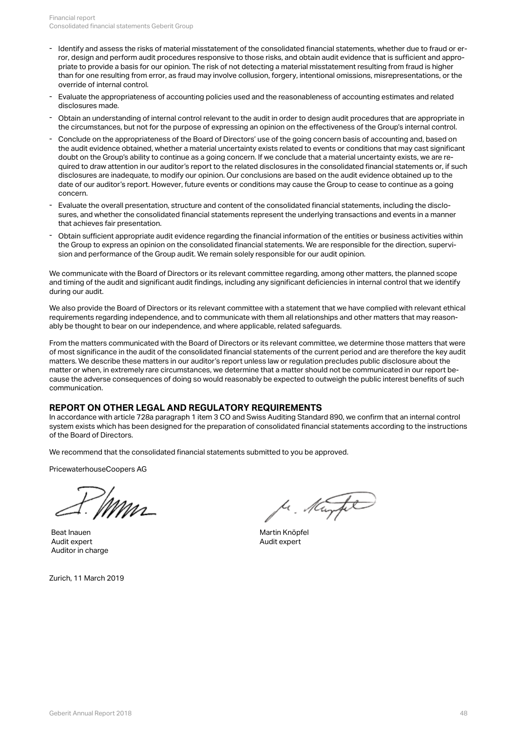- Identify and assess the risks of material misstatement of the consolidated financial statements, whether due to fraud or error, design and perform audit procedures responsive to those risks, and obtain audit evidence that is sufficient and appropriate to provide a basis for our opinion. The risk of not detecting a material misstatement resulting from fraud is higher than for one resulting from error, as fraud may involve collusion, forgery, intentional omissions, misrepresentations, or the override of internal control.
- Evaluate the appropriateness of accounting policies used and the reasonableness of accounting estimates and related disclosures made.
- Obtain an understanding of internal control relevant to the audit in order to design audit procedures that are appropriate in the circumstances, but not for the purpose of expressing an opinion on the effectiveness of the Group's internal control.
- Conclude on the appropriateness of the Board of Directors' use of the going concern basis of accounting and, based on the audit evidence obtained, whether a material uncertainty exists related to events or conditions that may cast significant doubt on the Group's ability to continue as a going concern. If we conclude that a material uncertainty exists, we are required to draw attention in our auditor's report to the related disclosures in the consolidated financial statements or, if such disclosures are inadequate, to modify our opinion. Our conclusions are based on the audit evidence obtained up to the date of our auditor's report. However, future events or conditions may cause the Group to cease to continue as a going concern.
- Evaluate the overall presentation, structure and content of the consolidated financial statements, including the disclosures, and whether the consolidated financial statements represent the underlying transactions and events in a manner that achieves fair presentation.
- Obtain sufficient appropriate audit evidence regarding the financial information of the entities or business activities within the Group to express an opinion on the consolidated financial statements. We are responsible for the direction, supervision and performance of the Group audit. We remain solely responsible for our audit opinion.

We communicate with the Board of Directors or its relevant committee regarding, among other matters, the planned scope and timing of the audit and significant audit findings, including any significant deficiencies in internal control that we identify during our audit.

We also provide the Board of Directors or its relevant committee with a statement that we have complied with relevant ethical requirements regarding independence, and to communicate with them all relationships and other matters that may reasonably be thought to bear on our independence, and where applicable, related safeguards.

From the matters communicated with the Board of Directors or its relevant committee, we determine those matters that were of most significance in the audit of the consolidated financial statements of the current period and are therefore the key audit matters. We describe these matters in our auditor's report unless law or regulation precludes public disclosure about the matter or when, in extremely rare circumstances, we determine that a matter should not be communicated in our report because the adverse consequences of doing so would reasonably be expected to outweigh the public interest benefits of such communication.

## REPORT ON OTHER LEGAL AND REGULATORY REQUIREMENTS

In accordance with article 728a paragraph 1 item 3 CO and Swiss Auditing Standard 890, we confirm that an internal control system exists which has been designed for the preparation of consolidated financial statements according to the instructions of the Board of Directors.

We recommend that the consolidated financial statements submitted to you be approved.

PricewaterhouseCoopers AG

Beat Inauen
Audit expert
Auditor in charge

Martin Knöpfel
Audit expert

Zurich, 11 March 2019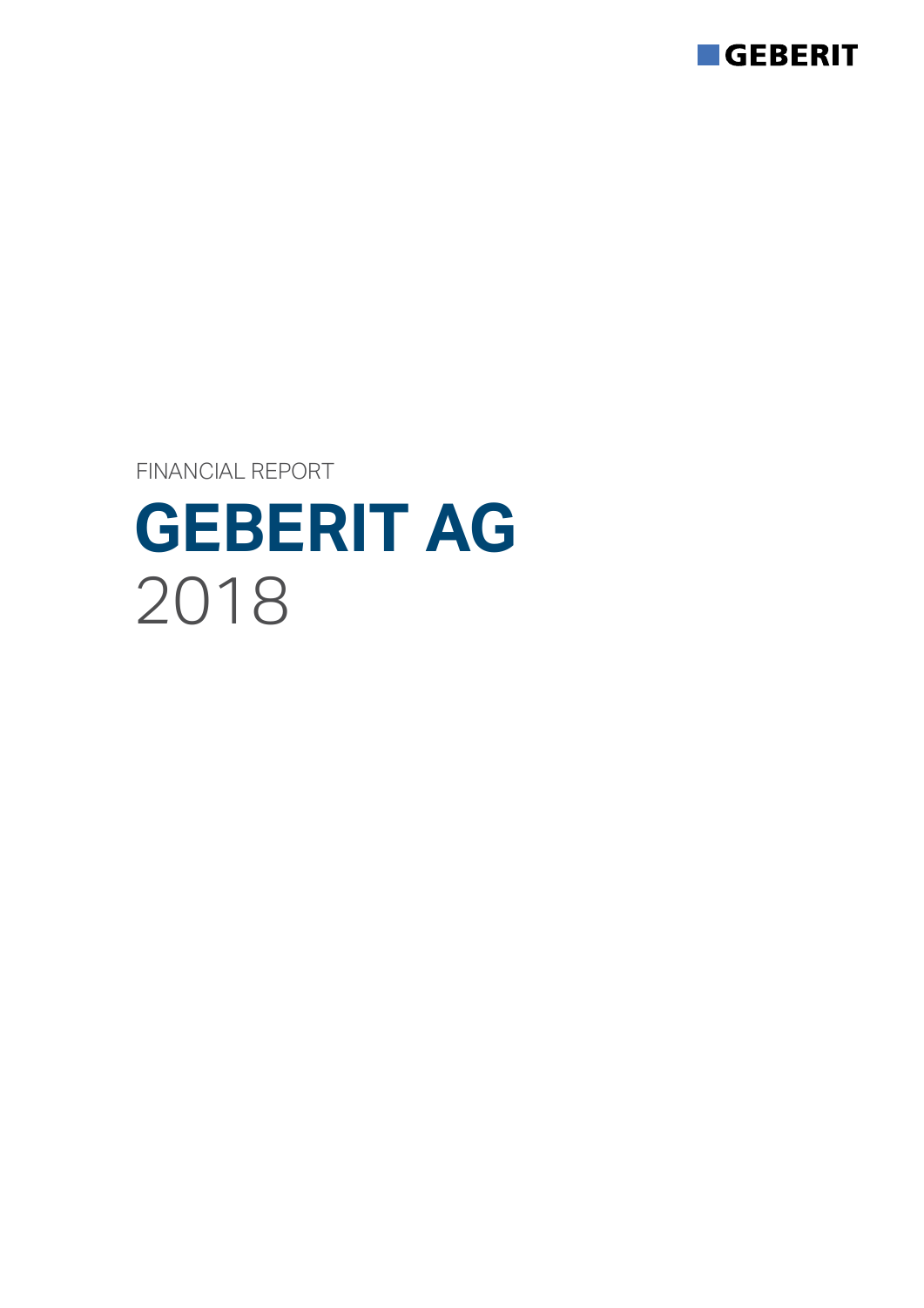GEBERIT

FINANCIAL REPORT

# GEBERIT AG

2018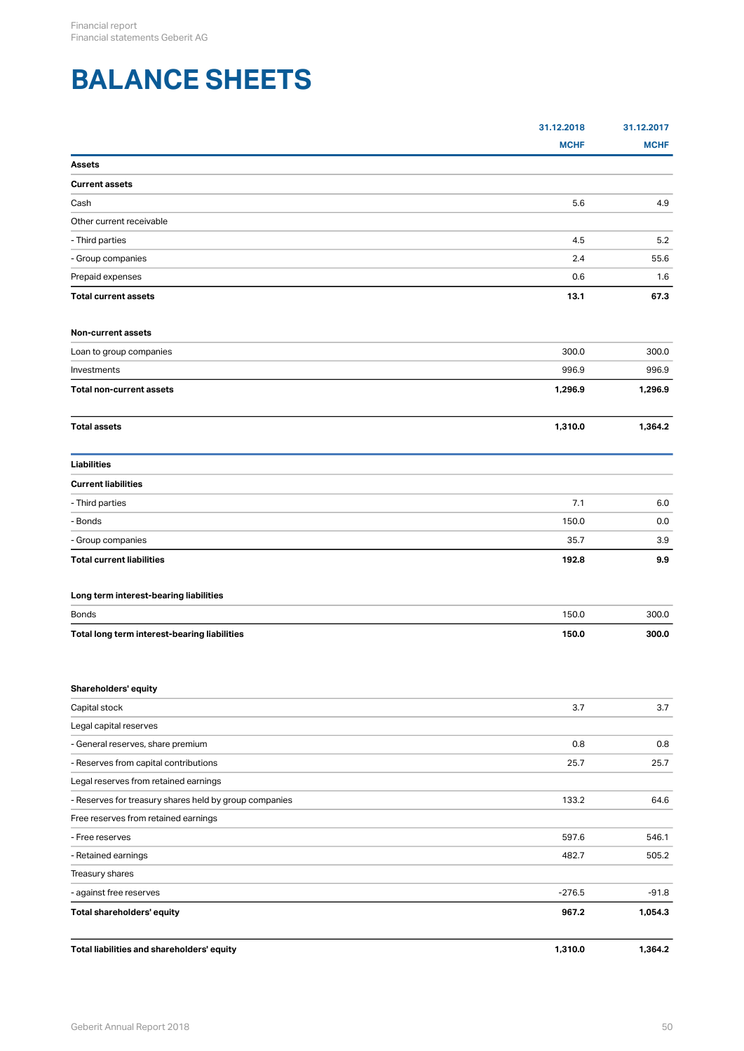# BALANCE SHEETS

| | 31.12.2018 | 31.12.2017 |
|---|---|---|
| | MCHF | MCHF |
| **Assets** | | |
| **Current assets** | | |
| Cash | 5.6 | 4.9 |
| Other current receivable | | |
| - Third parties | 4.5 | 5.2 |
| - Group companies | 2.4 | 55.6 |
| Prepaid expenses | 0.6 | 1.6 |
| **Total current assets** | **13.1** | **67.3** |
| | | |
| **Non-current assets** | | |
| Loan to group companies | 300.0 | 300.0 |
| Investments | 996.9 | 996.9 |
| **Total non-current assets** | **1,296.9** | **1,296.9** |
| | | |
| **Total assets** | **1,310.0** | **1,364.2** |
| | | |
| **Liabilities** | | |
| **Current liabilities** | | |
| - Third parties | 7.1 | 6.0 |
| - Bonds | 150.0 | 0.0 |
| - Group companies | 35.7 | 3.9 |
| **Total current liabilities** | **192.8** | **9.9** |
| | | |
| **Long term interest-bearing liabilities** | | |
| Bonds | 150.0 | 300.0 |
| **Total long term interest-bearing liabilities** | **150.0** | **300.0** |
| | | |
| **Shareholders' equity** | | |
| Capital stock | 3.7 | 3.7 |
| Legal capital reserves | | |
| - General reserves, share premium | 0.8 | 0.8 |
| - Reserves from capital contributions | 25.7 | 25.7 |
| Legal reserves from retained earnings | | |
| - Reserves for treasury shares held by group companies | 133.2 | 64.6 |
| Free reserves from retained earnings | | |
| - Free reserves | 597.6 | 546.1 |
| - Retained earnings | 482.7 | 505.2 |
| Treasury shares | | |
| - against free reserves | -276.5 | -91.8 |
| **Total shareholders' equity** | **967.2** | **1,054.3** |
| | | |
| **Total liabilities and shareholders' equity** | **1,310.0** | **1,364.2** |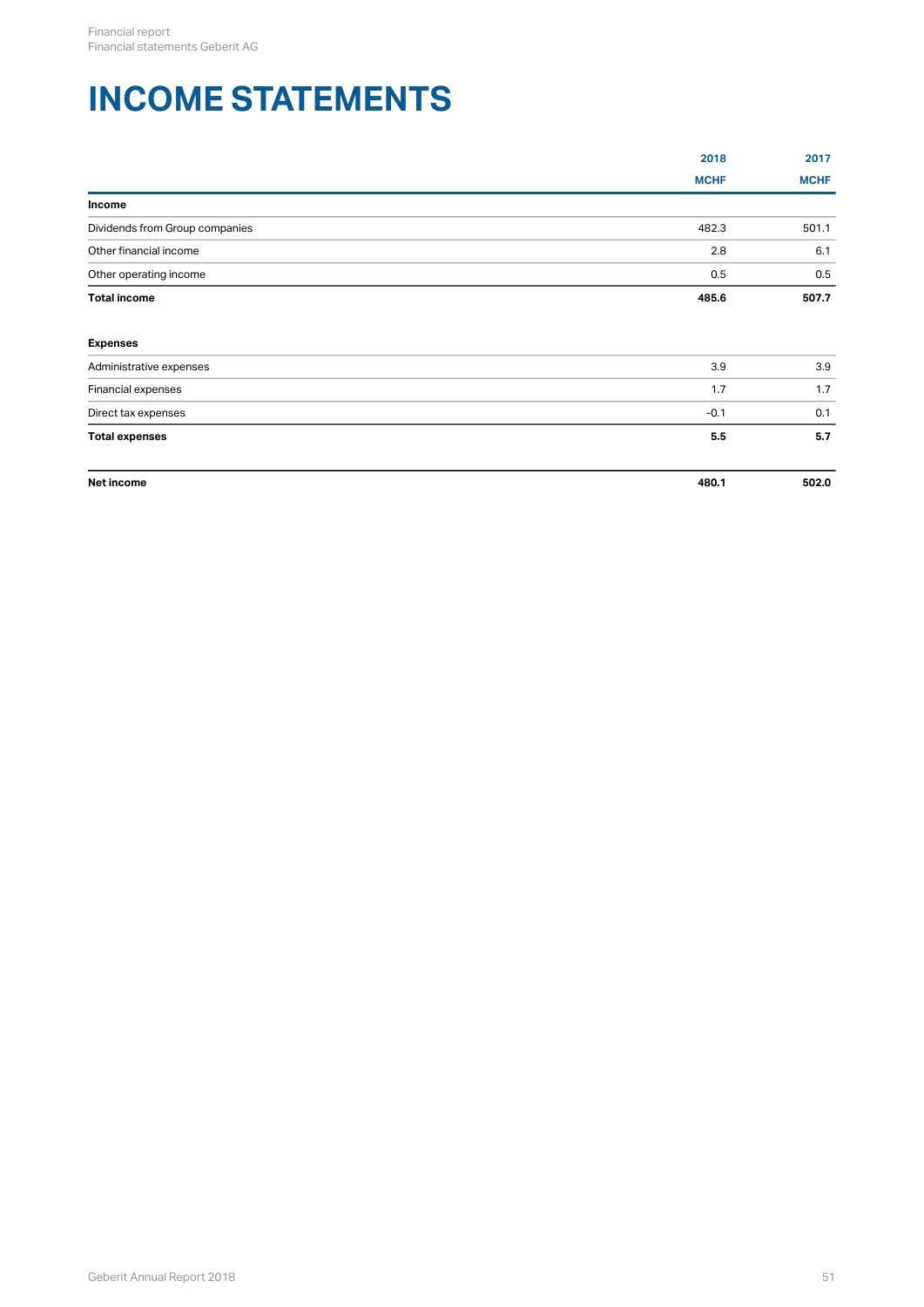# INCOME STATEMENTS

| | 2018 | 2017 |
|---|---|---|
| | MCHF | MCHF |
| **Income** | | |
| Dividends from Group companies | 482.3 | 501.1 |
| Other financial income | 2.8 | 6.1 |
| Other operating income | 0.5 | 0.5 |
| **Total income** | **485.6** | **507.7** |
| | | |
| **Expenses** | | |
| Administrative expenses | 3.9 | 3.9 |
| Financial expenses | 1.7 | 1.7 |
| Direct tax expenses | -0.1 | 0.1 |
| **Total expenses** | **5.5** | **5.7** |
| | | |
| **Net income** | **480.1** | **502.0** |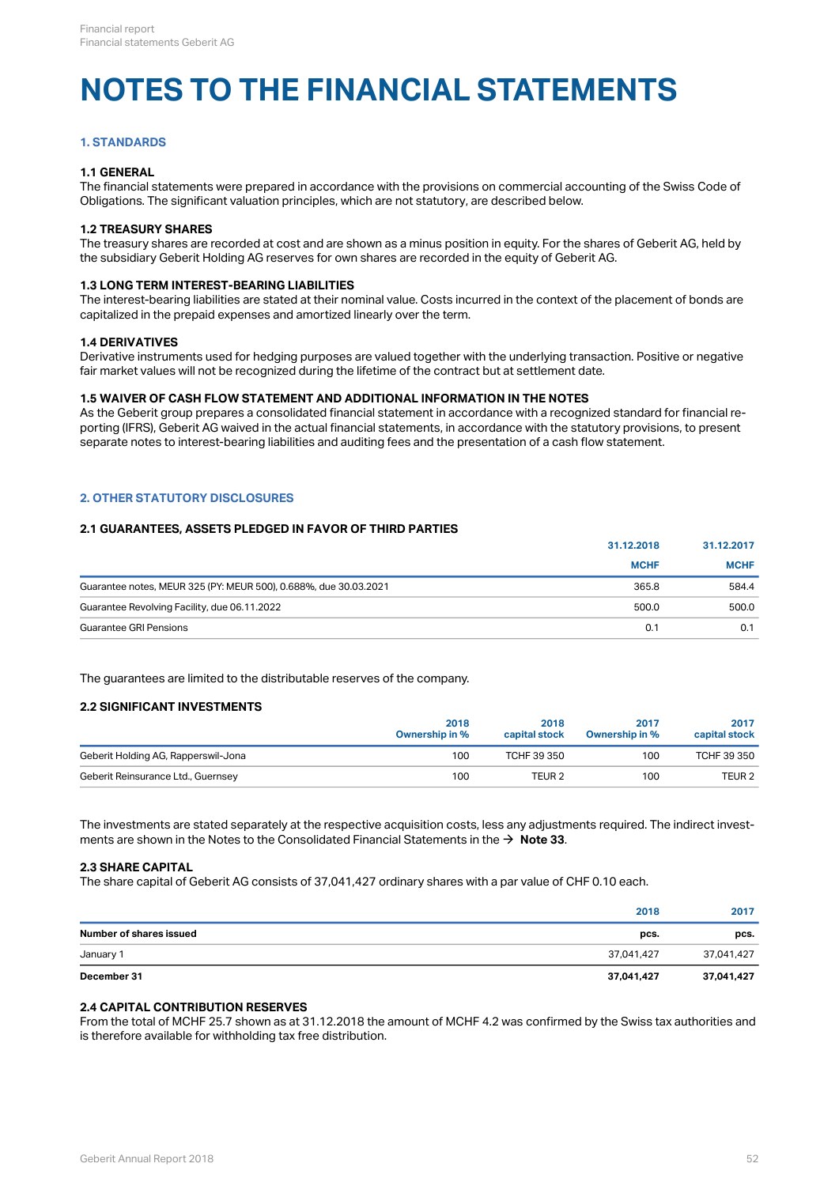# NOTES TO THE FINANCIAL STATEMENTS

## 1. STANDARDS

### 1.1 GENERAL

The financial statements were prepared in accordance with the provisions on commercial accounting of the Swiss Code of Obligations. The significant valuation principles, which are not statutory, are described below.

### 1.2 TREASURY SHARES

The treasury shares are recorded at cost and are shown as a minus position in equity. For the shares of Geberit AG, held by the subsidiary Geberit Holding AG reserves for own shares are recorded in the equity of Geberit AG.

### 1.3 LONG TERM INTEREST-BEARING LIABILITIES

The interest-bearing liabilities are stated at their nominal value. Costs incurred in the context of the placement of bonds are capitalized in the prepaid expenses and amortized linearly over the term.

### 1.4 DERIVATIVES

Derivative instruments used for hedging purposes are valued together with the underlying transaction. Positive or negative fair market values will not be recognized during the lifetime of the contract but at settlement date.

### 1.5 WAIVER OF CASH FLOW STATEMENT AND ADDITIONAL INFORMATION IN THE NOTES

As the Geberit group prepares a consolidated financial statement in accordance with a recognized standard for financial reporting (IFRS), Geberit AG waived in the actual financial statements, in accordance with the statutory provisions, to present separate notes to interest-bearing liabilities and auditing fees and the presentation of a cash flow statement.

## 2. OTHER STATUTORY DISCLOSURES

### 2.1 GUARANTEES, ASSETS PLEDGED IN FAVOR OF THIRD PARTIES

| | 31.12.2018 | 31.12.2017 |
|---|---|---|
| | MCHF | MCHF |
| Guarantee notes, MEUR 325 (PY: MEUR 500), 0.688%, due 30.03.2021 | 365.8 | 584.4 |
| Guarantee Revolving Facility, due 06.11.2022 | 500.0 | 500.0 |
| Guarantee GRI Pensions | 0.1 | 0.1 |

The guarantees are limited to the distributable reserves of the company.

### 2.2 SIGNIFICANT INVESTMENTS

| | 2018 Ownership in % | 2018 capital stock | 2017 Ownership in % | 2017 capital stock |
|---|---|---|---|---|
| Geberit Holding AG, Rapperswil-Jona | 100 | TCHF 39 350 | 100 | TCHF 39 350 |
| Geberit Reinsurance Ltd., Guernsey | 100 | TEUR 2 | 100 | TEUR 2 |

The investments are stated separately at the respective acquisition costs, less any adjustments required. The indirect investments are shown in the Notes to the Consolidated Financial Statements in the → **Note 33**.

### 2.3 SHARE CAPITAL

The share capital of Geberit AG consists of 37,041,427 ordinary shares with a par value of CHF 0.10 each.

| | 2018 | 2017 |
|---|---|---|
| **Number of shares issued** | **pcs.** | **pcs.** |
| January 1 | 37,041,427 | 37,041,427 |
| **December 31** | **37,041,427** | **37,041,427** |

### 2.4 CAPITAL CONTRIBUTION RESERVES

From the total of MCHF 25.7 shown as at 31.12.2018 the amount of MCHF 4.2 was confirmed by the Swiss tax authorities and is therefore available for withholding tax free distribution.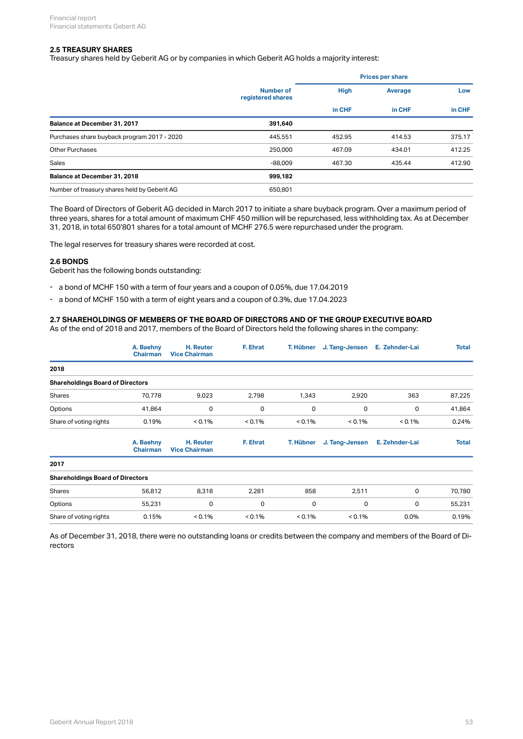### 2.5 TREASURY SHARES

Treasury shares held by Geberit AG or by companies in which Geberit AG holds a majority interest:

| | Number of registered shares | Prices per share | | |
|---|---|---|---|---|
| | | High | Average | Low |
| | | in CHF | in CHF | in CHF |
| **Balance at December 31, 2017** | **391,640** | | | |
| Purchases share buyback program 2017 - 2020 | 445,551 | 452.95 | 414.53 | 375.17 |
| Other Purchases | 250,000 | 467.09 | 434.01 | 412.25 |
| Sales | -88,009 | 467.30 | 435.44 | 412.90 |
| **Balance at December 31, 2018** | **999,182** | | | |
| Number of treasury shares held by Geberit AG | 650,801 | | | |

The Board of Directors of Geberit AG decided in March 2017 to initiate a share buyback program. Over a maximum period of three years, shares for a total amount of maximum CHF 450 million will be repurchased, less withholding tax. As at December 31, 2018, in total 650'801 shares for a total amount of MCHF 276.5 were repurchased under the program.

The legal reserves for treasury shares were recorded at cost.

### 2.6 BONDS

Geberit has the following bonds outstanding:

- a bond of MCHF 150 with a term of four years and a coupon of 0.05%, due 17.04.2019
- a bond of MCHF 150 with a term of eight years and a coupon of 0.3%, due 17.04.2023

### 2.7 SHAREHOLDINGS OF MEMBERS OF THE BOARD OF DIRECTORS AND OF THE GROUP EXECUTIVE BOARD

As of the end of 2018 and 2017, members of the Board of Directors held the following shares in the company:

| | A. Baehny Chairman | H. Reuter Vice Chairman | F. Ehrat | T. Hübner | J. Tang-Jensen | E. Zehnder-Lai | Total |
|---|---|---|---|---|---|---|---|
| **2018** | | | | | | | |
| **Shareholdings Board of Directors** | | | | | | | |
| Shares | 70,778 | 9,023 | 2,798 | 1,343 | 2,920 | 363 | 87,225 |
| Options | 41,864 | 0 | 0 | 0 | 0 | 0 | 41,864 |
| Share of voting rights | 0.19% | < 0.1% | < 0.1% | < 0.1% | < 0.1% | < 0.1% | 0.24% |

| | A. Baehny Chairman | H. Reuter Vice Chairman | F. Ehrat | T. Hübner | J. Tang-Jensen | E. Zehnder-Lai | Total |
|---|---|---|---|---|---|---|---|
| **2017** | | | | | | | |
| **Shareholdings Board of Directors** | | | | | | | |
| Shares | 56,812 | 8,318 | 2,281 | 858 | 2,511 | 0 | 70,780 |
| Options | 55,231 | 0 | 0 | 0 | 0 | 0 | 55,231 |
| Share of voting rights | 0.15% | < 0.1% | < 0.1% | < 0.1% | < 0.1% | 0.0% | 0.19% |

As of December 31, 2018, there were no outstanding loans or credits between the company and members of the Board of Directors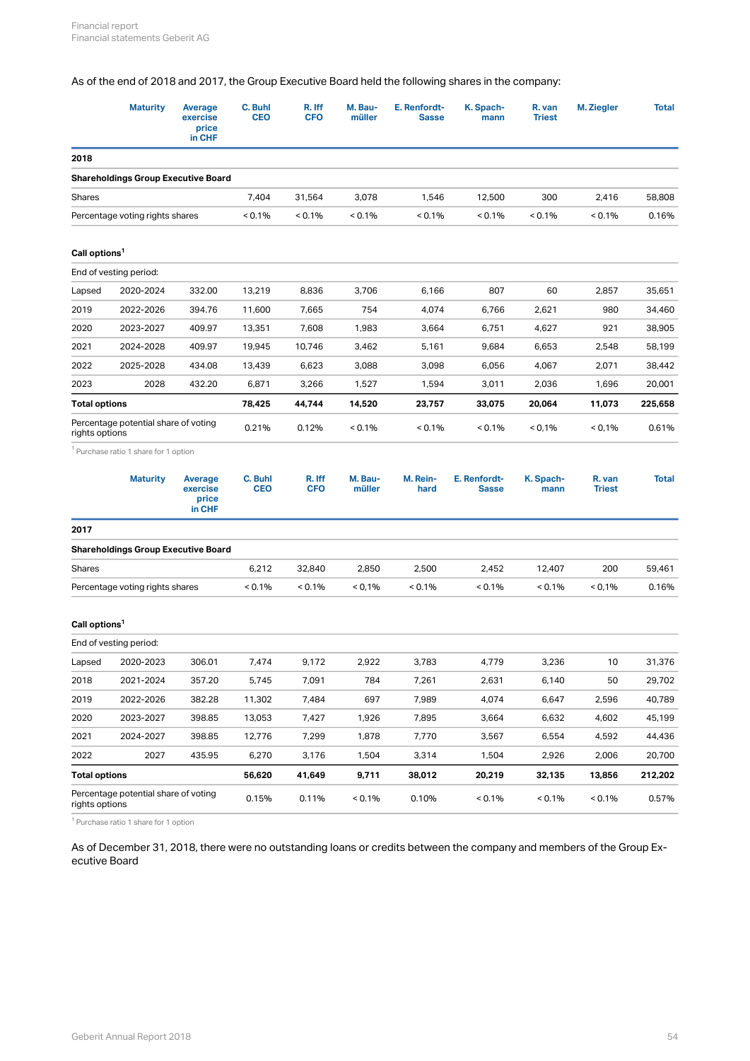As of the end of 2018 and 2017, the Group Executive Board held the following shares in the company:

| | Maturity | Average exercise price in CHF | C. Buhl CEO | R. Iff CFO | M. Baumüller | E. Renfordt-Sasse | K. Spachmann | R. van Triest | M. Ziegler | Total |
|---|---|---|---|---|---|---|---|---|---|---|
| **2018** | | | | | | | | | | |
| **Shareholdings Group Executive Board** | | | | | | | | | | |
| Shares | | | 7,404 | 31,564 | 3,078 | 1,546 | 12,500 | 300 | 2,416 | 58,808 |
| Percentage voting rights shares | | | < 0.1% | < 0.1% | < 0.1% | < 0.1% | < 0.1% | < 0.1% | < 0.1% | 0.16% |
| **Call options**[1] | | | | | | | | | | |
| End of vesting period: | | | | | | | | | | |
| Lapsed | 2020-2024 | 332.00 | 13,219 | 8,836 | 3,706 | 6,166 | 807 | 60 | 2,857 | 35,651 |
| 2019 | 2022-2026 | 394.76 | 11,600 | 7,665 | 754 | 4,074 | 6,766 | 2,621 | 980 | 34,460 |
| 2020 | 2023-2027 | 409.97 | 13,351 | 7,608 | 1,983 | 3,664 | 6,751 | 4,627 | 921 | 38,905 |
| 2021 | 2024-2028 | 409.97 | 19,945 | 10,746 | 3,462 | 5,161 | 9,684 | 6,653 | 2,548 | 58,199 |
| 2022 | 2025-2028 | 434.08 | 13,439 | 6,623 | 3,088 | 3,098 | 6,056 | 4,067 | 2,071 | 38,442 |
| 2023 | 2028 | 432.20 | 6,871 | 3,266 | 1,527 | 1,594 | 3,011 | 2,036 | 1,696 | 20,001 |
| **Total options** | | | **78,425** | **44,744** | **14,520** | **23,757** | **33,075** | **20,064** | **11,073** | **225,658** |
| Percentage potential share of voting rights options | | | 0.21% | 0.12% | < 0.1% | < 0.1% | < 0.1% | < 0,1% | < 0,1% | 0.61% |

[1] Purchase ratio 1 share for 1 option

| | Maturity | Average exercise price in CHF | C. Buhl CEO | R. Iff CFO | M. Baumüller | M. Reinhard | E. Renfordt-Sasse | K. Spachmann | R. van Triest | Total |
|---|---|---|---|---|---|---|---|---|---|---|
| **2017** | | | | | | | | | | |
| **Shareholdings Group Executive Board** | | | | | | | | | | |
| Shares | | | 6,212 | 32,840 | 2,850 | 2,500 | 2,452 | 12,407 | 200 | 59,461 |
| Percentage voting rights shares | | | < 0.1% | < 0.1% | < 0,1% | < 0.1% | < 0.1% | < 0.1% | < 0,1% | 0.16% |
| **Call options**[1] | | | | | | | | | | |
| End of vesting period: | | | | | | | | | | |
| Lapsed | 2020-2023 | 306.01 | 7,474 | 9,172 | 2,922 | 3,783 | 4,779 | 3,236 | 10 | 31,376 |
| 2018 | 2021-2024 | 357.20 | 5,745 | 7,091 | 784 | 7,261 | 2,631 | 6,140 | 50 | 29,702 |
| 2019 | 2022-2026 | 382.28 | 11,302 | 7,484 | 697 | 7,989 | 4,074 | 6,647 | 2,596 | 40,789 |
| 2020 | 2023-2027 | 398.85 | 13,053 | 7,427 | 1,926 | 7,895 | 3,664 | 6,632 | 4,602 | 45,199 |
| 2021 | 2024-2027 | 398.85 | 12,776 | 7,299 | 1,878 | 7,770 | 3,567 | 6,554 | 4,592 | 44,436 |
| 2022 | 2027 | 435.95 | 6,270 | 3,176 | 1,504 | 3,314 | 1,504 | 2,926 | 2,006 | 20,700 |
| **Total options** | | | **56,620** | **41,649** | **9,711** | **38,012** | **20,219** | **32,135** | **13,856** | **212,202** |
| Percentage potential share of voting rights options | | | 0.15% | 0.11% | < 0.1% | 0.10% | < 0.1% | < 0.1% | < 0.1% | 0.57% |

[1] Purchase ratio 1 share for 1 option

As of December 31, 2018, there were no outstanding loans or credits between the company and members of the Group Executive Board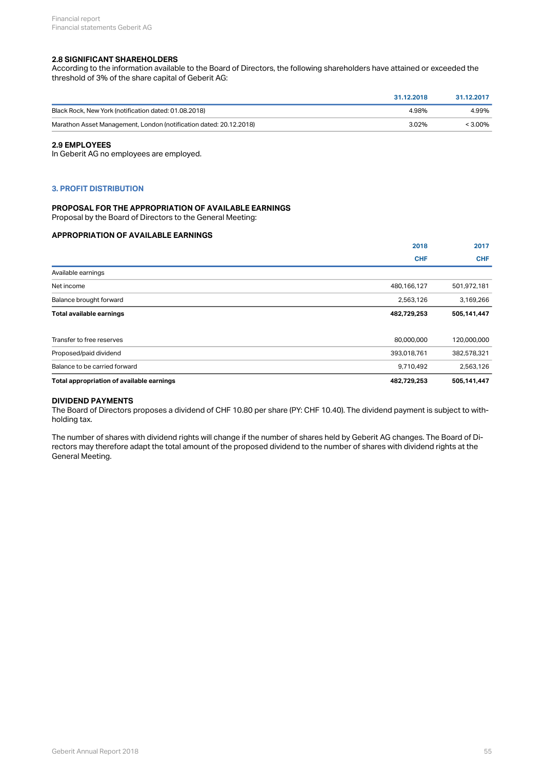### 2.8 SIGNIFICANT SHAREHOLDERS

According to the information available to the Board of Directors, the following shareholders have attained or exceeded the threshold of 3% of the share capital of Geberit AG:

| | 31.12.2018 | 31.12.2017 |
|---|---|---|
| Black Rock, New York (notification dated: 01.08.2018) | 4.98% | 4.99% |
| Marathon Asset Management, London (notification dated: 20.12.2018) | 3.02% | < 3.00% |

### 2.9 EMPLOYEES

In Geberit AG no employees are employed.

## 3. PROFIT DISTRIBUTION

### PROPOSAL FOR THE APPROPRIATION OF AVAILABLE EARNINGS

Proposal by the Board of Directors to the General Meeting:

### APPROPRIATION OF AVAILABLE EARNINGS

| | 2018 | 2017 |
|---|---|---|
| | CHF | CHF |
| Available earnings | | |
| Net income | 480,166,127 | 501,972,181 |
| Balance brought forward | 2,563,126 | 3,169,266 |
| **Total available earnings** | **482,729,253** | **505,141,447** |
| Transfer to free reserves | 80,000,000 | 120,000,000 |
| Proposed/paid dividend | 393,018,761 | 382,578,321 |
| Balance to be carried forward | 9,710,492 | 2,563,126 |
| **Total appropriation of available earnings** | **482,729,253** | **505,141,447** |

### DIVIDEND PAYMENTS

The Board of Directors proposes a dividend of CHF 10.80 per share (PY: CHF 10.40). The dividend payment is subject to withholding tax.

The number of shares with dividend rights will change if the number of shares held by Geberit AG changes. The Board of Directors may therefore adapt the total amount of the proposed dividend to the number of shares with dividend rights at the General Meeting.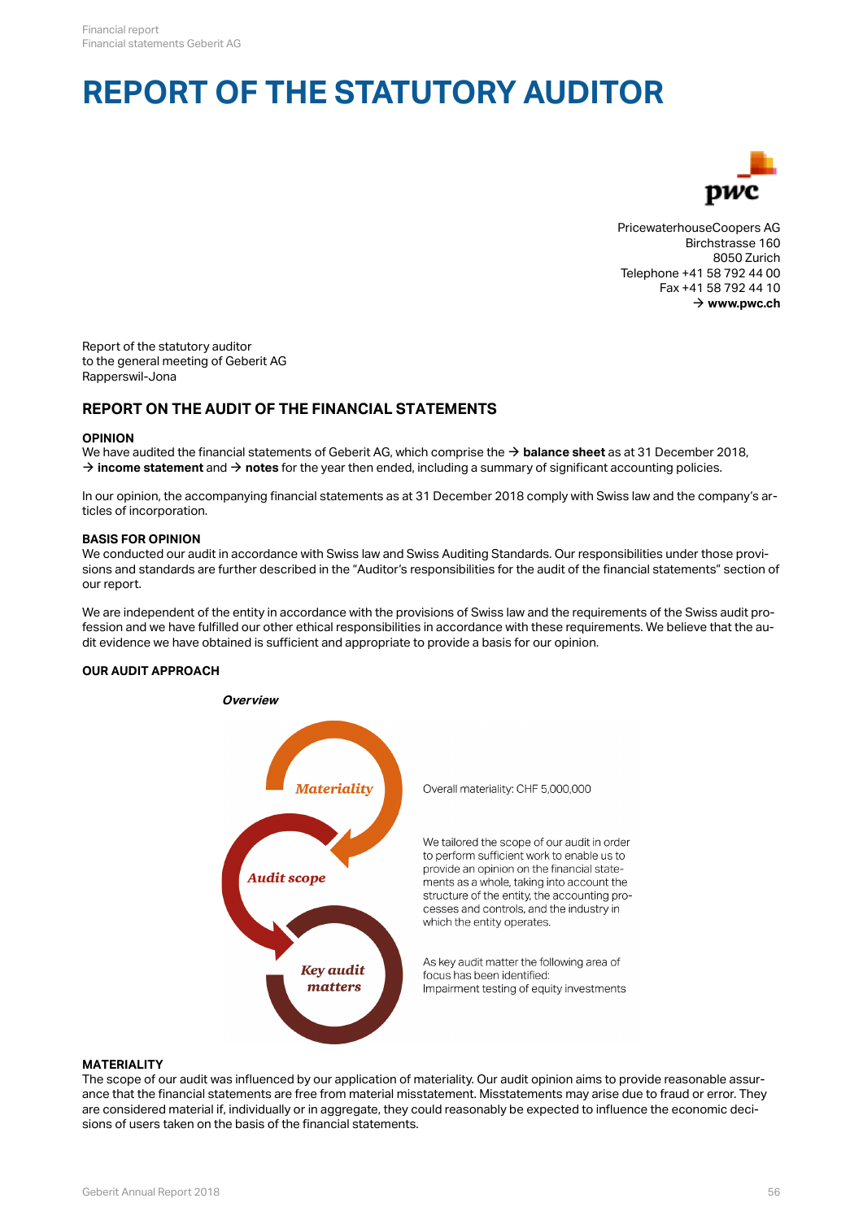# REPORT OF THE STATUTORY AUDITOR

PricewaterhouseCoopers AG
Birchstrasse 160
8050 Zurich
Telephone +41 58 792 44 00
Fax +41 58 792 44 10
→ **www.pwc.ch**

Report of the statutory auditor
to the general meeting of Geberit AG
Rapperswil-Jona

## REPORT ON THE AUDIT OF THE FINANCIAL STATEMENTS

### OPINION

We have audited the financial statements of Geberit AG, which comprise the → **balance sheet** as at 31 December 2018, → **income statement** and → **notes** for the year then ended, including a summary of significant accounting policies.

In our opinion, the accompanying financial statements as at 31 December 2018 comply with Swiss law and the company's articles of incorporation.

### BASIS FOR OPINION

We conducted our audit in accordance with Swiss law and Swiss Auditing Standards. Our responsibilities under those provisions and standards are further described in the "Auditor's responsibilities for the audit of the financial statements" section of our report.

We are independent of the entity in accordance with the provisions of Swiss law and the requirements of the Swiss audit profession and we have fulfilled our other ethical responsibilities in accordance with these requirements. We believe that the audit evidence we have obtained is sufficient and appropriate to provide a basis for our opinion.

### OUR AUDIT APPROACH

***Overview***

*Materiality*

Overall materiality: CHF 5,000,000

*Audit scope*

We tailored the scope of our audit in order to perform sufficient work to enable us to provide an opinion on the financial statements as a whole, taking into account the structure of the entity, the accounting processes and controls, and the industry in which the entity operates.

*Key audit matters*

As key audit matter the following area of focus has been identified:
Impairment testing of equity investments

### MATERIALITY

The scope of our audit was influenced by our application of materiality. Our audit opinion aims to provide reasonable assurance that the financial statements are free from material misstatement. Misstatements may arise due to fraud or error. They are considered material if, individually or in aggregate, they could reasonably be expected to influence the economic decisions of users taken on the basis of the financial statements.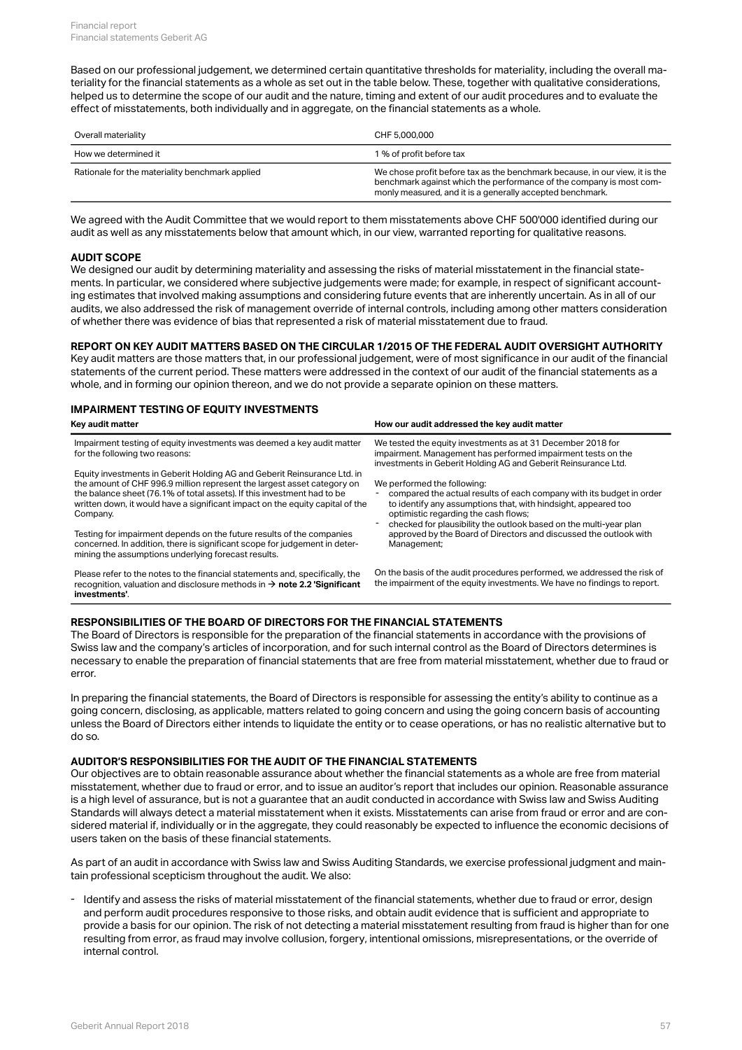Based on our professional judgement, we determined certain quantitative thresholds for materiality, including the overall materiality for the financial statements as a whole as set out in the table below. These, together with qualitative considerations, helped us to determine the scope of our audit and the nature, timing and extent of our audit procedures and to evaluate the effect of misstatements, both individually and in aggregate, on the financial statements as a whole.

| Overall materiality | CHF 5,000,000 |
|---|---|
| How we determined it | 1 % of profit before tax |
| Rationale for the materiality benchmark applied | We chose profit before tax as the benchmark because, in our view, it is the benchmark against which the performance of the company is most commonly measured, and it is a generally accepted benchmark. |

We agreed with the Audit Committee that we would report to them misstatements above CHF 500'000 identified during our audit as well as any misstatements below that amount which, in our view, warranted reporting for qualitative reasons.

**AUDIT SCOPE**

We designed our audit by determining materiality and assessing the risks of material misstatement in the financial statements. In particular, we considered where subjective judgements were made; for example, in respect of significant accounting estimates that involved making assumptions and considering future events that are inherently uncertain. As in all of our audits, we also addressed the risk of management override of internal controls, including among other matters consideration of whether there was evidence of bias that represented a risk of material misstatement due to fraud.

**REPORT ON KEY AUDIT MATTERS BASED ON THE CIRCULAR 1/2015 OF THE FEDERAL AUDIT OVERSIGHT AUTHORITY**

Key audit matters are those matters that, in our professional judgement, were of most significance in our audit of the financial statements of the current period. These matters were addressed in the context of our audit of the financial statements as a whole, and in forming our opinion thereon, and we do not provide a separate opinion on these matters.

**IMPAIRMENT TESTING OF EQUITY INVESTMENTS**

| Key audit matter | How our audit addressed the key audit matter |
|---|---|
| Impairment testing of equity investments was deemed a key audit matter for the following two reasons:<br><br>Equity investments in Geberit Holding AG and Geberit Reinsurance Ltd. in the amount of CHF 996.9 million represent the largest asset category on the balance sheet (76.1% of total assets). If this investment had to be written down, it would have a significant impact on the equity capital of the Company.<br><br>Testing for impairment depends on the future results of the companies concerned. In addition, there is significant scope for judgement in determining the assumptions underlying forecast results.<br><br>Please refer to the notes to the financial statements and, specifically, the recognition, valuation and disclosure methods in → **note 2.2 'Significant investments'**. | We tested the equity investments as at 31 December 2018 for impairment. Management has performed impairment tests on the investments in Geberit Holding AG and Geberit Reinsurance Ltd.<br><br>We performed the following:<br>- compared the actual results of each company with its budget in order to identify any assumptions that, with hindsight, appeared too optimistic regarding the cash flows;<br>- checked for plausibility the outlook based on the multi-year plan approved by the Board of Directors and discussed the outlook with Management;<br><br>On the basis of the audit procedures performed, we addressed the risk of the impairment of the equity investments. We have no findings to report. |

**RESPONSIBILITIES OF THE BOARD OF DIRECTORS FOR THE FINANCIAL STATEMENTS**

The Board of Directors is responsible for the preparation of the financial statements in accordance with the provisions of Swiss law and the company's articles of incorporation, and for such internal control as the Board of Directors determines is necessary to enable the preparation of financial statements that are free from material misstatement, whether due to fraud or error.

In preparing the financial statements, the Board of Directors is responsible for assessing the entity's ability to continue as a going concern, disclosing, as applicable, matters related to going concern and using the going concern basis of accounting unless the Board of Directors either intends to liquidate the entity or to cease operations, or has no realistic alternative but to do so.

**AUDITOR'S RESPONSIBILITIES FOR THE AUDIT OF THE FINANCIAL STATEMENTS**

Our objectives are to obtain reasonable assurance about whether the financial statements as a whole are free from material misstatement, whether due to fraud or error, and to issue an auditor's report that includes our opinion. Reasonable assurance is a high level of assurance, but is not a guarantee that an audit conducted in accordance with Swiss law and Swiss Auditing Standards will always detect a material misstatement when it exists. Misstatements can arise from fraud or error and are considered material if, individually or in the aggregate, they could reasonably be expected to influence the economic decisions of users taken on the basis of these financial statements.

As part of an audit in accordance with Swiss law and Swiss Auditing Standards, we exercise professional judgment and maintain professional scepticism throughout the audit. We also:

- Identify and assess the risks of material misstatement of the financial statements, whether due to fraud or error, design and perform audit procedures responsive to those risks, and obtain audit evidence that is sufficient and appropriate to provide a basis for our opinion. The risk of not detecting a material misstatement resulting from fraud is higher than for one resulting from error, as fraud may involve collusion, forgery, intentional omissions, misrepresentations, or the override of internal control.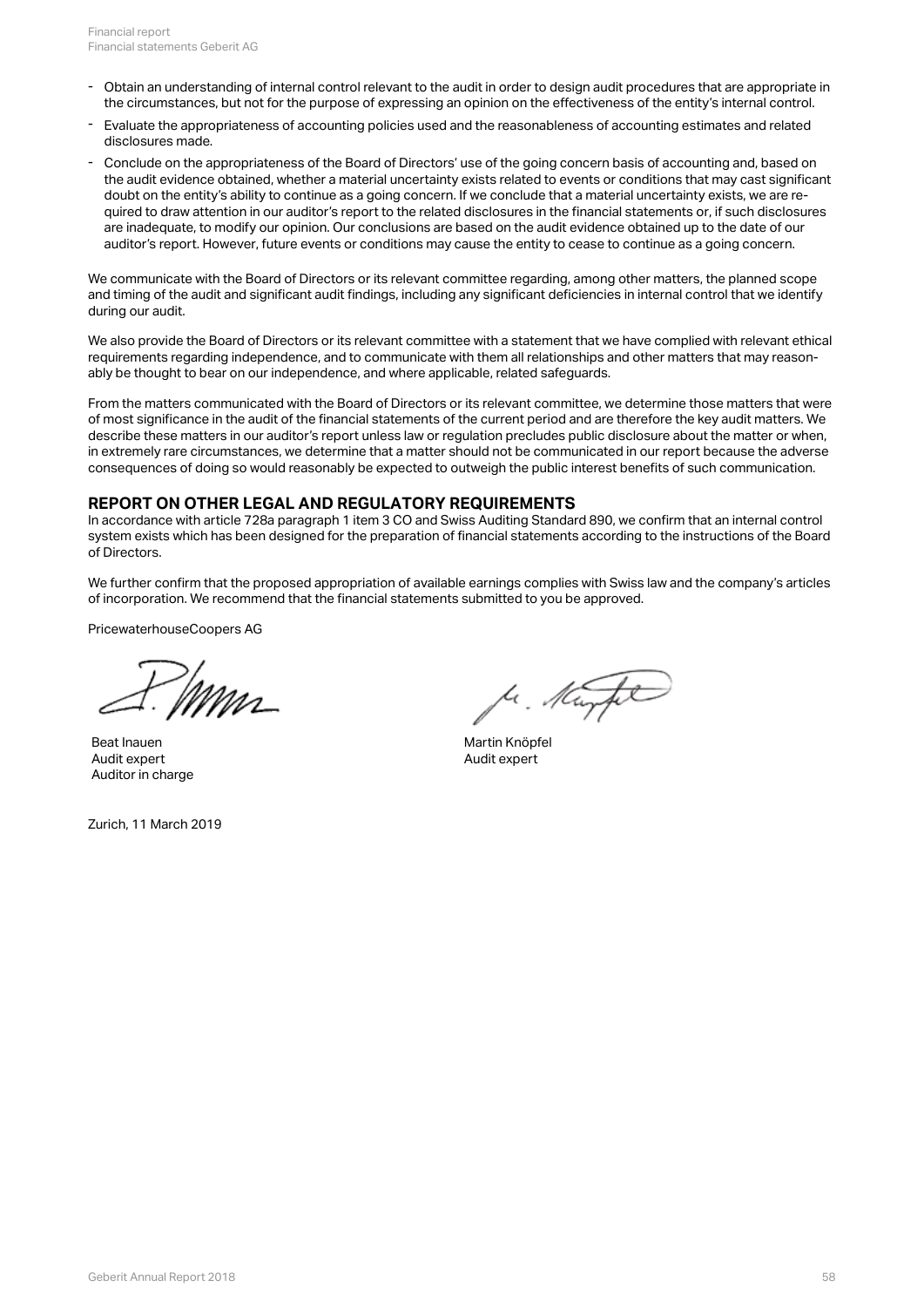- Obtain an understanding of internal control relevant to the audit in order to design audit procedures that are appropriate in the circumstances, but not for the purpose of expressing an opinion on the effectiveness of the entity's internal control.
- Evaluate the appropriateness of accounting policies used and the reasonableness of accounting estimates and related disclosures made.
- Conclude on the appropriateness of the Board of Directors' use of the going concern basis of accounting and, based on the audit evidence obtained, whether a material uncertainty exists related to events or conditions that may cast significant doubt on the entity's ability to continue as a going concern. If we conclude that a material uncertainty exists, we are required to draw attention in our auditor's report to the related disclosures in the financial statements or, if such disclosures are inadequate, to modify our opinion. Our conclusions are based on the audit evidence obtained up to the date of our auditor's report. However, future events or conditions may cause the entity to cease to continue as a going concern.

We communicate with the Board of Directors or its relevant committee regarding, among other matters, the planned scope and timing of the audit and significant audit findings, including any significant deficiencies in internal control that we identify during our audit.

We also provide the Board of Directors or its relevant committee with a statement that we have complied with relevant ethical requirements regarding independence, and to communicate with them all relationships and other matters that may reasonably be thought to bear on our independence, and where applicable, related safeguards.

From the matters communicated with the Board of Directors or its relevant committee, we determine those matters that were of most significance in the audit of the financial statements of the current period and are therefore the key audit matters. We describe these matters in our auditor's report unless law or regulation precludes public disclosure about the matter or when, in extremely rare circumstances, we determine that a matter should not be communicated in our report because the adverse consequences of doing so would reasonably be expected to outweigh the public interest benefits of such communication.

## REPORT ON OTHER LEGAL AND REGULATORY REQUIREMENTS

In accordance with article 728a paragraph 1 item 3 CO and Swiss Auditing Standard 890, we confirm that an internal control system exists which has been designed for the preparation of financial statements according to the instructions of the Board of Directors.

We further confirm that the proposed appropriation of available earnings complies with Swiss law and the company's articles of incorporation. We recommend that the financial statements submitted to you be approved.

PricewaterhouseCoopers AG

Beat Inauen
Audit expert
Auditor in charge

Martin Knöpfel
Audit expert

Zurich, 11 March 2019